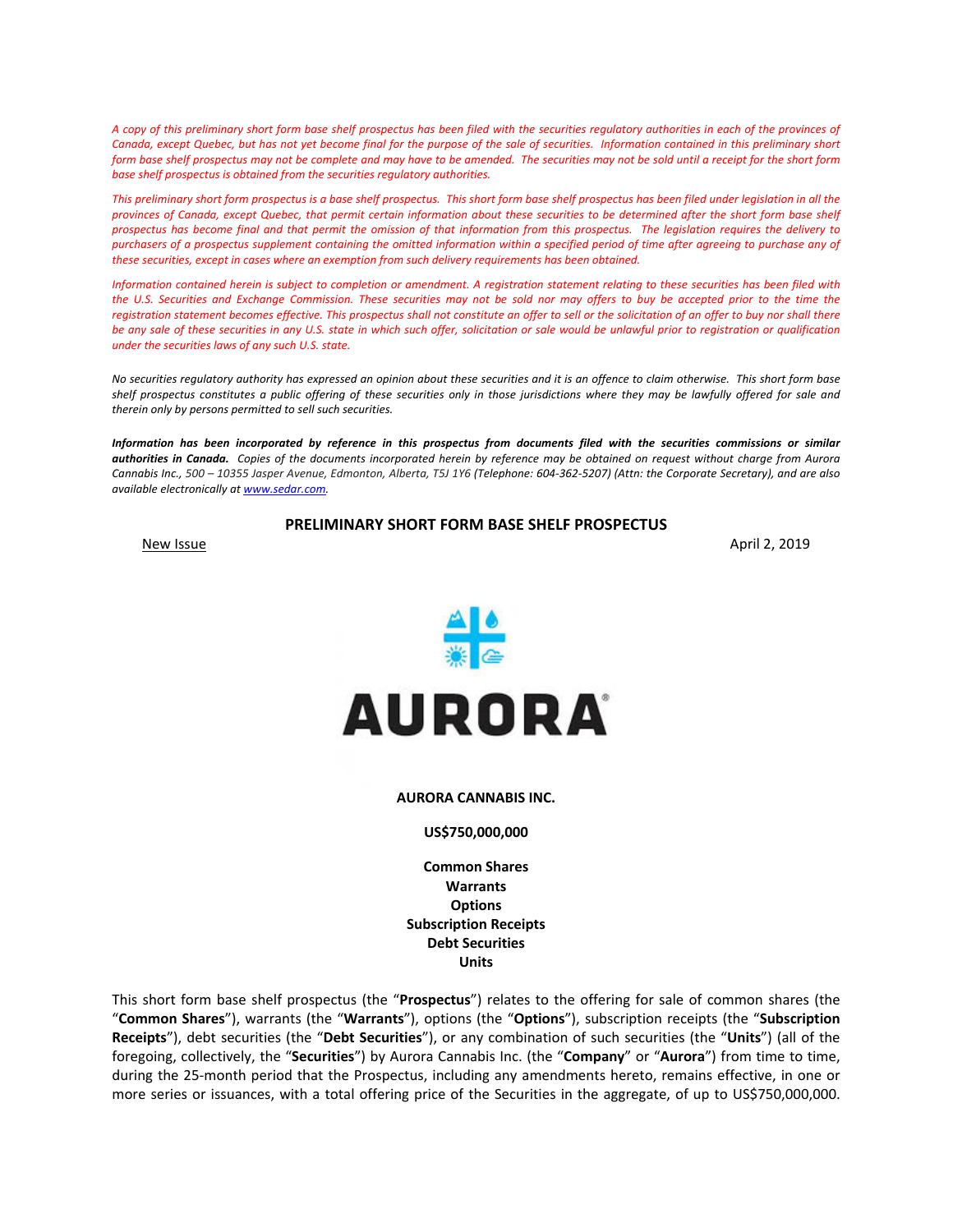*A copy of this preliminary short form base shelf prospectus has been filed with the securities regulatory authorities in each of the provinces of Canada, except Quebec, but has not yet become final for the purpose of the sale of securities. Information contained in this preliminary short form base shelf prospectus may not be complete and may have to be amended. The securities may not be sold until a receipt for the short form base shelf prospectus is obtained from the securities regulatory authorities.*

*This preliminary short form prospectus is a base shelf prospectus. This short form base shelf prospectus has been filed under legislation in all the provinces of Canada, except Quebec, that permit certain information about these securities to be determined after the short form base shelf prospectus has become final and that permit the omission of that information from this prospectus. The legislation requires the delivery to purchasers of a prospectus supplement containing the omitted information within a specified period of time after agreeing to purchase any of these securities, except in cases where an exemption from such delivery requirements has been obtained.*

*Information contained herein is subject to completion or amendment. A registration statement relating to these securities has been filed with the U.S. Securities and Exchange Commission. These securities may not be sold nor may offers to buy be accepted prior to the time the registration statement becomes effective. This prospectus shall not constitute an offer to sell or the solicitation of an offer to buy nor shall there be any sale of these securities in any U.S. state in which such offer, solicitation or sale would be unlawful prior to registration or qualification under the securities laws of any such U.S. state.*

*No securities regulatory authority has expressed an opinion about these securities and it is an offence to claim otherwise. This short form base shelf prospectus constitutes a public offering of these securities only in those jurisdictions where they may be lawfully offered for sale and therein only by persons permitted to sell such securities.*

***Information has been incorporated by reference in this prospectus from documents filed with the securities commissions or similar authorities in Canada.*** *Copies of the documents incorporated herein by reference may be obtained on request without charge from Aurora Cannabis Inc., 500 – 10355 Jasper Avenue, Edmonton, Alberta, T5J 1Y6 (Telephone: 604-362-5207) (Attn: the Corporate Secretary), and are also available electronically at [www.sedar.com](http://www.sedar.com).*

# PRELIMINARY SHORT FORM BASE SHELF PROSPECTUS

New Issue | April 2, 2019

AURORA

**AURORA CANNABIS INC.**

**US$750,000,000**

**Common Shares**
**Warrants**
**Options**
**Subscription Receipts**
**Debt Securities**
**Units**

This short form base shelf prospectus (the "**Prospectus**") relates to the offering for sale of common shares (the "**Common Shares**"), warrants (the "**Warrants**"), options (the "**Options**"), subscription receipts (the "**Subscription Receipts**"), debt securities (the "**Debt Securities**"), or any combination of such securities (the "**Units**") (all of the foregoing, collectively, the "**Securities**") by Aurora Cannabis Inc. (the "**Company**" or "**Aurora**") from time to time, during the 25-month period that the Prospectus, including any amendments hereto, remains effective, in one or more series or issuances, with a total offering price of the Securities in the aggregate, of up to US$750,000,000.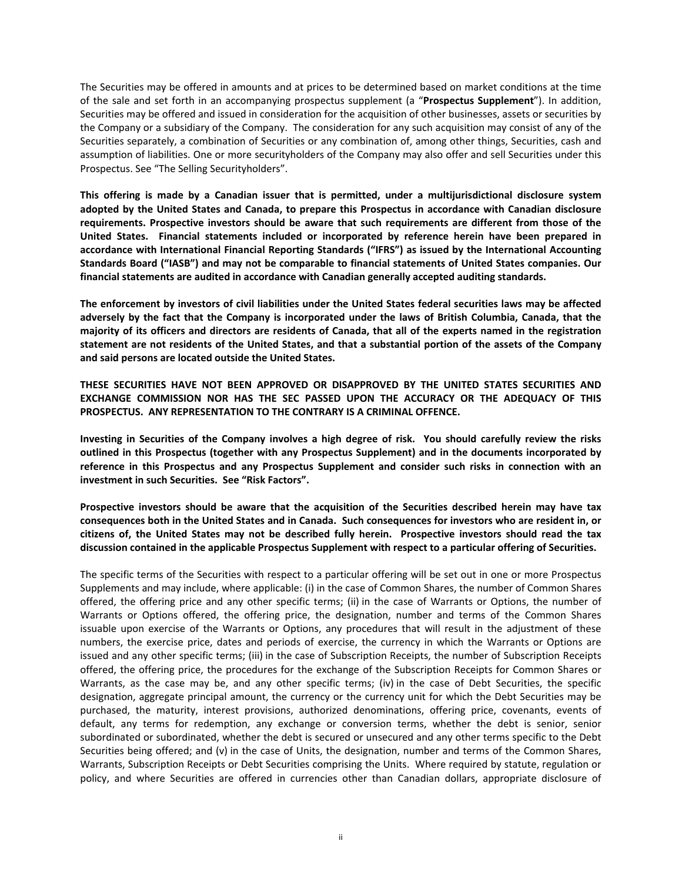The Securities may be offered in amounts and at prices to be determined based on market conditions at the time of the sale and set forth in an accompanying prospectus supplement (a "**Prospectus Supplement**"). In addition, Securities may be offered and issued in consideration for the acquisition of other businesses, assets or securities by the Company or a subsidiary of the Company. The consideration for any such acquisition may consist of any of the Securities separately, a combination of Securities or any combination of, among other things, Securities, cash and assumption of liabilities. One or more securityholders of the Company may also offer and sell Securities under this Prospectus. See "The Selling Securityholders".

**This offering is made by a Canadian issuer that is permitted, under a multijurisdictional disclosure system adopted by the United States and Canada, to prepare this Prospectus in accordance with Canadian disclosure requirements. Prospective investors should be aware that such requirements are different from those of the United States. Financial statements included or incorporated by reference herein have been prepared in accordance with International Financial Reporting Standards ("IFRS") as issued by the International Accounting Standards Board ("IASB") and may not be comparable to financial statements of United States companies. Our financial statements are audited in accordance with Canadian generally accepted auditing standards.**

**The enforcement by investors of civil liabilities under the United States federal securities laws may be affected adversely by the fact that the Company is incorporated under the laws of British Columbia, Canada, that the majority of its officers and directors are residents of Canada, that all of the experts named in the registration statement are not residents of the United States, and that a substantial portion of the assets of the Company and said persons are located outside the United States.**

**THESE SECURITIES HAVE NOT BEEN APPROVED OR DISAPPROVED BY THE UNITED STATES SECURITIES AND EXCHANGE COMMISSION NOR HAS THE SEC PASSED UPON THE ACCURACY OR THE ADEQUACY OF THIS PROSPECTUS. ANY REPRESENTATION TO THE CONTRARY IS A CRIMINAL OFFENCE.**

**Investing in Securities of the Company involves a high degree of risk. You should carefully review the risks outlined in this Prospectus (together with any Prospectus Supplement) and in the documents incorporated by reference in this Prospectus and any Prospectus Supplement and consider such risks in connection with an investment in such Securities. See "Risk Factors".**

**Prospective investors should be aware that the acquisition of the Securities described herein may have tax consequences both in the United States and in Canada. Such consequences for investors who are resident in, or citizens of, the United States may not be described fully herein. Prospective investors should read the tax discussion contained in the applicable Prospectus Supplement with respect to a particular offering of Securities.**

The specific terms of the Securities with respect to a particular offering will be set out in one or more Prospectus Supplements and may include, where applicable: (i) in the case of Common Shares, the number of Common Shares offered, the offering price and any other specific terms; (ii) in the case of Warrants or Options, the number of Warrants or Options offered, the offering price, the designation, number and terms of the Common Shares issuable upon exercise of the Warrants or Options, any procedures that will result in the adjustment of these numbers, the exercise price, dates and periods of exercise, the currency in which the Warrants or Options are issued and any other specific terms; (iii) in the case of Subscription Receipts, the number of Subscription Receipts offered, the offering price, the procedures for the exchange of the Subscription Receipts for Common Shares or Warrants, as the case may be, and any other specific terms; (iv) in the case of Debt Securities, the specific designation, aggregate principal amount, the currency or the currency unit for which the Debt Securities may be purchased, the maturity, interest provisions, authorized denominations, offering price, covenants, events of default, any terms for redemption, any exchange or conversion terms, whether the debt is senior, senior subordinated or subordinated, whether the debt is secured or unsecured and any other terms specific to the Debt Securities being offered; and (v) in the case of Units, the designation, number and terms of the Common Shares, Warrants, Subscription Receipts or Debt Securities comprising the Units. Where required by statute, regulation or policy, and where Securities are offered in currencies other than Canadian dollars, appropriate disclosure of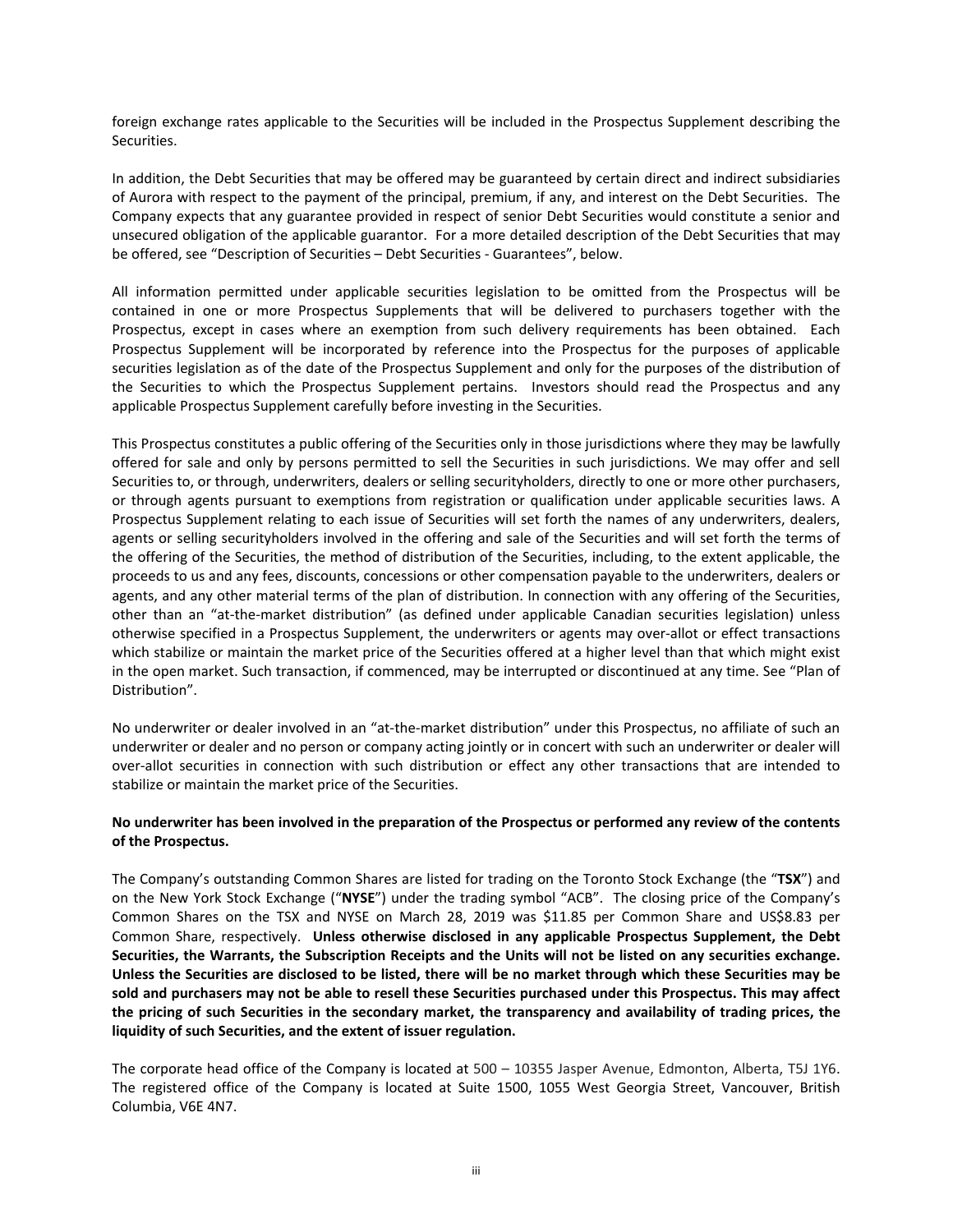foreign exchange rates applicable to the Securities will be included in the Prospectus Supplement describing the Securities.

In addition, the Debt Securities that may be offered may be guaranteed by certain direct and indirect subsidiaries of Aurora with respect to the payment of the principal, premium, if any, and interest on the Debt Securities. The Company expects that any guarantee provided in respect of senior Debt Securities would constitute a senior and unsecured obligation of the applicable guarantor. For a more detailed description of the Debt Securities that may be offered, see "Description of Securities – Debt Securities - Guarantees", below.

All information permitted under applicable securities legislation to be omitted from the Prospectus will be contained in one or more Prospectus Supplements that will be delivered to purchasers together with the Prospectus, except in cases where an exemption from such delivery requirements has been obtained. Each Prospectus Supplement will be incorporated by reference into the Prospectus for the purposes of applicable securities legislation as of the date of the Prospectus Supplement and only for the purposes of the distribution of the Securities to which the Prospectus Supplement pertains. Investors should read the Prospectus and any applicable Prospectus Supplement carefully before investing in the Securities.

This Prospectus constitutes a public offering of the Securities only in those jurisdictions where they may be lawfully offered for sale and only by persons permitted to sell the Securities in such jurisdictions. We may offer and sell Securities to, or through, underwriters, dealers or selling securityholders, directly to one or more other purchasers, or through agents pursuant to exemptions from registration or qualification under applicable securities laws. A Prospectus Supplement relating to each issue of Securities will set forth the names of any underwriters, dealers, agents or selling securityholders involved in the offering and sale of the Securities and will set forth the terms of the offering of the Securities, the method of distribution of the Securities, including, to the extent applicable, the proceeds to us and any fees, discounts, concessions or other compensation payable to the underwriters, dealers or agents, and any other material terms of the plan of distribution. In connection with any offering of the Securities, other than an "at-the-market distribution" (as defined under applicable Canadian securities legislation) unless otherwise specified in a Prospectus Supplement, the underwriters or agents may over-allot or effect transactions which stabilize or maintain the market price of the Securities offered at a higher level than that which might exist in the open market. Such transaction, if commenced, may be interrupted or discontinued at any time. See "Plan of Distribution".

No underwriter or dealer involved in an "at-the-market distribution" under this Prospectus, no affiliate of such an underwriter or dealer and no person or company acting jointly or in concert with such an underwriter or dealer will over-allot securities in connection with such distribution or effect any other transactions that are intended to stabilize or maintain the market price of the Securities.

**No underwriter has been involved in the preparation of the Prospectus or performed any review of the contents of the Prospectus.**

The Company's outstanding Common Shares are listed for trading on the Toronto Stock Exchange (the "**TSX**") and on the New York Stock Exchange ("**NYSE**") under the trading symbol "ACB". The closing price of the Company's Common Shares on the TSX and NYSE on March 28, 2019 was $11.85 per Common Share and US$8.83 per Common Share, respectively. **Unless otherwise disclosed in any applicable Prospectus Supplement, the Debt Securities, the Warrants, the Subscription Receipts and the Units will not be listed on any securities exchange. Unless the Securities are disclosed to be listed, there will be no market through which these Securities may be sold and purchasers may not be able to resell these Securities purchased under this Prospectus. This may affect the pricing of such Securities in the secondary market, the transparency and availability of trading prices, the liquidity of such Securities, and the extent of issuer regulation.**

The corporate head office of the Company is located at 500 – 10355 Jasper Avenue, Edmonton, Alberta, T5J 1Y6. The registered office of the Company is located at Suite 1500, 1055 West Georgia Street, Vancouver, British Columbia, V6E 4N7.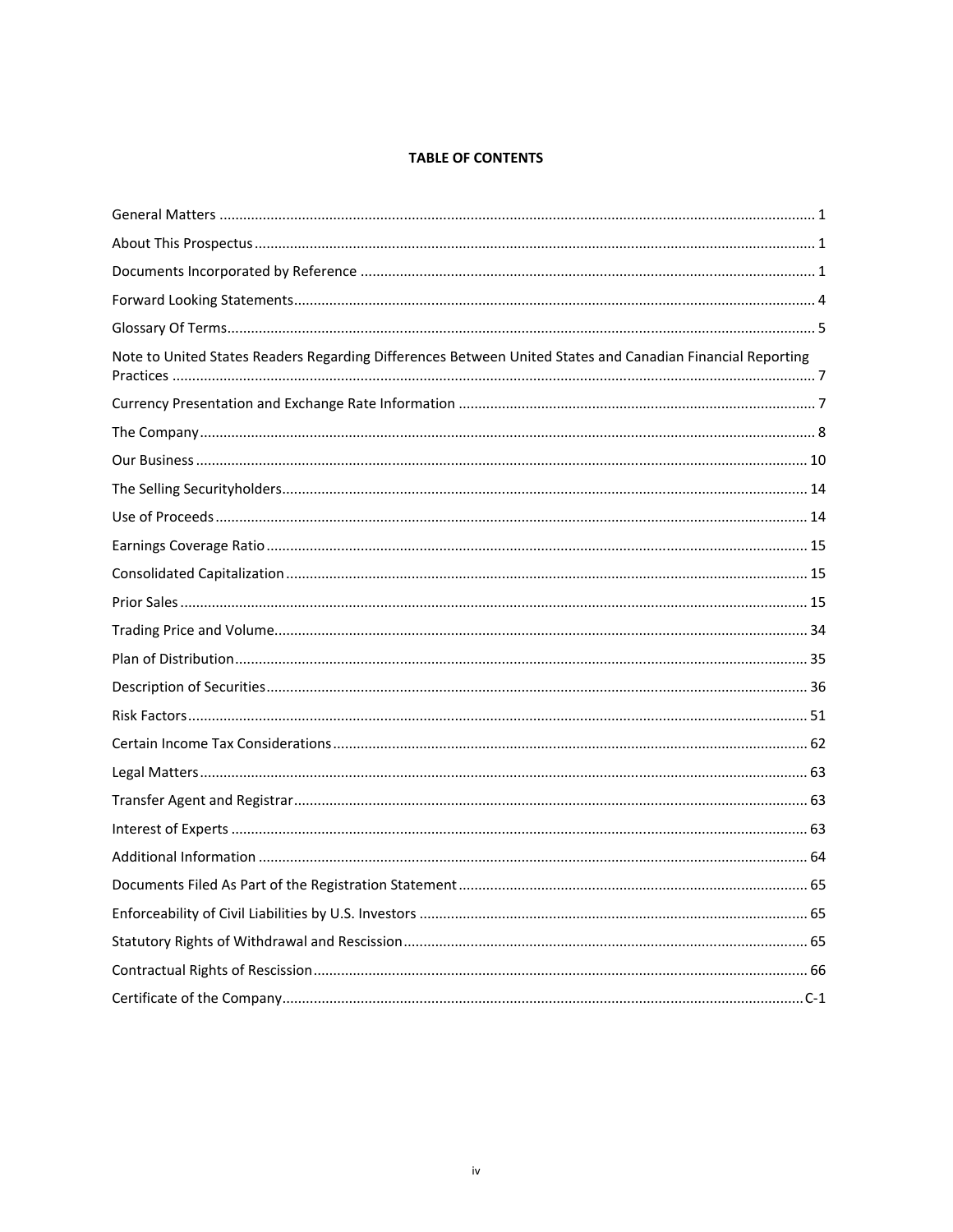**TABLE OF CONTENTS**

| | |
|---|---|
| General Matters | 1 |
| About This Prospectus | 1 |
| Documents Incorporated by Reference | 1 |
| Forward Looking Statements | 4 |
| Glossary Of Terms | 5 |
| Note to United States Readers Regarding Differences Between United States and Canadian Financial Reporting Practices | 7 |
| Currency Presentation and Exchange Rate Information | 7 |
| The Company | 8 |
| Our Business | 10 |
| The Selling Securityholders | 14 |
| Use of Proceeds | 14 |
| Earnings Coverage Ratio | 15 |
| Consolidated Capitalization | 15 |
| Prior Sales | 15 |
| Trading Price and Volume | 34 |
| Plan of Distribution | 35 |
| Description of Securities | 36 |
| Risk Factors | 51 |
| Certain Income Tax Considerations | 62 |
| Legal Matters | 63 |
| Transfer Agent and Registrar | 63 |
| Interest of Experts | 63 |
| Additional Information | 64 |
| Documents Filed As Part of the Registration Statement | 65 |
| Enforceability of Civil Liabilities by U.S. Investors | 65 |
| Statutory Rights of Withdrawal and Rescission | 65 |
| Contractual Rights of Rescission | 66 |
| Certificate of the Company | C-1 |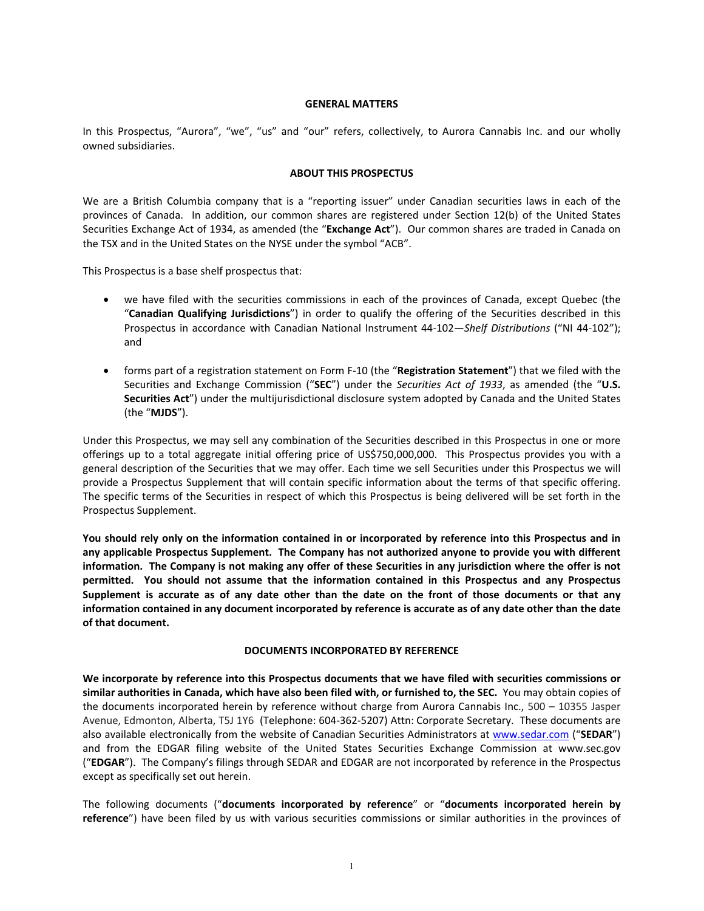## GENERAL MATTERS

In this Prospectus, "Aurora", "we", "us" and "our" refers, collectively, to Aurora Cannabis Inc. and our wholly owned subsidiaries.

## ABOUT THIS PROSPECTUS

We are a British Columbia company that is a "reporting issuer" under Canadian securities laws in each of the provinces of Canada. In addition, our common shares are registered under Section 12(b) of the United States Securities Exchange Act of 1934, as amended (the "**Exchange Act**"). Our common shares are traded in Canada on the TSX and in the United States on the NYSE under the symbol "ACB".

This Prospectus is a base shelf prospectus that:

- we have filed with the securities commissions in each of the provinces of Canada, except Quebec (the "**Canadian Qualifying Jurisdictions**") in order to qualify the offering of the Securities described in this Prospectus in accordance with Canadian National Instrument 44-102—*Shelf Distributions* ("NI 44-102"); and
- forms part of a registration statement on Form F-10 (the "**Registration Statement**") that we filed with the Securities and Exchange Commission ("**SEC**") under the *Securities Act of 1933*, as amended (the "**U.S. Securities Act**") under the multijurisdictional disclosure system adopted by Canada and the United States (the "**MJDS**").

Under this Prospectus, we may sell any combination of the Securities described in this Prospectus in one or more offerings up to a total aggregate initial offering price of US$750,000,000. This Prospectus provides you with a general description of the Securities that we may offer. Each time we sell Securities under this Prospectus we will provide a Prospectus Supplement that will contain specific information about the terms of that specific offering. The specific terms of the Securities in respect of which this Prospectus is being delivered will be set forth in the Prospectus Supplement.

**You should rely only on the information contained in or incorporated by reference into this Prospectus and in any applicable Prospectus Supplement. The Company has not authorized anyone to provide you with different information. The Company is not making any offer of these Securities in any jurisdiction where the offer is not permitted. You should not assume that the information contained in this Prospectus and any Prospectus Supplement is accurate as of any date other than the date on the front of those documents or that any information contained in any document incorporated by reference is accurate as of any date other than the date of that document.**

## DOCUMENTS INCORPORATED BY REFERENCE

**We incorporate by reference into this Prospectus documents that we have filed with securities commissions or similar authorities in Canada, which have also been filed with, or furnished to, the SEC.** You may obtain copies of the documents incorporated herein by reference without charge from Aurora Cannabis Inc., 500 – 10355 Jasper Avenue, Edmonton, Alberta, T5J 1Y6 (Telephone: 604-362-5207) Attn: Corporate Secretary. These documents are also available electronically from the website of Canadian Securities Administrators at www.sedar.com ("**SEDAR**") and from the EDGAR filing website of the United States Securities Exchange Commission at www.sec.gov ("**EDGAR**"). The Company's filings through SEDAR and EDGAR are not incorporated by reference in the Prospectus except as specifically set out herein.

The following documents ("**documents incorporated by reference**" or "**documents incorporated herein by reference**") have been filed by us with various securities commissions or similar authorities in the provinces of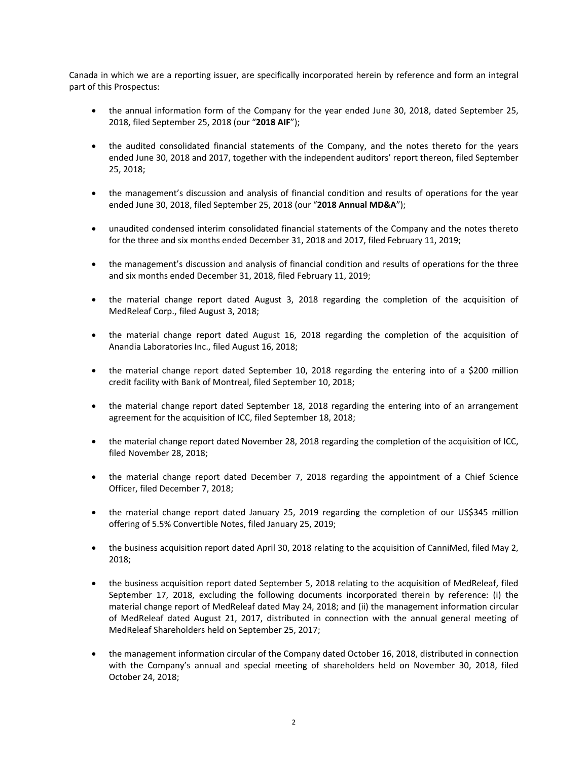Canada in which we are a reporting issuer, are specifically incorporated herein by reference and form an integral part of this Prospectus:

- the annual information form of the Company for the year ended June 30, 2018, dated September 25, 2018, filed September 25, 2018 (our "**2018 AIF**");
- the audited consolidated financial statements of the Company, and the notes thereto for the years ended June 30, 2018 and 2017, together with the independent auditors' report thereon, filed September 25, 2018;
- the management's discussion and analysis of financial condition and results of operations for the year ended June 30, 2018, filed September 25, 2018 (our "**2018 Annual MD&A**");
- unaudited condensed interim consolidated financial statements of the Company and the notes thereto for the three and six months ended December 31, 2018 and 2017, filed February 11, 2019;
- the management's discussion and analysis of financial condition and results of operations for the three and six months ended December 31, 2018, filed February 11, 2019;
- the material change report dated August 3, 2018 regarding the completion of the acquisition of MedReleaf Corp., filed August 3, 2018;
- the material change report dated August 16, 2018 regarding the completion of the acquisition of Anandia Laboratories Inc., filed August 16, 2018;
- the material change report dated September 10, 2018 regarding the entering into of a $200 million credit facility with Bank of Montreal, filed September 10, 2018;
- the material change report dated September 18, 2018 regarding the entering into of an arrangement agreement for the acquisition of ICC, filed September 18, 2018;
- the material change report dated November 28, 2018 regarding the completion of the acquisition of ICC, filed November 28, 2018;
- the material change report dated December 7, 2018 regarding the appointment of a Chief Science Officer, filed December 7, 2018;
- the material change report dated January 25, 2019 regarding the completion of our US$345 million offering of 5.5% Convertible Notes, filed January 25, 2019;
- the business acquisition report dated April 30, 2018 relating to the acquisition of CanniMed, filed May 2, 2018;
- the business acquisition report dated September 5, 2018 relating to the acquisition of MedReleaf, filed September 17, 2018, excluding the following documents incorporated therein by reference: (i) the material change report of MedReleaf dated May 24, 2018; and (ii) the management information circular of MedReleaf dated August 21, 2017, distributed in connection with the annual general meeting of MedReleaf Shareholders held on September 25, 2017;
- the management information circular of the Company dated October 16, 2018, distributed in connection with the Company's annual and special meeting of shareholders held on November 30, 2018, filed October 24, 2018;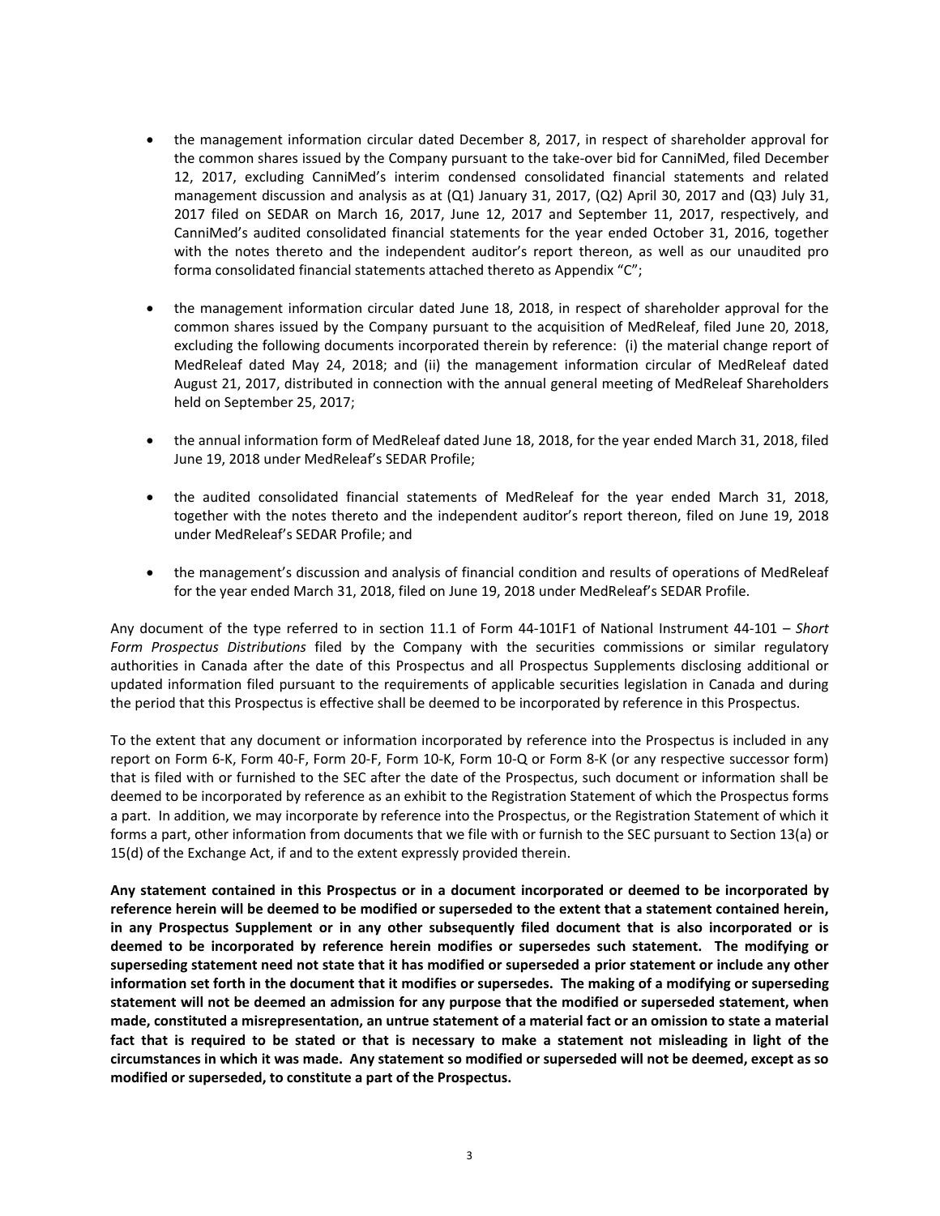- the management information circular dated December 8, 2017, in respect of shareholder approval for the common shares issued by the Company pursuant to the take-over bid for CanniMed, filed December 12, 2017, excluding CanniMed's interim condensed consolidated financial statements and related management discussion and analysis as at (Q1) January 31, 2017, (Q2) April 30, 2017 and (Q3) July 31, 2017 filed on SEDAR on March 16, 2017, June 12, 2017 and September 11, 2017, respectively, and CanniMed's audited consolidated financial statements for the year ended October 31, 2016, together with the notes thereto and the independent auditor's report thereon, as well as our unaudited pro forma consolidated financial statements attached thereto as Appendix "C";

- the management information circular dated June 18, 2018, in respect of shareholder approval for the common shares issued by the Company pursuant to the acquisition of MedReleaf, filed June 20, 2018, excluding the following documents incorporated therein by reference: (i) the material change report of MedReleaf dated May 24, 2018; and (ii) the management information circular of MedReleaf dated August 21, 2017, distributed in connection with the annual general meeting of MedReleaf Shareholders held on September 25, 2017;

- the annual information form of MedReleaf dated June 18, 2018, for the year ended March 31, 2018, filed June 19, 2018 under MedReleaf's SEDAR Profile;

- the audited consolidated financial statements of MedReleaf for the year ended March 31, 2018, together with the notes thereto and the independent auditor's report thereon, filed on June 19, 2018 under MedReleaf's SEDAR Profile; and

- the management's discussion and analysis of financial condition and results of operations of MedReleaf for the year ended March 31, 2018, filed on June 19, 2018 under MedReleaf's SEDAR Profile.

Any document of the type referred to in section 11.1 of Form 44-101F1 of National Instrument 44-101 – *Short Form Prospectus Distributions* filed by the Company with the securities commissions or similar regulatory authorities in Canada after the date of this Prospectus and all Prospectus Supplements disclosing additional or updated information filed pursuant to the requirements of applicable securities legislation in Canada and during the period that this Prospectus is effective shall be deemed to be incorporated by reference in this Prospectus.

To the extent that any document or information incorporated by reference into the Prospectus is included in any report on Form 6-K, Form 40-F, Form 20-F, Form 10-K, Form 10-Q or Form 8-K (or any respective successor form) that is filed with or furnished to the SEC after the date of the Prospectus, such document or information shall be deemed to be incorporated by reference as an exhibit to the Registration Statement of which the Prospectus forms a part. In addition, we may incorporate by reference into the Prospectus, or the Registration Statement of which it forms a part, other information from documents that we file with or furnish to the SEC pursuant to Section 13(a) or 15(d) of the Exchange Act, if and to the extent expressly provided therein.

**Any statement contained in this Prospectus or in a document incorporated or deemed to be incorporated by reference herein will be deemed to be modified or superseded to the extent that a statement contained herein, in any Prospectus Supplement or in any other subsequently filed document that is also incorporated or is deemed to be incorporated by reference herein modifies or supersedes such statement. The modifying or superseding statement need not state that it has modified or superseded a prior statement or include any other information set forth in the document that it modifies or supersedes. The making of a modifying or superseding statement will not be deemed an admission for any purpose that the modified or superseded statement, when made, constituted a misrepresentation, an untrue statement of a material fact or an omission to state a material fact that is required to be stated or that is necessary to make a statement not misleading in light of the circumstances in which it was made. Any statement so modified or superseded will not be deemed, except as so modified or superseded, to constitute a part of the Prospectus.**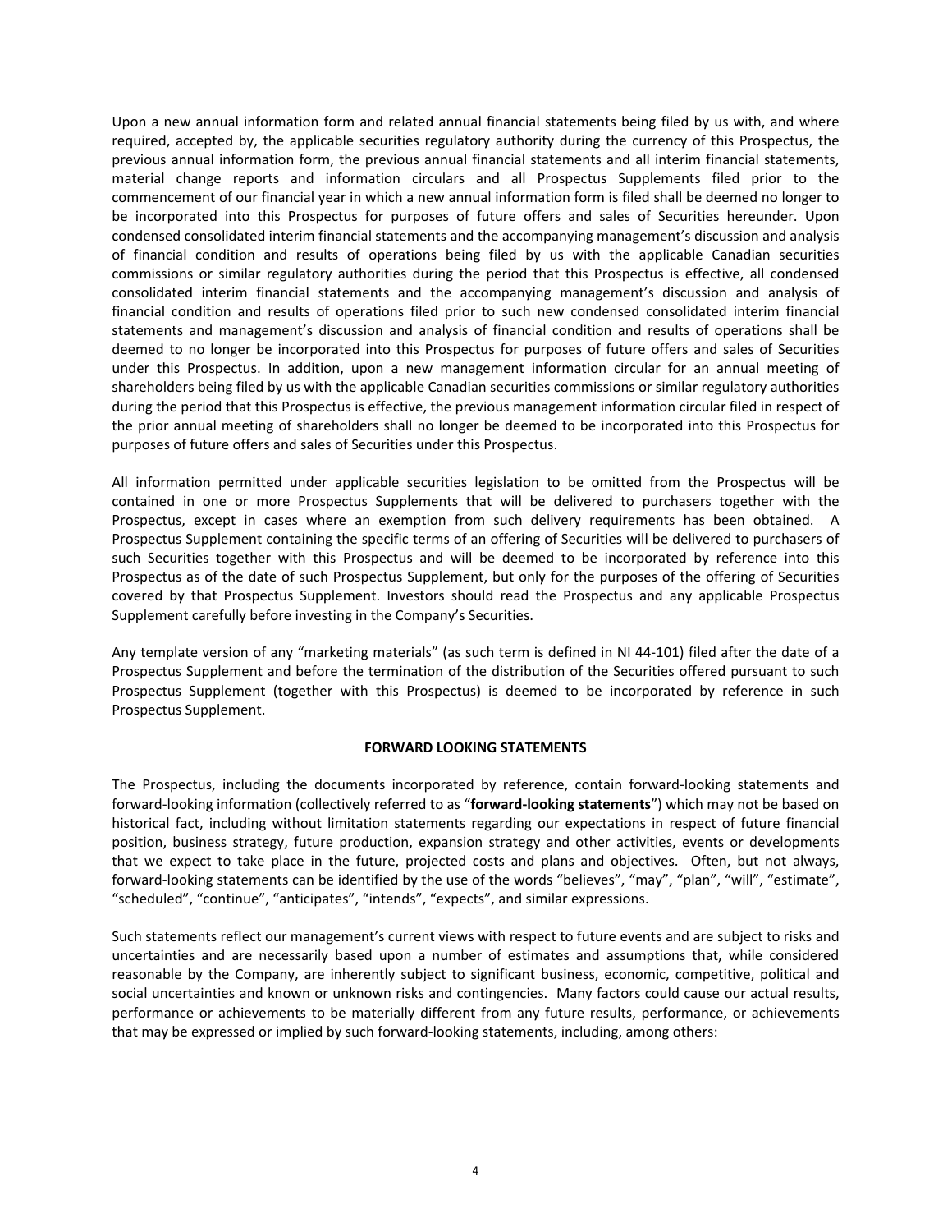Upon a new annual information form and related annual financial statements being filed by us with, and where required, accepted by, the applicable securities regulatory authority during the currency of this Prospectus, the previous annual information form, the previous annual financial statements and all interim financial statements, material change reports and information circulars and all Prospectus Supplements filed prior to the commencement of our financial year in which a new annual information form is filed shall be deemed no longer to be incorporated into this Prospectus for purposes of future offers and sales of Securities hereunder. Upon condensed consolidated interim financial statements and the accompanying management's discussion and analysis of financial condition and results of operations being filed by us with the applicable Canadian securities commissions or similar regulatory authorities during the period that this Prospectus is effective, all condensed consolidated interim financial statements and the accompanying management's discussion and analysis of financial condition and results of operations filed prior to such new condensed consolidated interim financial statements and management's discussion and analysis of financial condition and results of operations shall be deemed to no longer be incorporated into this Prospectus for purposes of future offers and sales of Securities under this Prospectus. In addition, upon a new management information circular for an annual meeting of shareholders being filed by us with the applicable Canadian securities commissions or similar regulatory authorities during the period that this Prospectus is effective, the previous management information circular filed in respect of the prior annual meeting of shareholders shall no longer be deemed to be incorporated into this Prospectus for purposes of future offers and sales of Securities under this Prospectus.

All information permitted under applicable securities legislation to be omitted from the Prospectus will be contained in one or more Prospectus Supplements that will be delivered to purchasers together with the Prospectus, except in cases where an exemption from such delivery requirements has been obtained. A Prospectus Supplement containing the specific terms of an offering of Securities will be delivered to purchasers of such Securities together with this Prospectus and will be deemed to be incorporated by reference into this Prospectus as of the date of such Prospectus Supplement, but only for the purposes of the offering of Securities covered by that Prospectus Supplement. Investors should read the Prospectus and any applicable Prospectus Supplement carefully before investing in the Company's Securities.

Any template version of any "marketing materials" (as such term is defined in NI 44-101) filed after the date of a Prospectus Supplement and before the termination of the distribution of the Securities offered pursuant to such Prospectus Supplement (together with this Prospectus) is deemed to be incorporated by reference in such Prospectus Supplement.

## FORWARD LOOKING STATEMENTS

The Prospectus, including the documents incorporated by reference, contain forward-looking statements and forward-looking information (collectively referred to as "**forward-looking statements**") which may not be based on historical fact, including without limitation statements regarding our expectations in respect of future financial position, business strategy, future production, expansion strategy and other activities, events or developments that we expect to take place in the future, projected costs and plans and objectives. Often, but not always, forward-looking statements can be identified by the use of the words "believes", "may", "plan", "will", "estimate", "scheduled", "continue", "anticipates", "intends", "expects", and similar expressions.

Such statements reflect our management's current views with respect to future events and are subject to risks and uncertainties and are necessarily based upon a number of estimates and assumptions that, while considered reasonable by the Company, are inherently subject to significant business, economic, competitive, political and social uncertainties and known or unknown risks and contingencies. Many factors could cause our actual results, performance or achievements to be materially different from any future results, performance, or achievements that may be expressed or implied by such forward-looking statements, including, among others: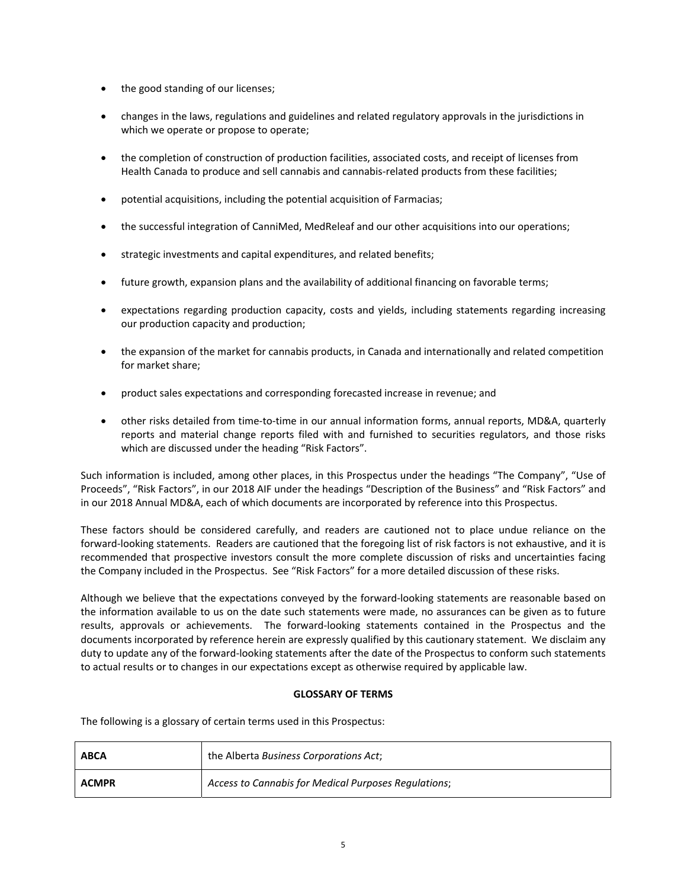- the good standing of our licenses;
- changes in the laws, regulations and guidelines and related regulatory approvals in the jurisdictions in which we operate or propose to operate;
- the completion of construction of production facilities, associated costs, and receipt of licenses from Health Canada to produce and sell cannabis and cannabis-related products from these facilities;
- potential acquisitions, including the potential acquisition of Farmacias;
- the successful integration of CanniMed, MedReleaf and our other acquisitions into our operations;
- strategic investments and capital expenditures, and related benefits;
- future growth, expansion plans and the availability of additional financing on favorable terms;
- expectations regarding production capacity, costs and yields, including statements regarding increasing our production capacity and production;
- the expansion of the market for cannabis products, in Canada and internationally and related competition for market share;
- product sales expectations and corresponding forecasted increase in revenue; and
- other risks detailed from time-to-time in our annual information forms, annual reports, MD&A, quarterly reports and material change reports filed with and furnished to securities regulators, and those risks which are discussed under the heading "Risk Factors".

Such information is included, among other places, in this Prospectus under the headings "The Company", "Use of Proceeds", "Risk Factors", in our 2018 AIF under the headings "Description of the Business" and "Risk Factors" and in our 2018 Annual MD&A, each of which documents are incorporated by reference into this Prospectus.

These factors should be considered carefully, and readers are cautioned not to place undue reliance on the forward-looking statements. Readers are cautioned that the foregoing list of risk factors is not exhaustive, and it is recommended that prospective investors consult the more complete discussion of risks and uncertainties facing the Company included in the Prospectus. See "Risk Factors" for a more detailed discussion of these risks.

Although we believe that the expectations conveyed by the forward-looking statements are reasonable based on the information available to us on the date such statements were made, no assurances can be given as to future results, approvals or achievements. The forward-looking statements contained in the Prospectus and the documents incorporated by reference herein are expressly qualified by this cautionary statement. We disclaim any duty to update any of the forward-looking statements after the date of the Prospectus to conform such statements to actual results or to changes in our expectations except as otherwise required by applicable law.

## GLOSSARY OF TERMS

The following is a glossary of certain terms used in this Prospectus:

| | |
|---|---|
| **ABCA** | the Alberta *Business Corporations Act*; |
| **ACMPR** | *Access to Cannabis for Medical Purposes Regulations*; |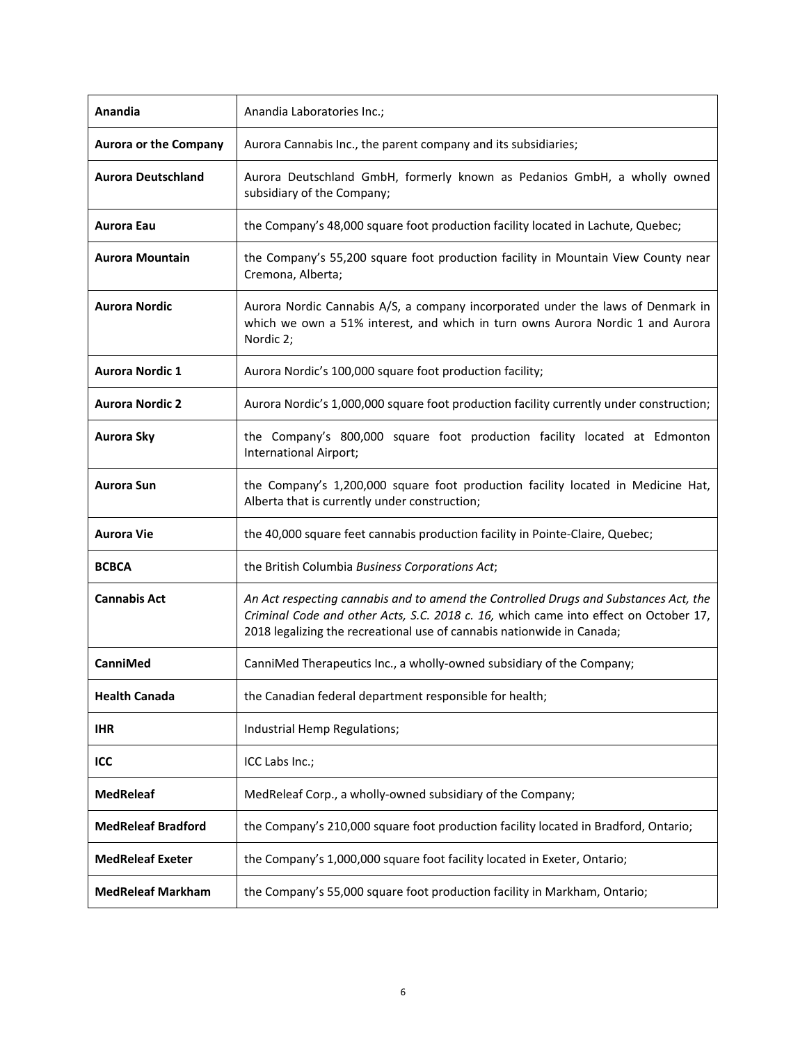| | |
|---|---|
| **Anandia** | Anandia Laboratories Inc.; |
| **Aurora or the Company** | Aurora Cannabis Inc., the parent company and its subsidiaries; |
| **Aurora Deutschland** | Aurora Deutschland GmbH, formerly known as Pedanios GmbH, a wholly owned subsidiary of the Company; |
| **Aurora Eau** | the Company's 48,000 square foot production facility located in Lachute, Quebec; |
| **Aurora Mountain** | the Company's 55,200 square foot production facility in Mountain View County near Cremona, Alberta; |
| **Aurora Nordic** | Aurora Nordic Cannabis A/S, a company incorporated under the laws of Denmark in which we own a 51% interest, and which in turn owns Aurora Nordic 1 and Aurora Nordic 2; |
| **Aurora Nordic 1** | Aurora Nordic's 100,000 square foot production facility; |
| **Aurora Nordic 2** | Aurora Nordic's 1,000,000 square foot production facility currently under construction; |
| **Aurora Sky** | the Company's 800,000 square foot production facility located at Edmonton International Airport; |
| **Aurora Sun** | the Company's 1,200,000 square foot production facility located in Medicine Hat, Alberta that is currently under construction; |
| **Aurora Vie** | the 40,000 square feet cannabis production facility in Pointe-Claire, Quebec; |
| **BCBCA** | the British Columbia *Business Corporations Act*; |
| **Cannabis Act** | *An Act respecting cannabis and to amend the Controlled Drugs and Substances Act, the Criminal Code and other Acts, S.C. 2018 c. 16,* which came into effect on October 17, 2018 legalizing the recreational use of cannabis nationwide in Canada; |
| **CanniMed** | CanniMed Therapeutics Inc., a wholly-owned subsidiary of the Company; |
| **Health Canada** | the Canadian federal department responsible for health; |
| **IHR** | Industrial Hemp Regulations; |
| **ICC** | ICC Labs Inc.; |
| **MedReleaf** | MedReleaf Corp., a wholly-owned subsidiary of the Company; |
| **MedReleaf Bradford** | the Company's 210,000 square foot production facility located in Bradford, Ontario; |
| **MedReleaf Exeter** | the Company's 1,000,000 square foot facility located in Exeter, Ontario; |
| **MedReleaf Markham** | the Company's 55,000 square foot production facility in Markham, Ontario; |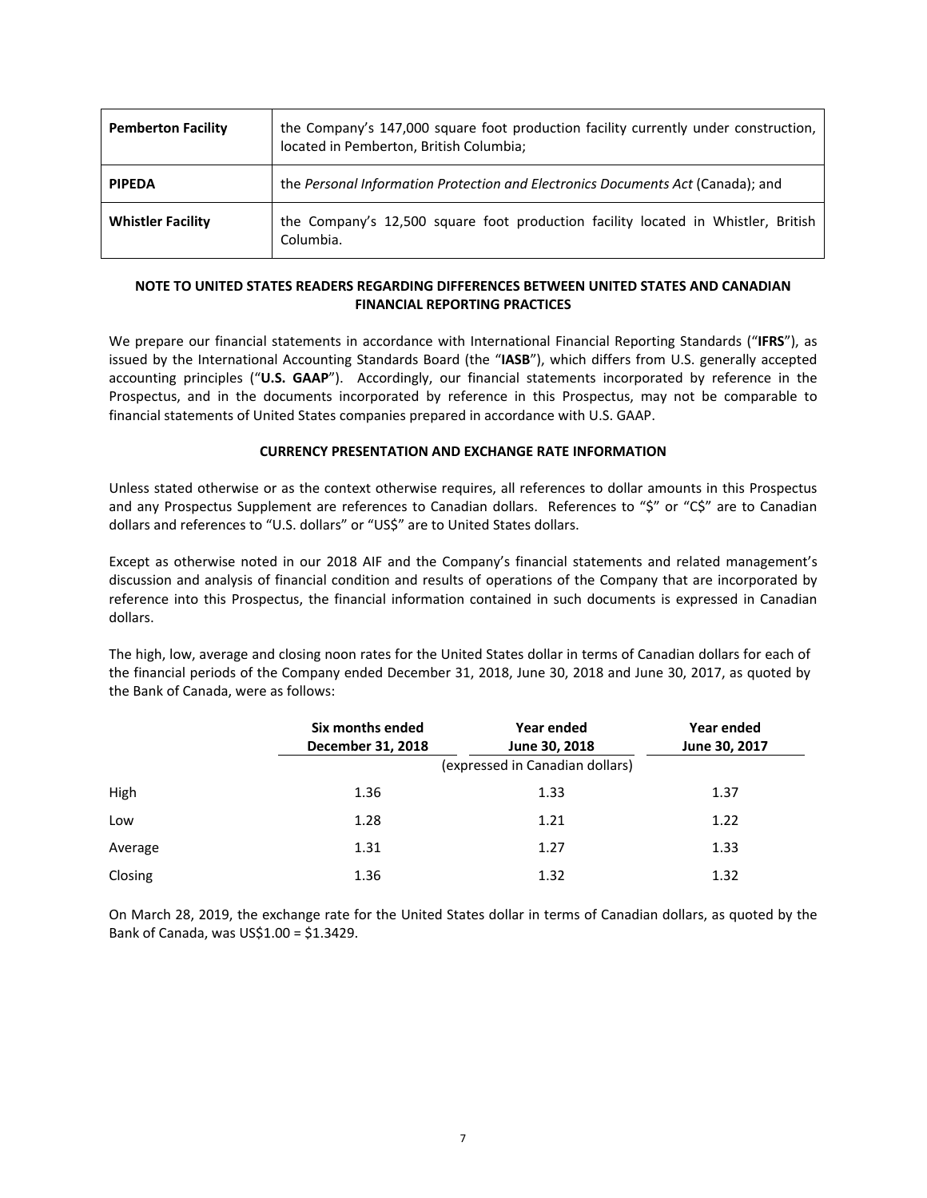| | |
|---|---|
| **Pemberton Facility** | the Company's 147,000 square foot production facility currently under construction, located in Pemberton, British Columbia; |
| **PIPEDA** | the *Personal Information Protection and Electronics Documents Act* (Canada); and |
| **Whistler Facility** | the Company's 12,500 square foot production facility located in Whistler, British Columbia. |

## NOTE TO UNITED STATES READERS REGARDING DIFFERENCES BETWEEN UNITED STATES AND CANADIAN FINANCIAL REPORTING PRACTICES

We prepare our financial statements in accordance with International Financial Reporting Standards ("**IFRS**"), as issued by the International Accounting Standards Board (the "**IASB**"), which differs from U.S. generally accepted accounting principles ("**U.S. GAAP**"). Accordingly, our financial statements incorporated by reference in the Prospectus, and in the documents incorporated by reference in this Prospectus, may not be comparable to financial statements of United States companies prepared in accordance with U.S. GAAP.

## CURRENCY PRESENTATION AND EXCHANGE RATE INFORMATION

Unless stated otherwise or as the context otherwise requires, all references to dollar amounts in this Prospectus and any Prospectus Supplement are references to Canadian dollars. References to "$" or "C$" are to Canadian dollars and references to "U.S. dollars" or "US$" are to United States dollars.

Except as otherwise noted in our 2018 AIF and the Company's financial statements and related management's discussion and analysis of financial condition and results of operations of the Company that are incorporated by reference into this Prospectus, the financial information contained in such documents is expressed in Canadian dollars.

The high, low, average and closing noon rates for the United States dollar in terms of Canadian dollars for each of the financial periods of the Company ended December 31, 2018, June 30, 2018 and June 30, 2017, as quoted by the Bank of Canada, were as follows:

| | **Six months ended December 31, 2018** | **Year ended June 30, 2018** | **Year ended June 30, 2017** |
|---|---|---|---|
| | | (expressed in Canadian dollars) | |
| High | 1.36 | 1.33 | 1.37 |
| Low | 1.28 | 1.21 | 1.22 |
| Average | 1.31 | 1.27 | 1.33 |
| Closing | 1.36 | 1.32 | 1.32 |

On March 28, 2019, the exchange rate for the United States dollar in terms of Canadian dollars, as quoted by the Bank of Canada, was US$1.00 = $1.3429.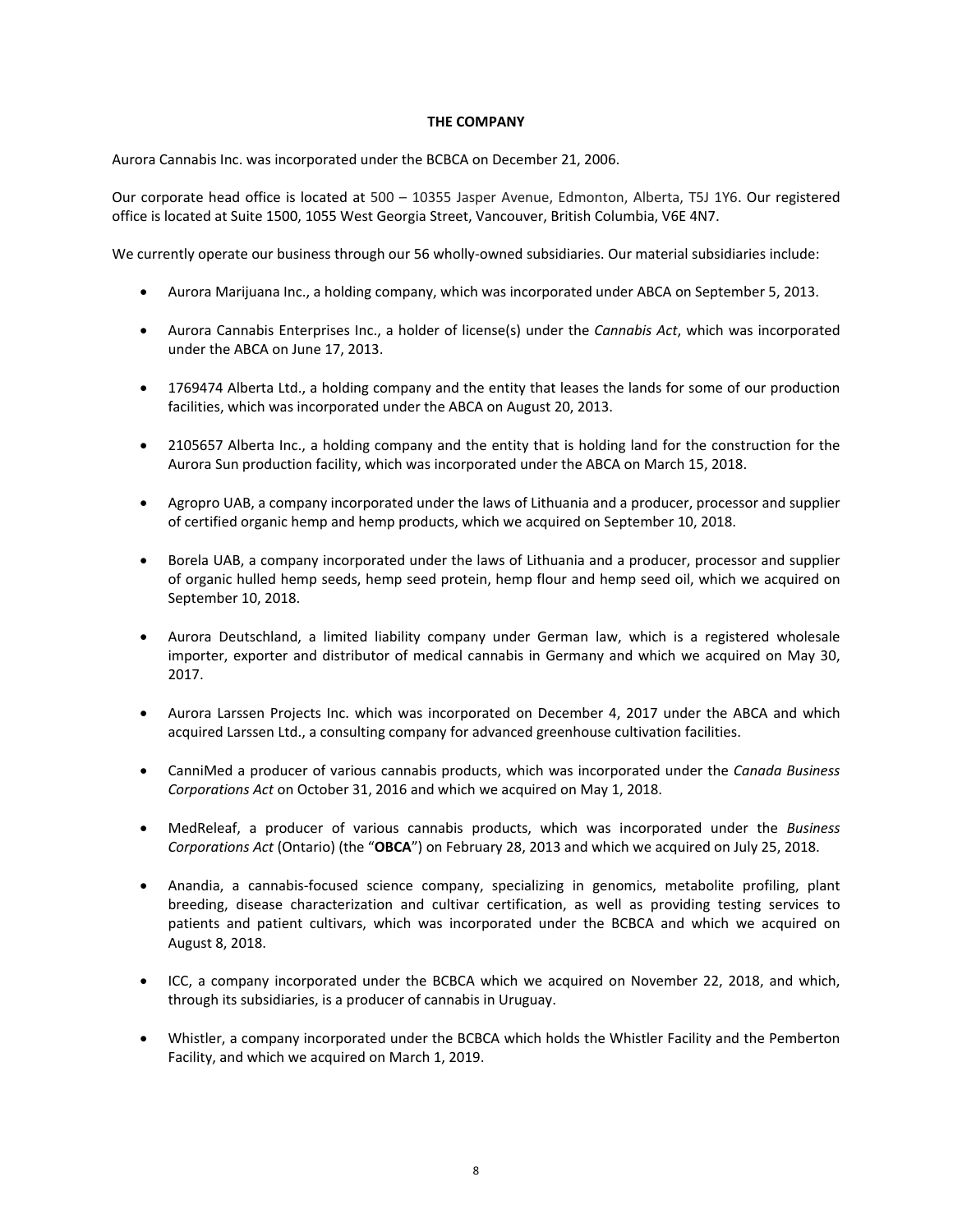## THE COMPANY

Aurora Cannabis Inc. was incorporated under the BCBCA on December 21, 2006.

Our corporate head office is located at 500 – 10355 Jasper Avenue, Edmonton, Alberta, T5J 1Y6. Our registered office is located at Suite 1500, 1055 West Georgia Street, Vancouver, British Columbia, V6E 4N7.

We currently operate our business through our 56 wholly-owned subsidiaries. Our material subsidiaries include:

- Aurora Marijuana Inc., a holding company, which was incorporated under ABCA on September 5, 2013.
- Aurora Cannabis Enterprises Inc., a holder of license(s) under the *Cannabis Act*, which was incorporated under the ABCA on June 17, 2013.
- 1769474 Alberta Ltd., a holding company and the entity that leases the lands for some of our production facilities, which was incorporated under the ABCA on August 20, 2013.
- 2105657 Alberta Inc., a holding company and the entity that is holding land for the construction for the Aurora Sun production facility, which was incorporated under the ABCA on March 15, 2018.
- Agropro UAB, a company incorporated under the laws of Lithuania and a producer, processor and supplier of certified organic hemp and hemp products, which we acquired on September 10, 2018.
- Borela UAB, a company incorporated under the laws of Lithuania and a producer, processor and supplier of organic hulled hemp seeds, hemp seed protein, hemp flour and hemp seed oil, which we acquired on September 10, 2018.
- Aurora Deutschland, a limited liability company under German law, which is a registered wholesale importer, exporter and distributor of medical cannabis in Germany and which we acquired on May 30, 2017.
- Aurora Larssen Projects Inc. which was incorporated on December 4, 2017 under the ABCA and which acquired Larssen Ltd., a consulting company for advanced greenhouse cultivation facilities.
- CanniMed a producer of various cannabis products, which was incorporated under the *Canada Business Corporations Act* on October 31, 2016 and which we acquired on May 1, 2018.
- MedReleaf, a producer of various cannabis products, which was incorporated under the *Business Corporations Act* (Ontario) (the "**OBCA**") on February 28, 2013 and which we acquired on July 25, 2018.
- Anandia, a cannabis-focused science company, specializing in genomics, metabolite profiling, plant breeding, disease characterization and cultivar certification, as well as providing testing services to patients and patient cultivars, which was incorporated under the BCBCA and which we acquired on August 8, 2018.
- ICC, a company incorporated under the BCBCA which we acquired on November 22, 2018, and which, through its subsidiaries, is a producer of cannabis in Uruguay.
- Whistler, a company incorporated under the BCBCA which holds the Whistler Facility and the Pemberton Facility, and which we acquired on March 1, 2019.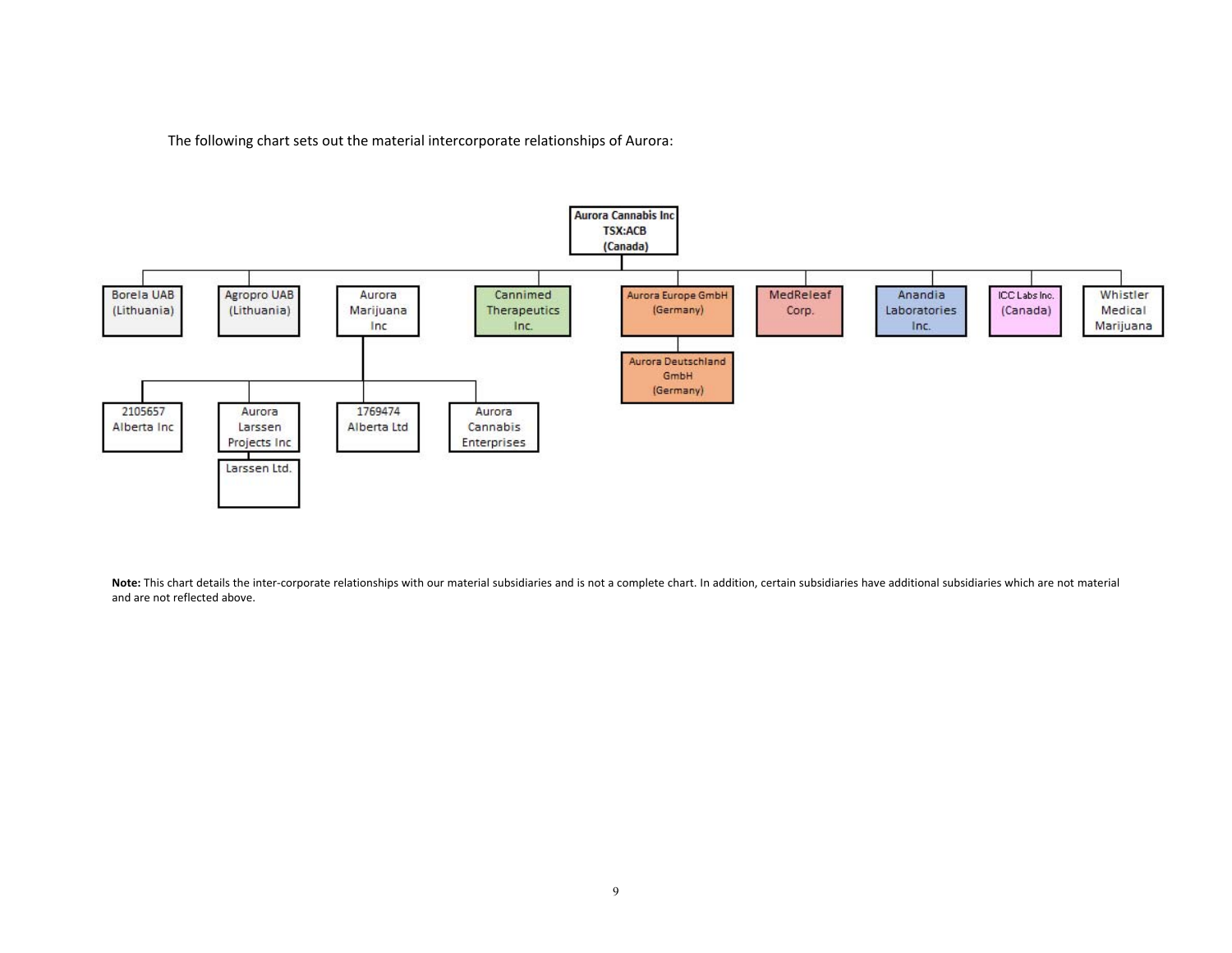The following chart sets out the material intercorporate relationships of Aurora:

- **Aurora Cannabis Inc TSX:ACB (Canada)**
  - Borela UAB (Lithuania)
  - Agropro UAB (Lithuania)
  - Aurora Marijuana Inc
    - 2105657 Alberta Inc
    - Aurora Larssen Projects Inc
      - Larssen Ltd.
    - 1769474 Alberta Ltd
    - Aurora Cannabis Enterprises
  - Cannimed Therapeutics Inc.
  - Aurora Europe GmbH (Germany)
    - Aurora Deutschland GmbH (Germany)
  - MedReleaf Corp.
  - Anandia Laboratories Inc.
  - ICC Labs Inc. (Canada)
  - Whistler Medical Marijuana

**Note:** This chart details the inter-corporate relationships with our material subsidiaries and is not a complete chart. In addition, certain subsidiaries have additional subsidiaries which are not material and are not reflected above.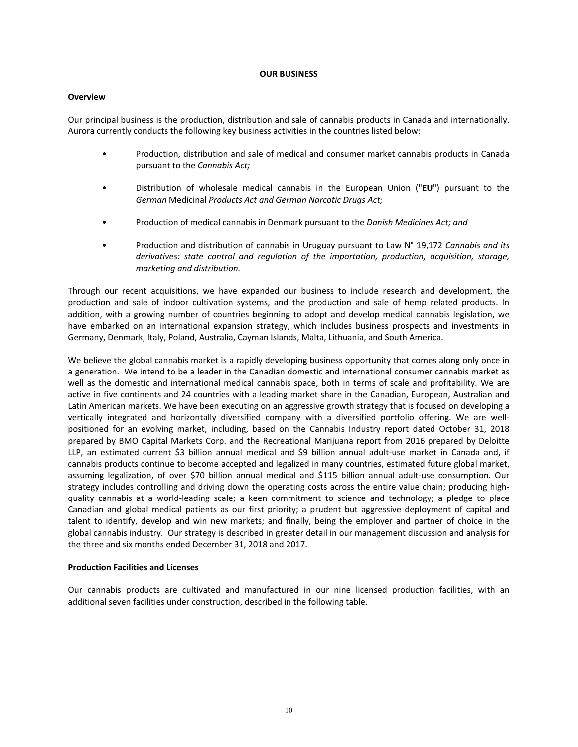**OUR BUSINESS**

**Overview**

Our principal business is the production, distribution and sale of cannabis products in Canada and internationally. Aurora currently conducts the following key business activities in the countries listed below:

- Production, distribution and sale of medical and consumer market cannabis products in Canada pursuant to the *Cannabis Act;*
- Distribution of wholesale medical cannabis in the European Union ("**EU**") pursuant to the *German* Medicinal *Products Act and German Narcotic Drugs Act;*
- Production of medical cannabis in Denmark pursuant to the *Danish Medicines Act; and*
- Production and distribution of cannabis in Uruguay pursuant to Law N° 19,172 *Cannabis and its derivatives: state control and regulation of the importation, production, acquisition, storage, marketing and distribution.*

Through our recent acquisitions, we have expanded our business to include research and development, the production and sale of indoor cultivation systems, and the production and sale of hemp related products. In addition, with a growing number of countries beginning to adopt and develop medical cannabis legislation, we have embarked on an international expansion strategy, which includes business prospects and investments in Germany, Denmark, Italy, Poland, Australia, Cayman Islands, Malta, Lithuania, and South America.

We believe the global cannabis market is a rapidly developing business opportunity that comes along only once in a generation. We intend to be a leader in the Canadian domestic and international consumer cannabis market as well as the domestic and international medical cannabis space, both in terms of scale and profitability. We are active in five continents and 24 countries with a leading market share in the Canadian, European, Australian and Latin American markets. We have been executing on an aggressive growth strategy that is focused on developing a vertically integrated and horizontally diversified company with a diversified portfolio offering. We are well-positioned for an evolving market, including, based on the Cannabis Industry report dated October 31, 2018 prepared by BMO Capital Markets Corp. and the Recreational Marijuana report from 2016 prepared by Deloitte LLP, an estimated current $3 billion annual medical and $9 billion annual adult-use market in Canada and, if cannabis products continue to become accepted and legalized in many countries, estimated future global market, assuming legalization, of over $70 billion annual medical and $115 billion annual adult-use consumption. Our strategy includes controlling and driving down the operating costs across the entire value chain; producing high-quality cannabis at a world-leading scale; a keen commitment to science and technology; a pledge to place Canadian and global medical patients as our first priority; a prudent but aggressive deployment of capital and talent to identify, develop and win new markets; and finally, being the employer and partner of choice in the global cannabis industry. Our strategy is described in greater detail in our management discussion and analysis for the three and six months ended December 31, 2018 and 2017.

**Production Facilities and Licenses**

Our cannabis products are cultivated and manufactured in our nine licensed production facilities, with an additional seven facilities under construction, described in the following table.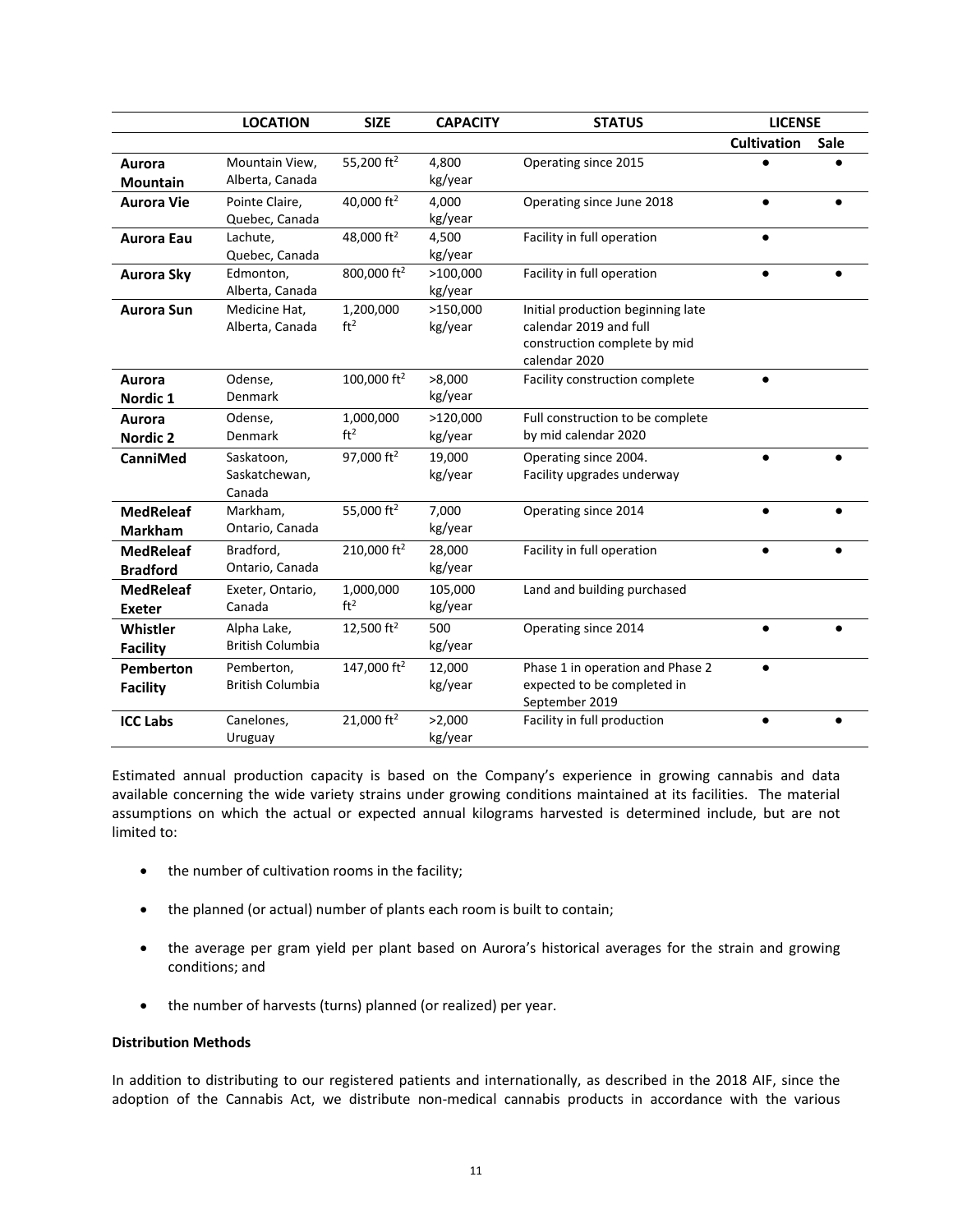| | LOCATION | SIZE | CAPACITY | STATUS | LICENSE | |
|---|---|---|---|---|---|---|
| | | | | | Cultivation | Sale |
| **Aurora Mountain** | Mountain View, Alberta, Canada | 55,200 $ft^2$ | 4,800 kg/year | Operating since 2015 | ● | ● |
| **Aurora Vie** | Pointe Claire, Quebec, Canada | 40,000 $ft^2$ | 4,000 kg/year | Operating since June 2018 | ● | ● |
| **Aurora Eau** | Lachute, Quebec, Canada | 48,000 $ft^2$ | 4,500 kg/year | Facility in full operation | ● | |
| **Aurora Sky** | Edmonton, Alberta, Canada | 800,000 $ft^2$ | >100,000 kg/year | Facility in full operation | ● | ● |
| **Aurora Sun** | Medicine Hat, Alberta, Canada | 1,200,000 $ft^2$ | >150,000 kg/year | Initial production beginning late calendar 2019 and full construction complete by mid calendar 2020 | | |
| **Aurora Nordic 1** | Odense, Denmark | 100,000 $ft^2$ | >8,000 kg/year | Facility construction complete | ● | |
| **Aurora Nordic 2** | Odense, Denmark | 1,000,000 $ft^2$ | >120,000 kg/year | Full construction to be complete by mid calendar 2020 | | |
| **CanniMed** | Saskatoon, Saskatchewan, Canada | 97,000 $ft^2$ | 19,000 kg/year | Operating since 2004. Facility upgrades underway | ● | ● |
| **MedReleaf Markham** | Markham, Ontario, Canada | 55,000 $ft^2$ | 7,000 kg/year | Operating since 2014 | ● | ● |
| **MedReleaf Bradford** | Bradford, Ontario, Canada | 210,000 $ft^2$ | 28,000 kg/year | Facility in full operation | ● | ● |
| **MedReleaf Exeter** | Exeter, Ontario, Canada | 1,000,000 $ft^2$ | 105,000 kg/year | Land and building purchased | | |
| **Whistler Facility** | Alpha Lake, British Columbia | 12,500 $ft^2$ | 500 kg/year | Operating since 2014 | ● | ● |
| **Pemberton Facility** | Pemberton, British Columbia | 147,000 $ft^2$ | 12,000 kg/year | Phase 1 in operation and Phase 2 expected to be completed in September 2019 | ● | |
| **ICC Labs** | Canelones, Uruguay | 21,000 $ft^2$ | >2,000 kg/year | Facility in full production | ● | ● |

Estimated annual production capacity is based on the Company's experience in growing cannabis and data available concerning the wide variety strains under growing conditions maintained at its facilities. The material assumptions on which the actual or expected annual kilograms harvested is determined include, but are not limited to:

- the number of cultivation rooms in the facility;
- the planned (or actual) number of plants each room is built to contain;
- the average per gram yield per plant based on Aurora's historical averages for the strain and growing conditions; and
- the number of harvests (turns) planned (or realized) per year.

**Distribution Methods**

In addition to distributing to our registered patients and internationally, as described in the 2018 AIF, since the adoption of the Cannabis Act, we distribute non-medical cannabis products in accordance with the various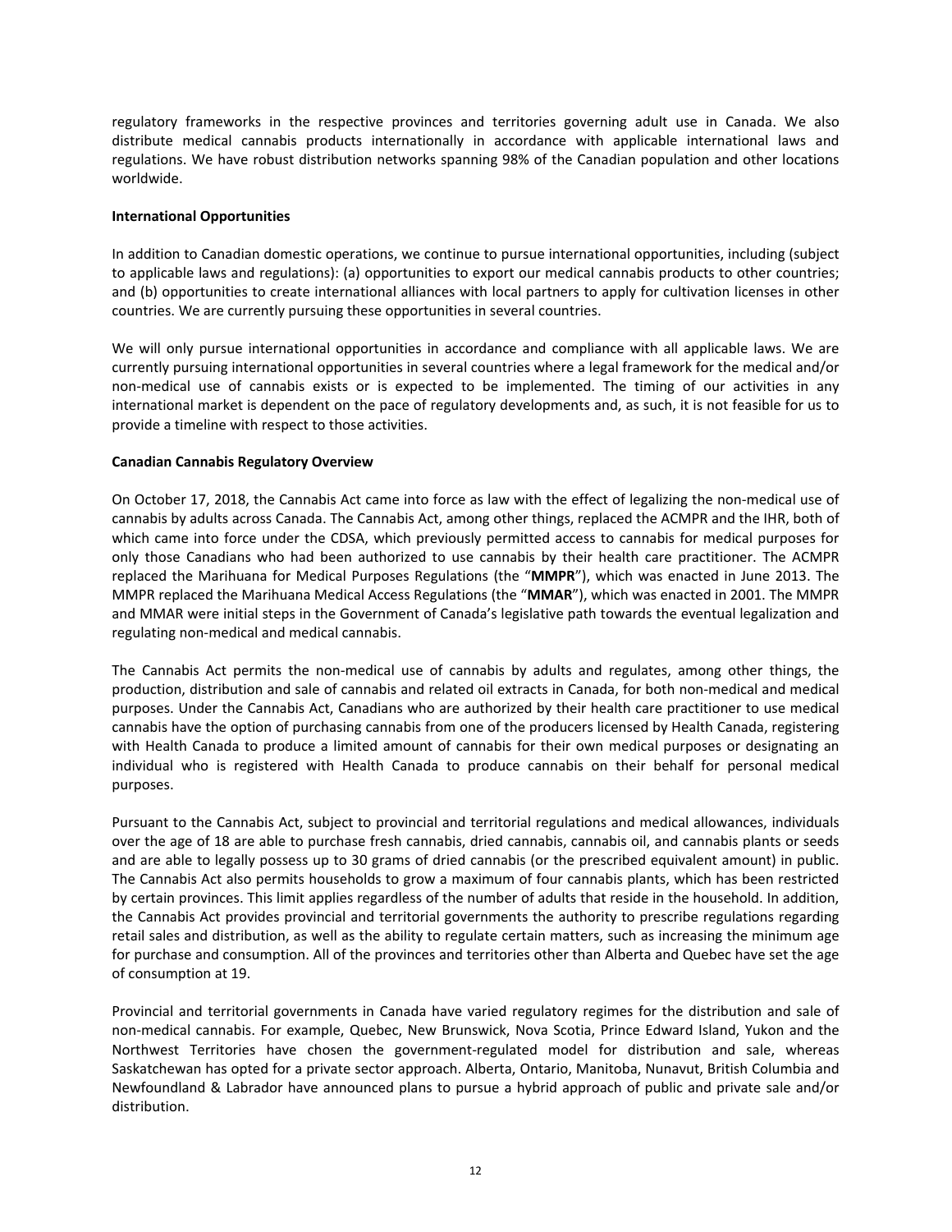regulatory frameworks in the respective provinces and territories governing adult use in Canada. We also distribute medical cannabis products internationally in accordance with applicable international laws and regulations. We have robust distribution networks spanning 98% of the Canadian population and other locations worldwide.

**International Opportunities**

In addition to Canadian domestic operations, we continue to pursue international opportunities, including (subject to applicable laws and regulations): (a) opportunities to export our medical cannabis products to other countries; and (b) opportunities to create international alliances with local partners to apply for cultivation licenses in other countries. We are currently pursuing these opportunities in several countries.

We will only pursue international opportunities in accordance and compliance with all applicable laws. We are currently pursuing international opportunities in several countries where a legal framework for the medical and/or non-medical use of cannabis exists or is expected to be implemented. The timing of our activities in any international market is dependent on the pace of regulatory developments and, as such, it is not feasible for us to provide a timeline with respect to those activities.

**Canadian Cannabis Regulatory Overview**

On October 17, 2018, the Cannabis Act came into force as law with the effect of legalizing the non-medical use of cannabis by adults across Canada. The Cannabis Act, among other things, replaced the ACMPR and the IHR, both of which came into force under the CDSA, which previously permitted access to cannabis for medical purposes for only those Canadians who had been authorized to use cannabis by their health care practitioner. The ACMPR replaced the Marihuana for Medical Purposes Regulations (the "**MMPR**"), which was enacted in June 2013. The MMPR replaced the Marihuana Medical Access Regulations (the "**MMAR**"), which was enacted in 2001. The MMPR and MMAR were initial steps in the Government of Canada's legislative path towards the eventual legalization and regulating non-medical and medical cannabis.

The Cannabis Act permits the non-medical use of cannabis by adults and regulates, among other things, the production, distribution and sale of cannabis and related oil extracts in Canada, for both non-medical and medical purposes. Under the Cannabis Act, Canadians who are authorized by their health care practitioner to use medical cannabis have the option of purchasing cannabis from one of the producers licensed by Health Canada, registering with Health Canada to produce a limited amount of cannabis for their own medical purposes or designating an individual who is registered with Health Canada to produce cannabis on their behalf for personal medical purposes.

Pursuant to the Cannabis Act, subject to provincial and territorial regulations and medical allowances, individuals over the age of 18 are able to purchase fresh cannabis, dried cannabis, cannabis oil, and cannabis plants or seeds and are able to legally possess up to 30 grams of dried cannabis (or the prescribed equivalent amount) in public. The Cannabis Act also permits households to grow a maximum of four cannabis plants, which has been restricted by certain provinces. This limit applies regardless of the number of adults that reside in the household. In addition, the Cannabis Act provides provincial and territorial governments the authority to prescribe regulations regarding retail sales and distribution, as well as the ability to regulate certain matters, such as increasing the minimum age for purchase and consumption. All of the provinces and territories other than Alberta and Quebec have set the age of consumption at 19.

Provincial and territorial governments in Canada have varied regulatory regimes for the distribution and sale of non-medical cannabis. For example, Quebec, New Brunswick, Nova Scotia, Prince Edward Island, Yukon and the Northwest Territories have chosen the government-regulated model for distribution and sale, whereas Saskatchewan has opted for a private sector approach. Alberta, Ontario, Manitoba, Nunavut, British Columbia and Newfoundland & Labrador have announced plans to pursue a hybrid approach of public and private sale and/or distribution.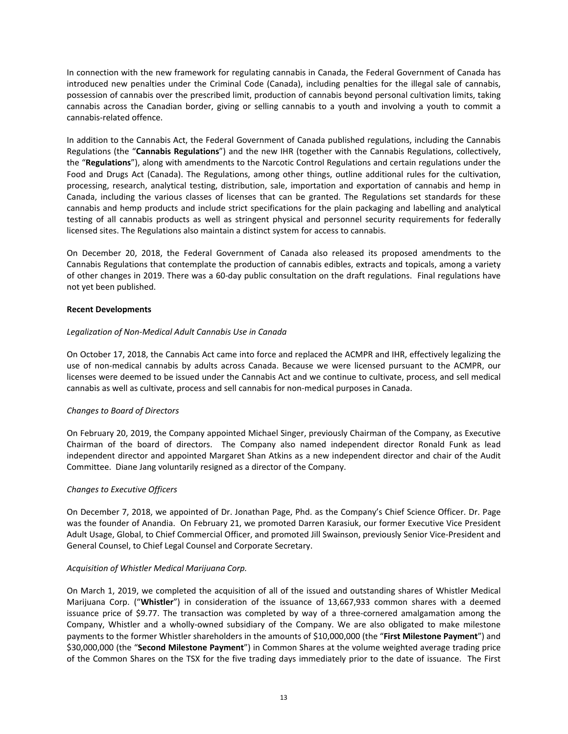In connection with the new framework for regulating cannabis in Canada, the Federal Government of Canada has introduced new penalties under the Criminal Code (Canada), including penalties for the illegal sale of cannabis, possession of cannabis over the prescribed limit, production of cannabis beyond personal cultivation limits, taking cannabis across the Canadian border, giving or selling cannabis to a youth and involving a youth to commit a cannabis-related offence.

In addition to the Cannabis Act, the Federal Government of Canada published regulations, including the Cannabis Regulations (the "**Cannabis Regulations**") and the new IHR (together with the Cannabis Regulations, collectively, the "**Regulations**"), along with amendments to the Narcotic Control Regulations and certain regulations under the Food and Drugs Act (Canada). The Regulations, among other things, outline additional rules for the cultivation, processing, research, analytical testing, distribution, sale, importation and exportation of cannabis and hemp in Canada, including the various classes of licenses that can be granted. The Regulations set standards for these cannabis and hemp products and include strict specifications for the plain packaging and labelling and analytical testing of all cannabis products as well as stringent physical and personnel security requirements for federally licensed sites. The Regulations also maintain a distinct system for access to cannabis.

On December 20, 2018, the Federal Government of Canada also released its proposed amendments to the Cannabis Regulations that contemplate the production of cannabis edibles, extracts and topicals, among a variety of other changes in 2019. There was a 60-day public consultation on the draft regulations. Final regulations have not yet been published.

**Recent Developments**

*Legalization of Non-Medical Adult Cannabis Use in Canada*

On October 17, 2018, the Cannabis Act came into force and replaced the ACMPR and IHR, effectively legalizing the use of non-medical cannabis by adults across Canada. Because we were licensed pursuant to the ACMPR, our licenses were deemed to be issued under the Cannabis Act and we continue to cultivate, process, and sell medical cannabis as well as cultivate, process and sell cannabis for non-medical purposes in Canada.

*Changes to Board of Directors*

On February 20, 2019, the Company appointed Michael Singer, previously Chairman of the Company, as Executive Chairman of the board of directors. The Company also named independent director Ronald Funk as lead independent director and appointed Margaret Shan Atkins as a new independent director and chair of the Audit Committee. Diane Jang voluntarily resigned as a director of the Company.

*Changes to Executive Officers*

On December 7, 2018, we appointed of Dr. Jonathan Page, Phd. as the Company's Chief Science Officer. Dr. Page was the founder of Anandia. On February 21, we promoted Darren Karasiuk, our former Executive Vice President Adult Usage, Global, to Chief Commercial Officer, and promoted Jill Swainson, previously Senior Vice-President and General Counsel, to Chief Legal Counsel and Corporate Secretary.

*Acquisition of Whistler Medical Marijuana Corp.*

On March 1, 2019, we completed the acquisition of all of the issued and outstanding shares of Whistler Medical Marijuana Corp. ("**Whistler**") in consideration of the issuance of 13,667,933 common shares with a deemed issuance price of $9.77. The transaction was completed by way of a three-cornered amalgamation among the Company, Whistler and a wholly-owned subsidiary of the Company. We are also obligated to make milestone payments to the former Whistler shareholders in the amounts of $10,000,000 (the "**First Milestone Payment**") and $30,000,000 (the "**Second Milestone Payment**") in Common Shares at the volume weighted average trading price of the Common Shares on the TSX for the five trading days immediately prior to the date of issuance. The First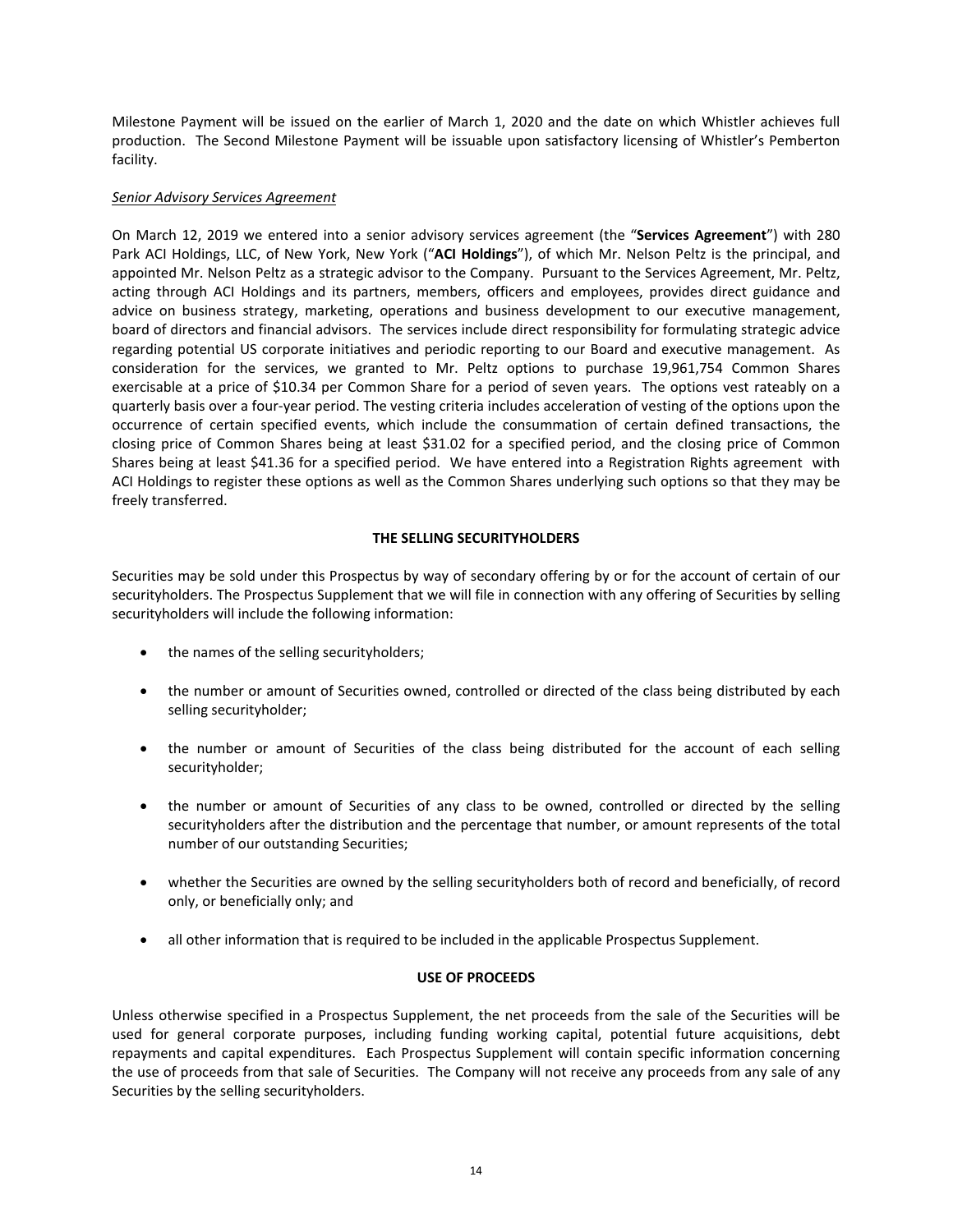Milestone Payment will be issued on the earlier of March 1, 2020 and the date on which Whistler achieves full production. The Second Milestone Payment will be issuable upon satisfactory licensing of Whistler's Pemberton facility.

*Senior Advisory Services Agreement*

On March 12, 2019 we entered into a senior advisory services agreement (the "**Services Agreement**") with 280 Park ACI Holdings, LLC, of New York, New York ("**ACI Holdings**"), of which Mr. Nelson Peltz is the principal, and appointed Mr. Nelson Peltz as a strategic advisor to the Company. Pursuant to the Services Agreement, Mr. Peltz, acting through ACI Holdings and its partners, members, officers and employees, provides direct guidance and advice on business strategy, marketing, operations and business development to our executive management, board of directors and financial advisors. The services include direct responsibility for formulating strategic advice regarding potential US corporate initiatives and periodic reporting to our Board and executive management. As consideration for the services, we granted to Mr. Peltz options to purchase 19,961,754 Common Shares exercisable at a price of $10.34 per Common Share for a period of seven years. The options vest rateably on a quarterly basis over a four-year period. The vesting criteria includes acceleration of vesting of the options upon the occurrence of certain specified events, which include the consummation of certain defined transactions, the closing price of Common Shares being at least $31.02 for a specified period, and the closing price of Common Shares being at least $41.36 for a specified period. We have entered into a Registration Rights agreement with ACI Holdings to register these options as well as the Common Shares underlying such options so that they may be freely transferred.

## THE SELLING SECURITYHOLDERS

Securities may be sold under this Prospectus by way of secondary offering by or for the account of certain of our securityholders. The Prospectus Supplement that we will file in connection with any offering of Securities by selling securityholders will include the following information:

- the names of the selling securityholders;
- the number or amount of Securities owned, controlled or directed of the class being distributed by each selling securityholder;
- the number or amount of Securities of the class being distributed for the account of each selling securityholder;
- the number or amount of Securities of any class to be owned, controlled or directed by the selling securityholders after the distribution and the percentage that number, or amount represents of the total number of our outstanding Securities;
- whether the Securities are owned by the selling securityholders both of record and beneficially, of record only, or beneficially only; and
- all other information that is required to be included in the applicable Prospectus Supplement.

## USE OF PROCEEDS

Unless otherwise specified in a Prospectus Supplement, the net proceeds from the sale of the Securities will be used for general corporate purposes, including funding working capital, potential future acquisitions, debt repayments and capital expenditures. Each Prospectus Supplement will contain specific information concerning the use of proceeds from that sale of Securities. The Company will not receive any proceeds from any sale of any Securities by the selling securityholders.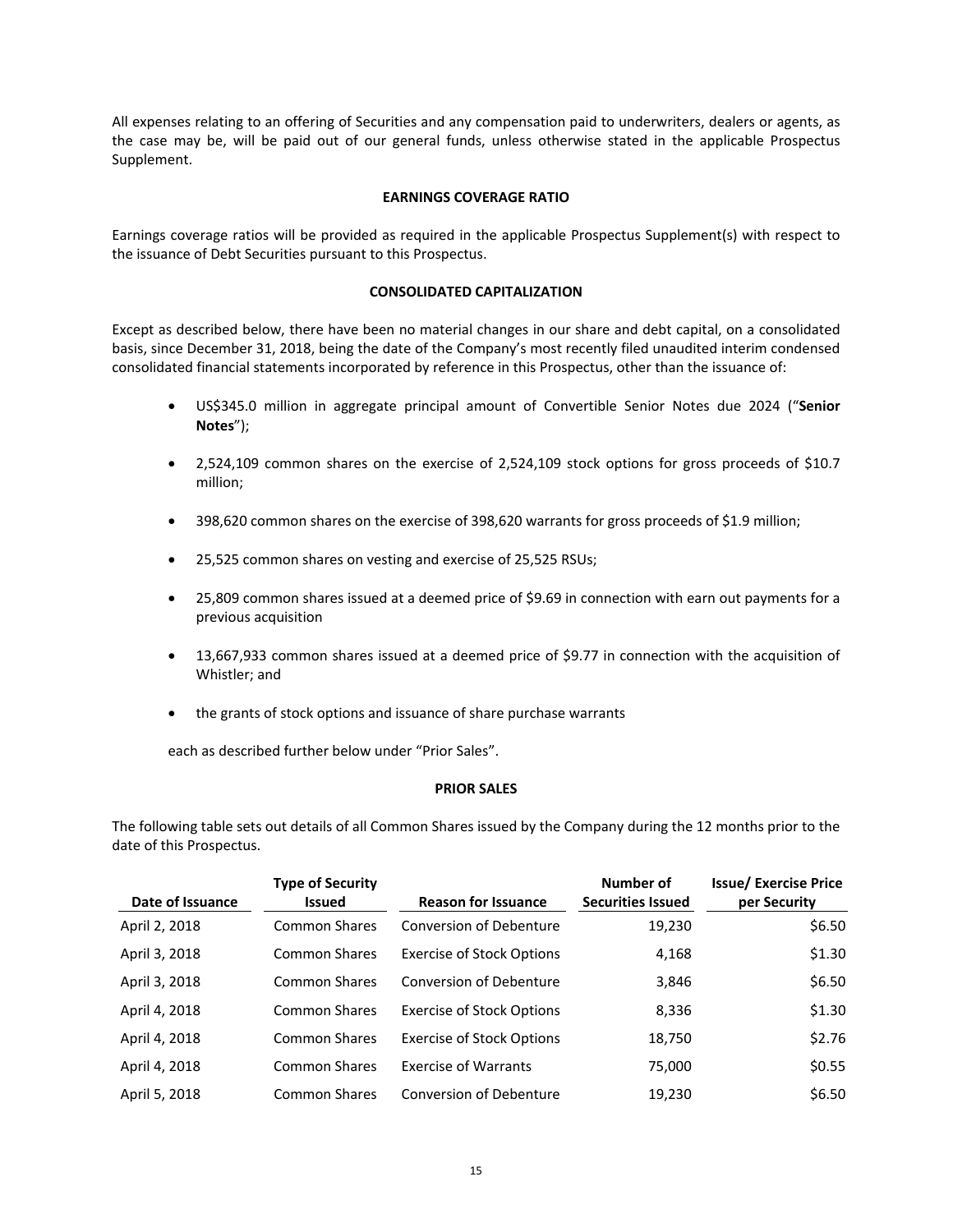All expenses relating to an offering of Securities and any compensation paid to underwriters, dealers or agents, as the case may be, will be paid out of our general funds, unless otherwise stated in the applicable Prospectus Supplement.

## EARNINGS COVERAGE RATIO

Earnings coverage ratios will be provided as required in the applicable Prospectus Supplement(s) with respect to the issuance of Debt Securities pursuant to this Prospectus.

## CONSOLIDATED CAPITALIZATION

Except as described below, there have been no material changes in our share and debt capital, on a consolidated basis, since December 31, 2018, being the date of the Company's most recently filed unaudited interim condensed consolidated financial statements incorporated by reference in this Prospectus, other than the issuance of:

- US$345.0 million in aggregate principal amount of Convertible Senior Notes due 2024 ("**Senior Notes**");
- 2,524,109 common shares on the exercise of 2,524,109 stock options for gross proceeds of $10.7 million;
- 398,620 common shares on the exercise of 398,620 warrants for gross proceeds of $1.9 million;
- 25,525 common shares on vesting and exercise of 25,525 RSUs;
- 25,809 common shares issued at a deemed price of $9.69 in connection with earn out payments for a previous acquisition
- 13,667,933 common shares issued at a deemed price of $9.77 in connection with the acquisition of Whistler; and
- the grants of stock options and issuance of share purchase warrants

each as described further below under "Prior Sales".

## PRIOR SALES

The following table sets out details of all Common Shares issued by the Company during the 12 months prior to the date of this Prospectus.

| Date of Issuance | Type of Security Issued | Reason for Issuance | Number of Securities Issued | Issue/ Exercise Price per Security |
|---|---|---|---|---|
| April 2, 2018 | Common Shares | Conversion of Debenture | 19,230 | $6.50 |
| April 3, 2018 | Common Shares | Exercise of Stock Options | 4,168 | $1.30 |
| April 3, 2018 | Common Shares | Conversion of Debenture | 3,846 | $6.50 |
| April 4, 2018 | Common Shares | Exercise of Stock Options | 8,336 | $1.30 |
| April 4, 2018 | Common Shares | Exercise of Stock Options | 18,750 | $2.76 |
| April 4, 2018 | Common Shares | Exercise of Warrants | 75,000 | $0.55 |
| April 5, 2018 | Common Shares | Conversion of Debenture | 19,230 | $6.50 |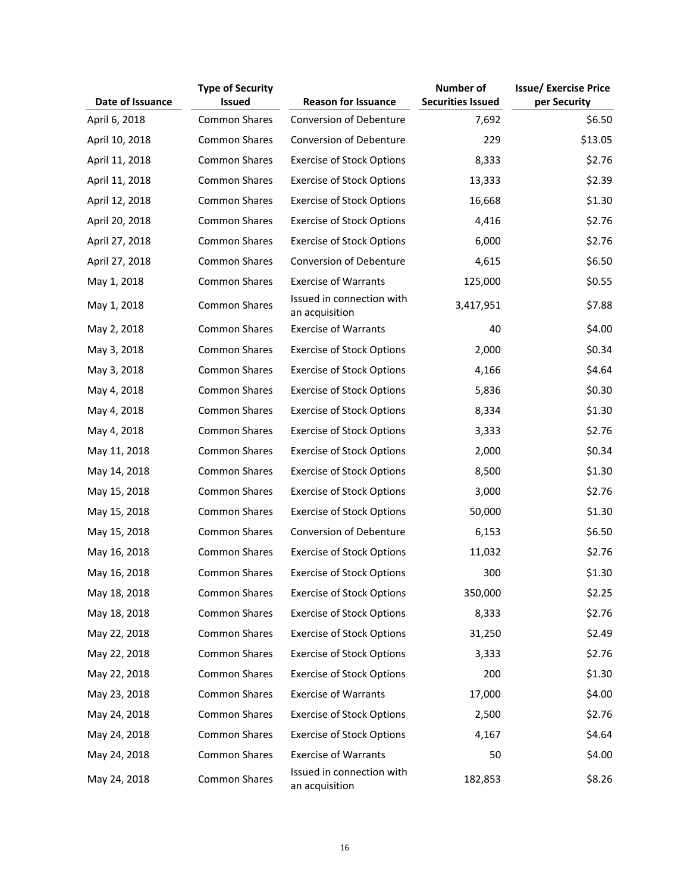| Date of Issuance | Type of Security Issued | Reason for Issuance | Number of Securities Issued | Issue/ Exercise Price per Security |
|---|---|---|---|---|
| April 6, 2018 | Common Shares | Conversion of Debenture | 7,692 | $6.50 |
| April 10, 2018 | Common Shares | Conversion of Debenture | 229 | $13.05 |
| April 11, 2018 | Common Shares | Exercise of Stock Options | 8,333 | $2.76 |
| April 11, 2018 | Common Shares | Exercise of Stock Options | 13,333 | $2.39 |
| April 12, 2018 | Common Shares | Exercise of Stock Options | 16,668 | $1.30 |
| April 20, 2018 | Common Shares | Exercise of Stock Options | 4,416 | $2.76 |
| April 27, 2018 | Common Shares | Exercise of Stock Options | 6,000 | $2.76 |
| April 27, 2018 | Common Shares | Conversion of Debenture | 4,615 | $6.50 |
| May 1, 2018 | Common Shares | Exercise of Warrants | 125,000 | $0.55 |
| May 1, 2018 | Common Shares | Issued in connection with an acquisition | 3,417,951 | $7.88 |
| May 2, 2018 | Common Shares | Exercise of Warrants | 40 | $4.00 |
| May 3, 2018 | Common Shares | Exercise of Stock Options | 2,000 | $0.34 |
| May 3, 2018 | Common Shares | Exercise of Stock Options | 4,166 | $4.64 |
| May 4, 2018 | Common Shares | Exercise of Stock Options | 5,836 | $0.30 |
| May 4, 2018 | Common Shares | Exercise of Stock Options | 8,334 | $1.30 |
| May 4, 2018 | Common Shares | Exercise of Stock Options | 3,333 | $2.76 |
| May 11, 2018 | Common Shares | Exercise of Stock Options | 2,000 | $0.34 |
| May 14, 2018 | Common Shares | Exercise of Stock Options | 8,500 | $1.30 |
| May 15, 2018 | Common Shares | Exercise of Stock Options | 3,000 | $2.76 |
| May 15, 2018 | Common Shares | Exercise of Stock Options | 50,000 | $1.30 |
| May 15, 2018 | Common Shares | Conversion of Debenture | 6,153 | $6.50 |
| May 16, 2018 | Common Shares | Exercise of Stock Options | 11,032 | $2.76 |
| May 16, 2018 | Common Shares | Exercise of Stock Options | 300 | $1.30 |
| May 18, 2018 | Common Shares | Exercise of Stock Options | 350,000 | $2.25 |
| May 18, 2018 | Common Shares | Exercise of Stock Options | 8,333 | $2.76 |
| May 22, 2018 | Common Shares | Exercise of Stock Options | 31,250 | $2.49 |
| May 22, 2018 | Common Shares | Exercise of Stock Options | 3,333 | $2.76 |
| May 22, 2018 | Common Shares | Exercise of Stock Options | 200 | $1.30 |
| May 23, 2018 | Common Shares | Exercise of Warrants | 17,000 | $4.00 |
| May 24, 2018 | Common Shares | Exercise of Stock Options | 2,500 | $2.76 |
| May 24, 2018 | Common Shares | Exercise of Stock Options | 4,167 | $4.64 |
| May 24, 2018 | Common Shares | Exercise of Warrants | 50 | $4.00 |
| May 24, 2018 | Common Shares | Issued in connection with an acquisition | 182,853 | $8.26 |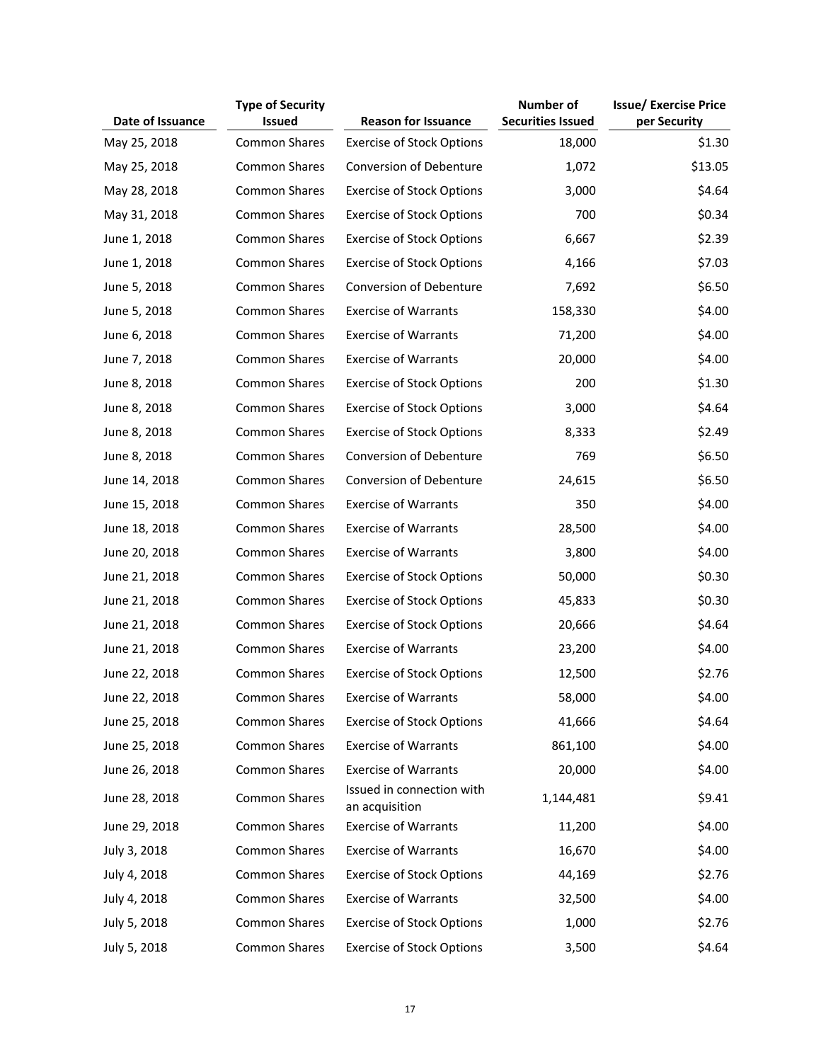| Date of Issuance | Type of Security Issued | Reason for Issuance | Number of Securities Issued | Issue/ Exercise Price per Security |
|---|---|---|---|---|
| May 25, 2018 | Common Shares | Exercise of Stock Options | 18,000 | $1.30 |
| May 25, 2018 | Common Shares | Conversion of Debenture | 1,072 | $13.05 |
| May 28, 2018 | Common Shares | Exercise of Stock Options | 3,000 | $4.64 |
| May 31, 2018 | Common Shares | Exercise of Stock Options | 700 | $0.34 |
| June 1, 2018 | Common Shares | Exercise of Stock Options | 6,667 | $2.39 |
| June 1, 2018 | Common Shares | Exercise of Stock Options | 4,166 | $7.03 |
| June 5, 2018 | Common Shares | Conversion of Debenture | 7,692 | $6.50 |
| June 5, 2018 | Common Shares | Exercise of Warrants | 158,330 | $4.00 |
| June 6, 2018 | Common Shares | Exercise of Warrants | 71,200 | $4.00 |
| June 7, 2018 | Common Shares | Exercise of Warrants | 20,000 | $4.00 |
| June 8, 2018 | Common Shares | Exercise of Stock Options | 200 | $1.30 |
| June 8, 2018 | Common Shares | Exercise of Stock Options | 3,000 | $4.64 |
| June 8, 2018 | Common Shares | Exercise of Stock Options | 8,333 | $2.49 |
| June 8, 2018 | Common Shares | Conversion of Debenture | 769 | $6.50 |
| June 14, 2018 | Common Shares | Conversion of Debenture | 24,615 | $6.50 |
| June 15, 2018 | Common Shares | Exercise of Warrants | 350 | $4.00 |
| June 18, 2018 | Common Shares | Exercise of Warrants | 28,500 | $4.00 |
| June 20, 2018 | Common Shares | Exercise of Warrants | 3,800 | $4.00 |
| June 21, 2018 | Common Shares | Exercise of Stock Options | 50,000 | $0.30 |
| June 21, 2018 | Common Shares | Exercise of Stock Options | 45,833 | $0.30 |
| June 21, 2018 | Common Shares | Exercise of Stock Options | 20,666 | $4.64 |
| June 21, 2018 | Common Shares | Exercise of Warrants | 23,200 | $4.00 |
| June 22, 2018 | Common Shares | Exercise of Stock Options | 12,500 | $2.76 |
| June 22, 2018 | Common Shares | Exercise of Warrants | 58,000 | $4.00 |
| June 25, 2018 | Common Shares | Exercise of Stock Options | 41,666 | $4.64 |
| June 25, 2018 | Common Shares | Exercise of Warrants | 861,100 | $4.00 |
| June 26, 2018 | Common Shares | Exercise of Warrants | 20,000 | $4.00 |
| June 28, 2018 | Common Shares | Issued in connection with an acquisition | 1,144,481 | $9.41 |
| June 29, 2018 | Common Shares | Exercise of Warrants | 11,200 | $4.00 |
| July 3, 2018 | Common Shares | Exercise of Warrants | 16,670 | $4.00 |
| July 4, 2018 | Common Shares | Exercise of Stock Options | 44,169 | $2.76 |
| July 4, 2018 | Common Shares | Exercise of Warrants | 32,500 | $4.00 |
| July 5, 2018 | Common Shares | Exercise of Stock Options | 1,000 | $2.76 |
| July 5, 2018 | Common Shares | Exercise of Stock Options | 3,500 | $4.64 |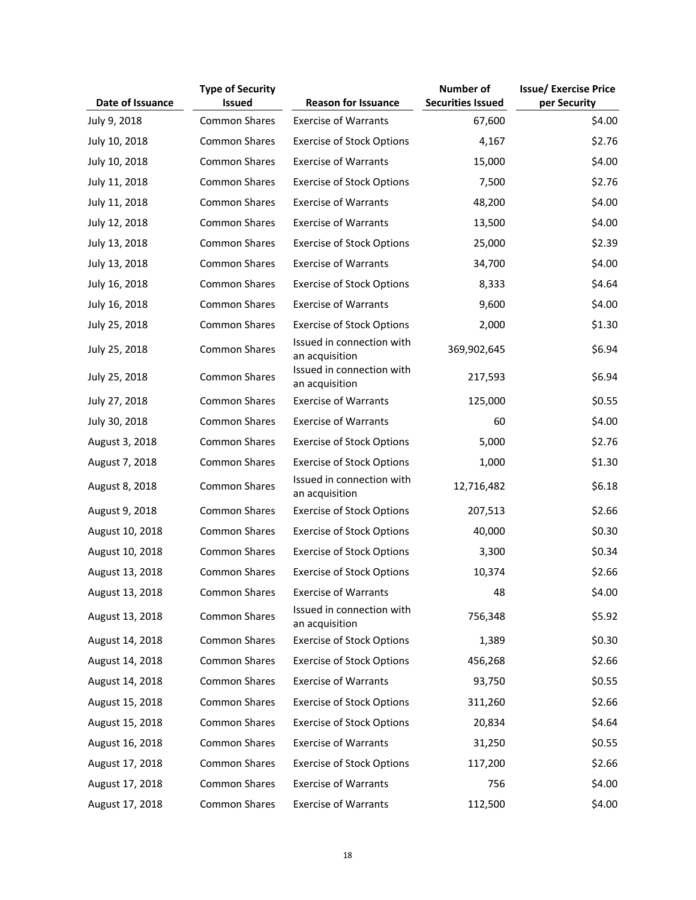| Date of Issuance | Type of Security Issued | Reason for Issuance | Number of Securities Issued | Issue/ Exercise Price per Security |
|---|---|---|---|---|
| July 9, 2018 | Common Shares | Exercise of Warrants | 67,600 | $4.00 |
| July 10, 2018 | Common Shares | Exercise of Stock Options | 4,167 | $2.76 |
| July 10, 2018 | Common Shares | Exercise of Warrants | 15,000 | $4.00 |
| July 11, 2018 | Common Shares | Exercise of Stock Options | 7,500 | $2.76 |
| July 11, 2018 | Common Shares | Exercise of Warrants | 48,200 | $4.00 |
| July 12, 2018 | Common Shares | Exercise of Warrants | 13,500 | $4.00 |
| July 13, 2018 | Common Shares | Exercise of Stock Options | 25,000 | $2.39 |
| July 13, 2018 | Common Shares | Exercise of Warrants | 34,700 | $4.00 |
| July 16, 2018 | Common Shares | Exercise of Stock Options | 8,333 | $4.64 |
| July 16, 2018 | Common Shares | Exercise of Warrants | 9,600 | $4.00 |
| July 25, 2018 | Common Shares | Exercise of Stock Options | 2,000 | $1.30 |
| July 25, 2018 | Common Shares | Issued in connection with an acquisition | 369,902,645 | $6.94 |
| July 25, 2018 | Common Shares | Issued in connection with an acquisition | 217,593 | $6.94 |
| July 27, 2018 | Common Shares | Exercise of Warrants | 125,000 | $0.55 |
| July 30, 2018 | Common Shares | Exercise of Warrants | 60 | $4.00 |
| August 3, 2018 | Common Shares | Exercise of Stock Options | 5,000 | $2.76 |
| August 7, 2018 | Common Shares | Exercise of Stock Options | 1,000 | $1.30 |
| August 8, 2018 | Common Shares | Issued in connection with an acquisition | 12,716,482 | $6.18 |
| August 9, 2018 | Common Shares | Exercise of Stock Options | 207,513 | $2.66 |
| August 10, 2018 | Common Shares | Exercise of Stock Options | 40,000 | $0.30 |
| August 10, 2018 | Common Shares | Exercise of Stock Options | 3,300 | $0.34 |
| August 13, 2018 | Common Shares | Exercise of Stock Options | 10,374 | $2.66 |
| August 13, 2018 | Common Shares | Exercise of Warrants | 48 | $4.00 |
| August 13, 2018 | Common Shares | Issued in connection with an acquisition | 756,348 | $5.92 |
| August 14, 2018 | Common Shares | Exercise of Stock Options | 1,389 | $0.30 |
| August 14, 2018 | Common Shares | Exercise of Stock Options | 456,268 | $2.66 |
| August 14, 2018 | Common Shares | Exercise of Warrants | 93,750 | $0.55 |
| August 15, 2018 | Common Shares | Exercise of Stock Options | 311,260 | $2.66 |
| August 15, 2018 | Common Shares | Exercise of Stock Options | 20,834 | $4.64 |
| August 16, 2018 | Common Shares | Exercise of Warrants | 31,250 | $0.55 |
| August 17, 2018 | Common Shares | Exercise of Stock Options | 117,200 | $2.66 |
| August 17, 2018 | Common Shares | Exercise of Warrants | 756 | $4.00 |
| August 17, 2018 | Common Shares | Exercise of Warrants | 112,500 | $4.00 |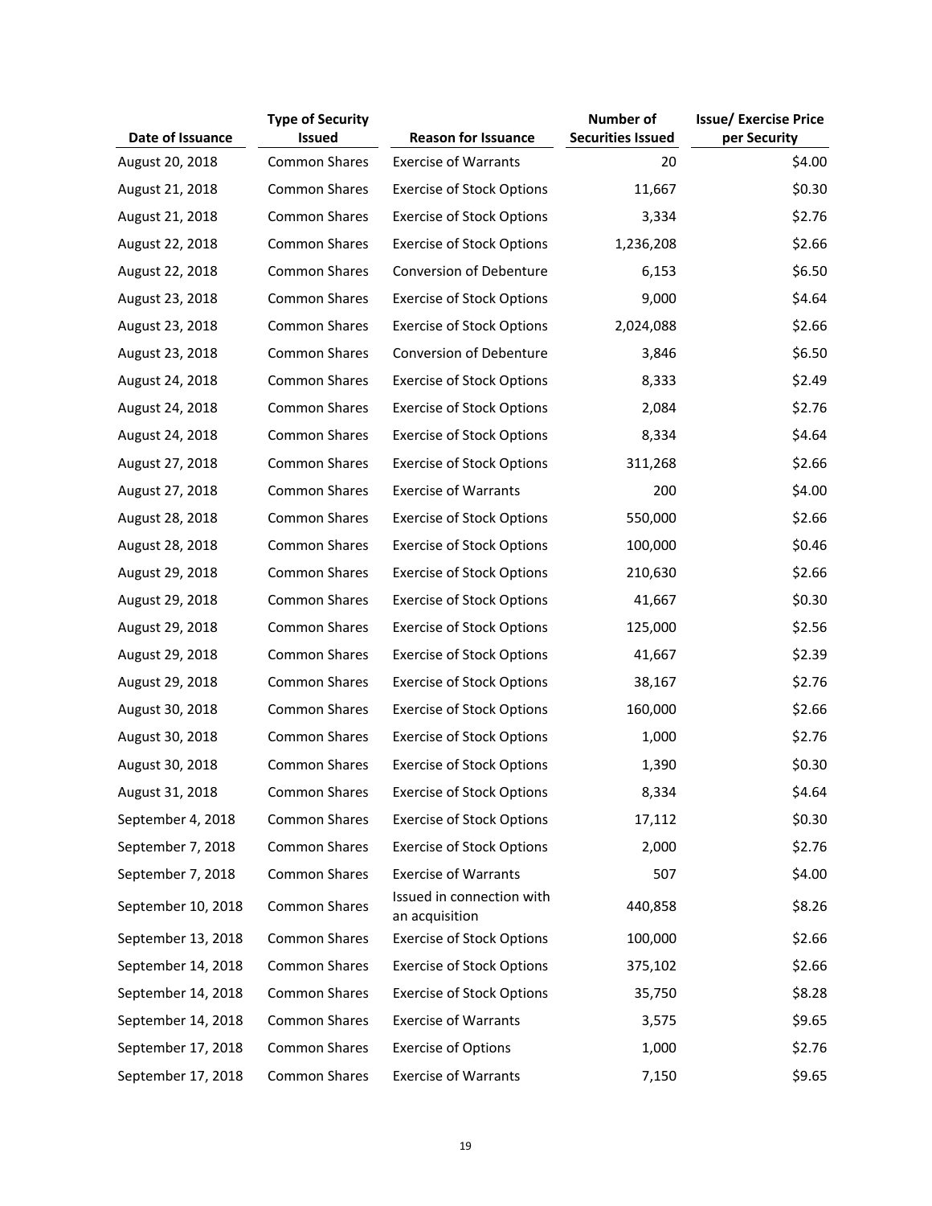| Date of Issuance | Type of Security Issued | Reason for Issuance | Number of Securities Issued | Issue/ Exercise Price per Security |
|---|---|---|---|---|
| August 20, 2018 | Common Shares | Exercise of Warrants | 20 | $4.00 |
| August 21, 2018 | Common Shares | Exercise of Stock Options | 11,667 | $0.30 |
| August 21, 2018 | Common Shares | Exercise of Stock Options | 3,334 | $2.76 |
| August 22, 2018 | Common Shares | Exercise of Stock Options | 1,236,208 | $2.66 |
| August 22, 2018 | Common Shares | Conversion of Debenture | 6,153 | $6.50 |
| August 23, 2018 | Common Shares | Exercise of Stock Options | 9,000 | $4.64 |
| August 23, 2018 | Common Shares | Exercise of Stock Options | 2,024,088 | $2.66 |
| August 23, 2018 | Common Shares | Conversion of Debenture | 3,846 | $6.50 |
| August 24, 2018 | Common Shares | Exercise of Stock Options | 8,333 | $2.49 |
| August 24, 2018 | Common Shares | Exercise of Stock Options | 2,084 | $2.76 |
| August 24, 2018 | Common Shares | Exercise of Stock Options | 8,334 | $4.64 |
| August 27, 2018 | Common Shares | Exercise of Stock Options | 311,268 | $2.66 |
| August 27, 2018 | Common Shares | Exercise of Warrants | 200 | $4.00 |
| August 28, 2018 | Common Shares | Exercise of Stock Options | 550,000 | $2.66 |
| August 28, 2018 | Common Shares | Exercise of Stock Options | 100,000 | $0.46 |
| August 29, 2018 | Common Shares | Exercise of Stock Options | 210,630 | $2.66 |
| August 29, 2018 | Common Shares | Exercise of Stock Options | 41,667 | $0.30 |
| August 29, 2018 | Common Shares | Exercise of Stock Options | 125,000 | $2.56 |
| August 29, 2018 | Common Shares | Exercise of Stock Options | 41,667 | $2.39 |
| August 29, 2018 | Common Shares | Exercise of Stock Options | 38,167 | $2.76 |
| August 30, 2018 | Common Shares | Exercise of Stock Options | 160,000 | $2.66 |
| August 30, 2018 | Common Shares | Exercise of Stock Options | 1,000 | $2.76 |
| August 30, 2018 | Common Shares | Exercise of Stock Options | 1,390 | $0.30 |
| August 31, 2018 | Common Shares | Exercise of Stock Options | 8,334 | $4.64 |
| September 4, 2018 | Common Shares | Exercise of Stock Options | 17,112 | $0.30 |
| September 7, 2018 | Common Shares | Exercise of Stock Options | 2,000 | $2.76 |
| September 7, 2018 | Common Shares | Exercise of Warrants | 507 | $4.00 |
| September 10, 2018 | Common Shares | Issued in connection with an acquisition | 440,858 | $8.26 |
| September 13, 2018 | Common Shares | Exercise of Stock Options | 100,000 | $2.66 |
| September 14, 2018 | Common Shares | Exercise of Stock Options | 375,102 | $2.66 |
| September 14, 2018 | Common Shares | Exercise of Stock Options | 35,750 | $8.28 |
| September 14, 2018 | Common Shares | Exercise of Warrants | 3,575 | $9.65 |
| September 17, 2018 | Common Shares | Exercise of Options | 1,000 | $2.76 |
| September 17, 2018 | Common Shares | Exercise of Warrants | 7,150 | $9.65 |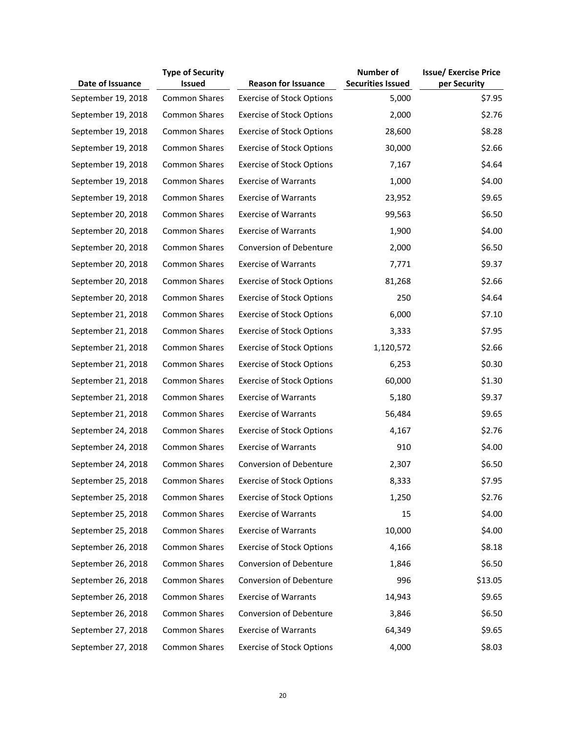| Date of Issuance | Type of Security Issued | Reason for Issuance | Number of Securities Issued | Issue/ Exercise Price per Security |
|---|---|---|---|---|
| September 19, 2018 | Common Shares | Exercise of Stock Options | 5,000 | $7.95 |
| September 19, 2018 | Common Shares | Exercise of Stock Options | 2,000 | $2.76 |
| September 19, 2018 | Common Shares | Exercise of Stock Options | 28,600 | $8.28 |
| September 19, 2018 | Common Shares | Exercise of Stock Options | 30,000 | $2.66 |
| September 19, 2018 | Common Shares | Exercise of Stock Options | 7,167 | $4.64 |
| September 19, 2018 | Common Shares | Exercise of Warrants | 1,000 | $4.00 |
| September 19, 2018 | Common Shares | Exercise of Warrants | 23,952 | $9.65 |
| September 20, 2018 | Common Shares | Exercise of Warrants | 99,563 | $6.50 |
| September 20, 2018 | Common Shares | Exercise of Warrants | 1,900 | $4.00 |
| September 20, 2018 | Common Shares | Conversion of Debenture | 2,000 | $6.50 |
| September 20, 2018 | Common Shares | Exercise of Warrants | 7,771 | $9.37 |
| September 20, 2018 | Common Shares | Exercise of Stock Options | 81,268 | $2.66 |
| September 20, 2018 | Common Shares | Exercise of Stock Options | 250 | $4.64 |
| September 21, 2018 | Common Shares | Exercise of Stock Options | 6,000 | $7.10 |
| September 21, 2018 | Common Shares | Exercise of Stock Options | 3,333 | $7.95 |
| September 21, 2018 | Common Shares | Exercise of Stock Options | 1,120,572 | $2.66 |
| September 21, 2018 | Common Shares | Exercise of Stock Options | 6,253 | $0.30 |
| September 21, 2018 | Common Shares | Exercise of Stock Options | 60,000 | $1.30 |
| September 21, 2018 | Common Shares | Exercise of Warrants | 5,180 | $9.37 |
| September 21, 2018 | Common Shares | Exercise of Warrants | 56,484 | $9.65 |
| September 24, 2018 | Common Shares | Exercise of Stock Options | 4,167 | $2.76 |
| September 24, 2018 | Common Shares | Exercise of Warrants | 910 | $4.00 |
| September 24, 2018 | Common Shares | Conversion of Debenture | 2,307 | $6.50 |
| September 25, 2018 | Common Shares | Exercise of Stock Options | 8,333 | $7.95 |
| September 25, 2018 | Common Shares | Exercise of Stock Options | 1,250 | $2.76 |
| September 25, 2018 | Common Shares | Exercise of Warrants | 15 | $4.00 |
| September 25, 2018 | Common Shares | Exercise of Warrants | 10,000 | $4.00 |
| September 26, 2018 | Common Shares | Exercise of Stock Options | 4,166 | $8.18 |
| September 26, 2018 | Common Shares | Conversion of Debenture | 1,846 | $6.50 |
| September 26, 2018 | Common Shares | Conversion of Debenture | 996 | $13.05 |
| September 26, 2018 | Common Shares | Exercise of Warrants | 14,943 | $9.65 |
| September 26, 2018 | Common Shares | Conversion of Debenture | 3,846 | $6.50 |
| September 27, 2018 | Common Shares | Exercise of Warrants | 64,349 | $9.65 |
| September 27, 2018 | Common Shares | Exercise of Stock Options | 4,000 | $8.03 |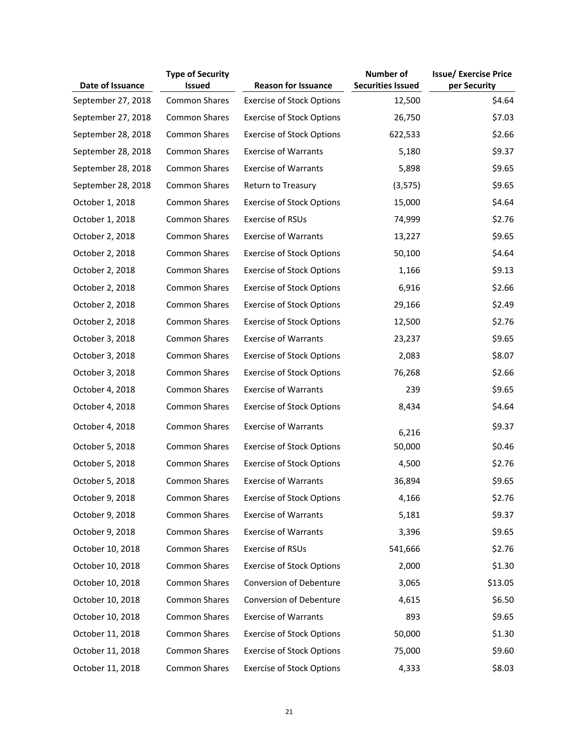| Date of Issuance | Type of Security Issued | Reason for Issuance | Number of Securities Issued | Issue/ Exercise Price per Security |
|---|---|---|---|---|
| September 27, 2018 | Common Shares | Exercise of Stock Options | 12,500 | $4.64 |
| September 27, 2018 | Common Shares | Exercise of Stock Options | 26,750 | $7.03 |
| September 28, 2018 | Common Shares | Exercise of Stock Options | 622,533 | $2.66 |
| September 28, 2018 | Common Shares | Exercise of Warrants | 5,180 | $9.37 |
| September 28, 2018 | Common Shares | Exercise of Warrants | 5,898 | $9.65 |
| September 28, 2018 | Common Shares | Return to Treasury | (3,575) | $9.65 |
| October 1, 2018 | Common Shares | Exercise of Stock Options | 15,000 | $4.64 |
| October 1, 2018 | Common Shares | Exercise of RSUs | 74,999 | $2.76 |
| October 2, 2018 | Common Shares | Exercise of Warrants | 13,227 | $9.65 |
| October 2, 2018 | Common Shares | Exercise of Stock Options | 50,100 | $4.64 |
| October 2, 2018 | Common Shares | Exercise of Stock Options | 1,166 | $9.13 |
| October 2, 2018 | Common Shares | Exercise of Stock Options | 6,916 | $2.66 |
| October 2, 2018 | Common Shares | Exercise of Stock Options | 29,166 | $2.49 |
| October 2, 2018 | Common Shares | Exercise of Stock Options | 12,500 | $2.76 |
| October 3, 2018 | Common Shares | Exercise of Warrants | 23,237 | $9.65 |
| October 3, 2018 | Common Shares | Exercise of Stock Options | 2,083 | $8.07 |
| October 3, 2018 | Common Shares | Exercise of Stock Options | 76,268 | $2.66 |
| October 4, 2018 | Common Shares | Exercise of Warrants | 239 | $9.65 |
| October 4, 2018 | Common Shares | Exercise of Stock Options | 8,434 | $4.64 |
| October 4, 2018 | Common Shares | Exercise of Warrants | 6,216 | $9.37 |
| October 5, 2018 | Common Shares | Exercise of Stock Options | 50,000 | $0.46 |
| October 5, 2018 | Common Shares | Exercise of Stock Options | 4,500 | $2.76 |
| October 5, 2018 | Common Shares | Exercise of Warrants | 36,894 | $9.65 |
| October 9, 2018 | Common Shares | Exercise of Stock Options | 4,166 | $2.76 |
| October 9, 2018 | Common Shares | Exercise of Warrants | 5,181 | $9.37 |
| October 9, 2018 | Common Shares | Exercise of Warrants | 3,396 | $9.65 |
| October 10, 2018 | Common Shares | Exercise of RSUs | 541,666 | $2.76 |
| October 10, 2018 | Common Shares | Exercise of Stock Options | 2,000 | $1.30 |
| October 10, 2018 | Common Shares | Conversion of Debenture | 3,065 | $13.05 |
| October 10, 2018 | Common Shares | Conversion of Debenture | 4,615 | $6.50 |
| October 10, 2018 | Common Shares | Exercise of Warrants | 893 | $9.65 |
| October 11, 2018 | Common Shares | Exercise of Stock Options | 50,000 | $1.30 |
| October 11, 2018 | Common Shares | Exercise of Stock Options | 75,000 | $9.60 |
| October 11, 2018 | Common Shares | Exercise of Stock Options | 4,333 | $8.03 |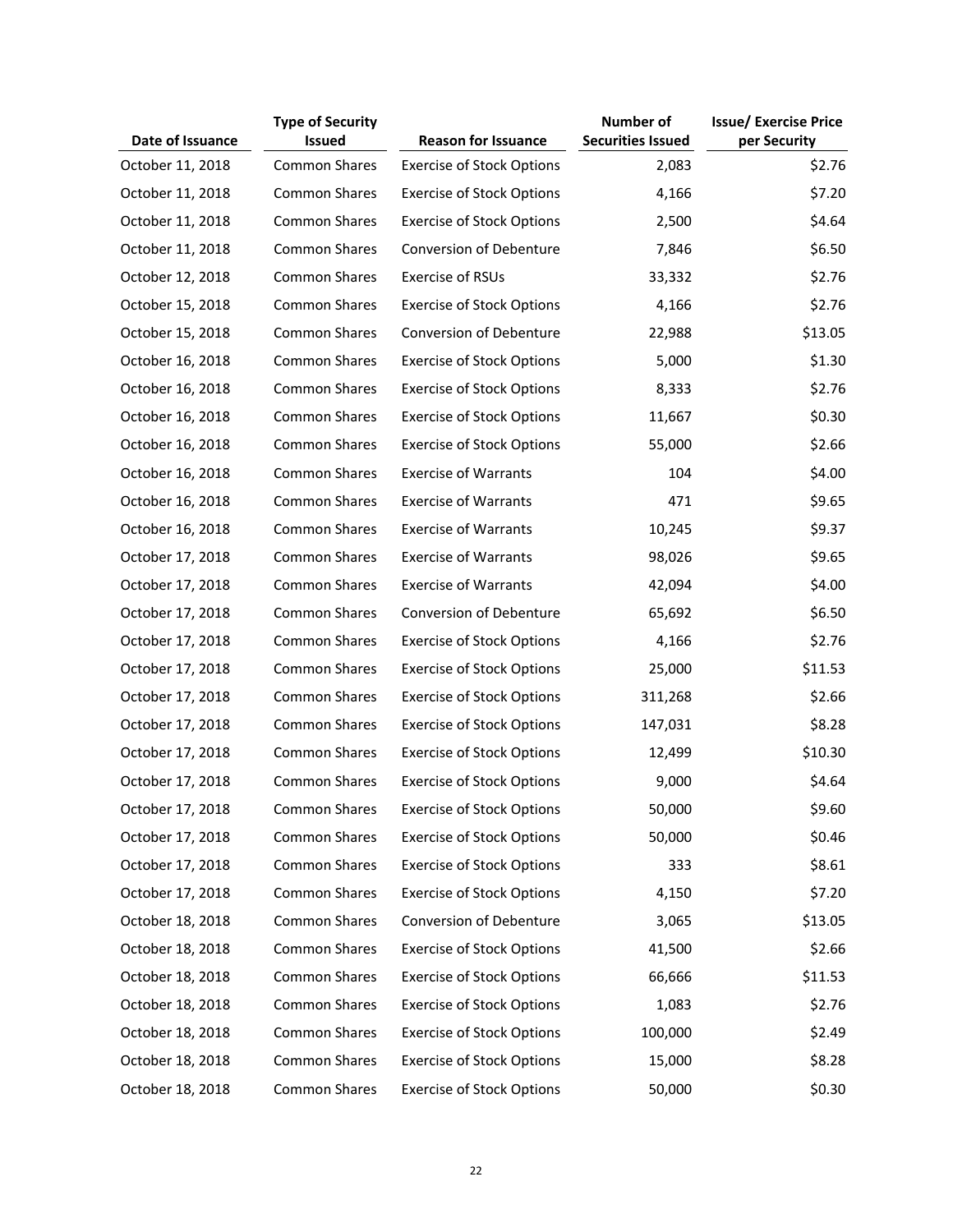| Date of Issuance | Type of Security Issued | Reason for Issuance | Number of Securities Issued | Issue/ Exercise Price per Security |
|---|---|---|---|---|
| October 11, 2018 | Common Shares | Exercise of Stock Options | 2,083 | $2.76 |
| October 11, 2018 | Common Shares | Exercise of Stock Options | 4,166 | $7.20 |
| October 11, 2018 | Common Shares | Exercise of Stock Options | 2,500 | $4.64 |
| October 11, 2018 | Common Shares | Conversion of Debenture | 7,846 | $6.50 |
| October 12, 2018 | Common Shares | Exercise of RSUs | 33,332 | $2.76 |
| October 15, 2018 | Common Shares | Exercise of Stock Options | 4,166 | $2.76 |
| October 15, 2018 | Common Shares | Conversion of Debenture | 22,988 | $13.05 |
| October 16, 2018 | Common Shares | Exercise of Stock Options | 5,000 | $1.30 |
| October 16, 2018 | Common Shares | Exercise of Stock Options | 8,333 | $2.76 |
| October 16, 2018 | Common Shares | Exercise of Stock Options | 11,667 | $0.30 |
| October 16, 2018 | Common Shares | Exercise of Stock Options | 55,000 | $2.66 |
| October 16, 2018 | Common Shares | Exercise of Warrants | 104 | $4.00 |
| October 16, 2018 | Common Shares | Exercise of Warrants | 471 | $9.65 |
| October 16, 2018 | Common Shares | Exercise of Warrants | 10,245 | $9.37 |
| October 17, 2018 | Common Shares | Exercise of Warrants | 98,026 | $9.65 |
| October 17, 2018 | Common Shares | Exercise of Warrants | 42,094 | $4.00 |
| October 17, 2018 | Common Shares | Conversion of Debenture | 65,692 | $6.50 |
| October 17, 2018 | Common Shares | Exercise of Stock Options | 4,166 | $2.76 |
| October 17, 2018 | Common Shares | Exercise of Stock Options | 25,000 | $11.53 |
| October 17, 2018 | Common Shares | Exercise of Stock Options | 311,268 | $2.66 |
| October 17, 2018 | Common Shares | Exercise of Stock Options | 147,031 | $8.28 |
| October 17, 2018 | Common Shares | Exercise of Stock Options | 12,499 | $10.30 |
| October 17, 2018 | Common Shares | Exercise of Stock Options | 9,000 | $4.64 |
| October 17, 2018 | Common Shares | Exercise of Stock Options | 50,000 | $9.60 |
| October 17, 2018 | Common Shares | Exercise of Stock Options | 50,000 | $0.46 |
| October 17, 2018 | Common Shares | Exercise of Stock Options | 333 | $8.61 |
| October 17, 2018 | Common Shares | Exercise of Stock Options | 4,150 | $7.20 |
| October 18, 2018 | Common Shares | Conversion of Debenture | 3,065 | $13.05 |
| October 18, 2018 | Common Shares | Exercise of Stock Options | 41,500 | $2.66 |
| October 18, 2018 | Common Shares | Exercise of Stock Options | 66,666 | $11.53 |
| October 18, 2018 | Common Shares | Exercise of Stock Options | 1,083 | $2.76 |
| October 18, 2018 | Common Shares | Exercise of Stock Options | 100,000 | $2.49 |
| October 18, 2018 | Common Shares | Exercise of Stock Options | 15,000 | $8.28 |
| October 18, 2018 | Common Shares | Exercise of Stock Options | 50,000 | $0.30 |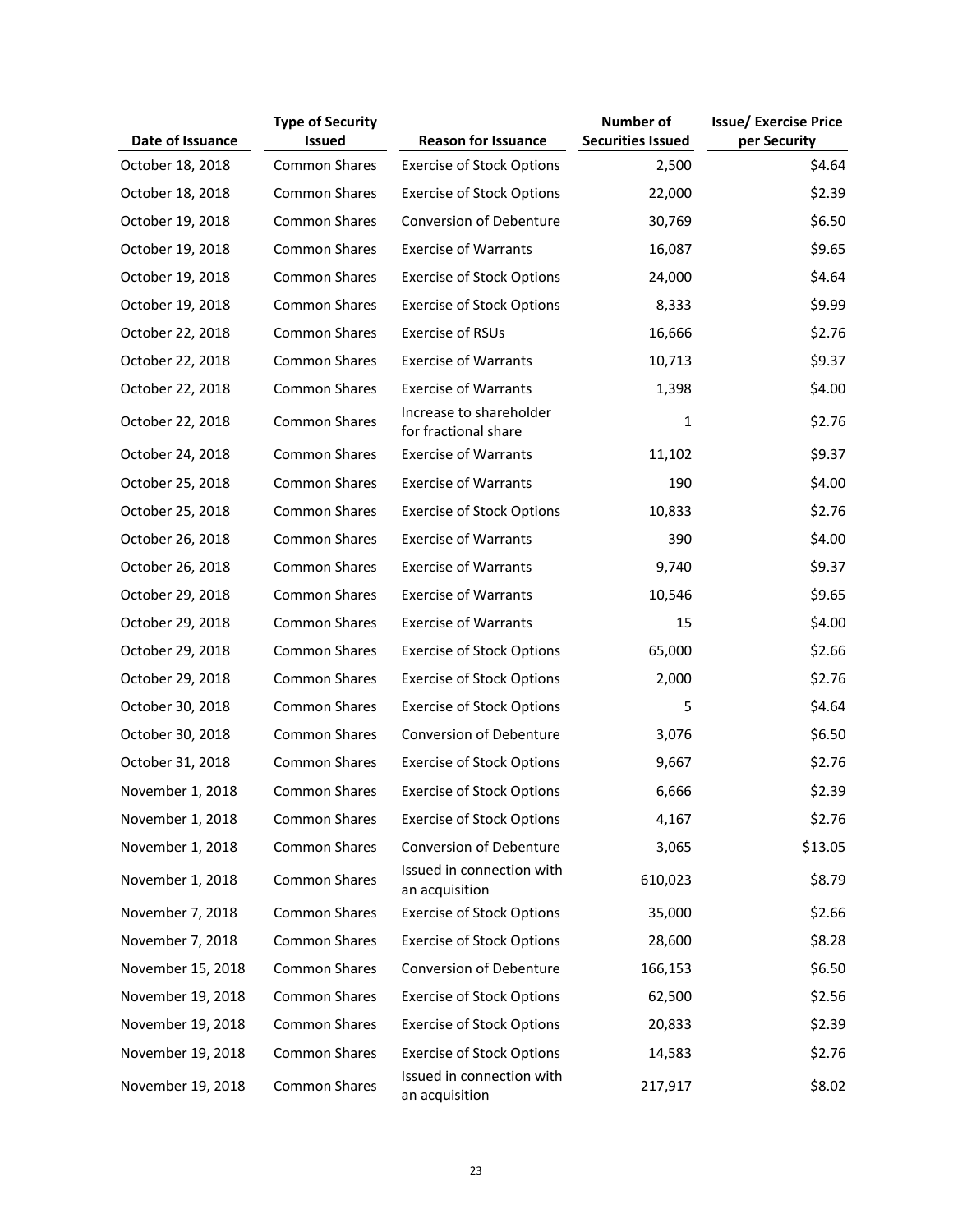| Date of Issuance | Type of Security Issued | Reason for Issuance | Number of Securities Issued | Issue/ Exercise Price per Security |
|---|---|---|---|---|
| October 18, 2018 | Common Shares | Exercise of Stock Options | 2,500 | $4.64 |
| October 18, 2018 | Common Shares | Exercise of Stock Options | 22,000 | $2.39 |
| October 19, 2018 | Common Shares | Conversion of Debenture | 30,769 | $6.50 |
| October 19, 2018 | Common Shares | Exercise of Warrants | 16,087 | $9.65 |
| October 19, 2018 | Common Shares | Exercise of Stock Options | 24,000 | $4.64 |
| October 19, 2018 | Common Shares | Exercise of Stock Options | 8,333 | $9.99 |
| October 22, 2018 | Common Shares | Exercise of RSUs | 16,666 | $2.76 |
| October 22, 2018 | Common Shares | Exercise of Warrants | 10,713 | $9.37 |
| October 22, 2018 | Common Shares | Exercise of Warrants | 1,398 | $4.00 |
| October 22, 2018 | Common Shares | Increase to shareholder for fractional share | 1 | $2.76 |
| October 24, 2018 | Common Shares | Exercise of Warrants | 11,102 | $9.37 |
| October 25, 2018 | Common Shares | Exercise of Warrants | 190 | $4.00 |
| October 25, 2018 | Common Shares | Exercise of Stock Options | 10,833 | $2.76 |
| October 26, 2018 | Common Shares | Exercise of Warrants | 390 | $4.00 |
| October 26, 2018 | Common Shares | Exercise of Warrants | 9,740 | $9.37 |
| October 29, 2018 | Common Shares | Exercise of Warrants | 10,546 | $9.65 |
| October 29, 2018 | Common Shares | Exercise of Warrants | 15 | $4.00 |
| October 29, 2018 | Common Shares | Exercise of Stock Options | 65,000 | $2.66 |
| October 29, 2018 | Common Shares | Exercise of Stock Options | 2,000 | $2.76 |
| October 30, 2018 | Common Shares | Exercise of Stock Options | 5 | $4.64 |
| October 30, 2018 | Common Shares | Conversion of Debenture | 3,076 | $6.50 |
| October 31, 2018 | Common Shares | Exercise of Stock Options | 9,667 | $2.76 |
| November 1, 2018 | Common Shares | Exercise of Stock Options | 6,666 | $2.39 |
| November 1, 2018 | Common Shares | Exercise of Stock Options | 4,167 | $2.76 |
| November 1, 2018 | Common Shares | Conversion of Debenture | 3,065 | $13.05 |
| November 1, 2018 | Common Shares | Issued in connection with an acquisition | 610,023 | $8.79 |
| November 7, 2018 | Common Shares | Exercise of Stock Options | 35,000 | $2.66 |
| November 7, 2018 | Common Shares | Exercise of Stock Options | 28,600 | $8.28 |
| November 15, 2018 | Common Shares | Conversion of Debenture | 166,153 | $6.50 |
| November 19, 2018 | Common Shares | Exercise of Stock Options | 62,500 | $2.56 |
| November 19, 2018 | Common Shares | Exercise of Stock Options | 20,833 | $2.39 |
| November 19, 2018 | Common Shares | Exercise of Stock Options | 14,583 | $2.76 |
| November 19, 2018 | Common Shares | Issued in connection with an acquisition | 217,917 | $8.02 |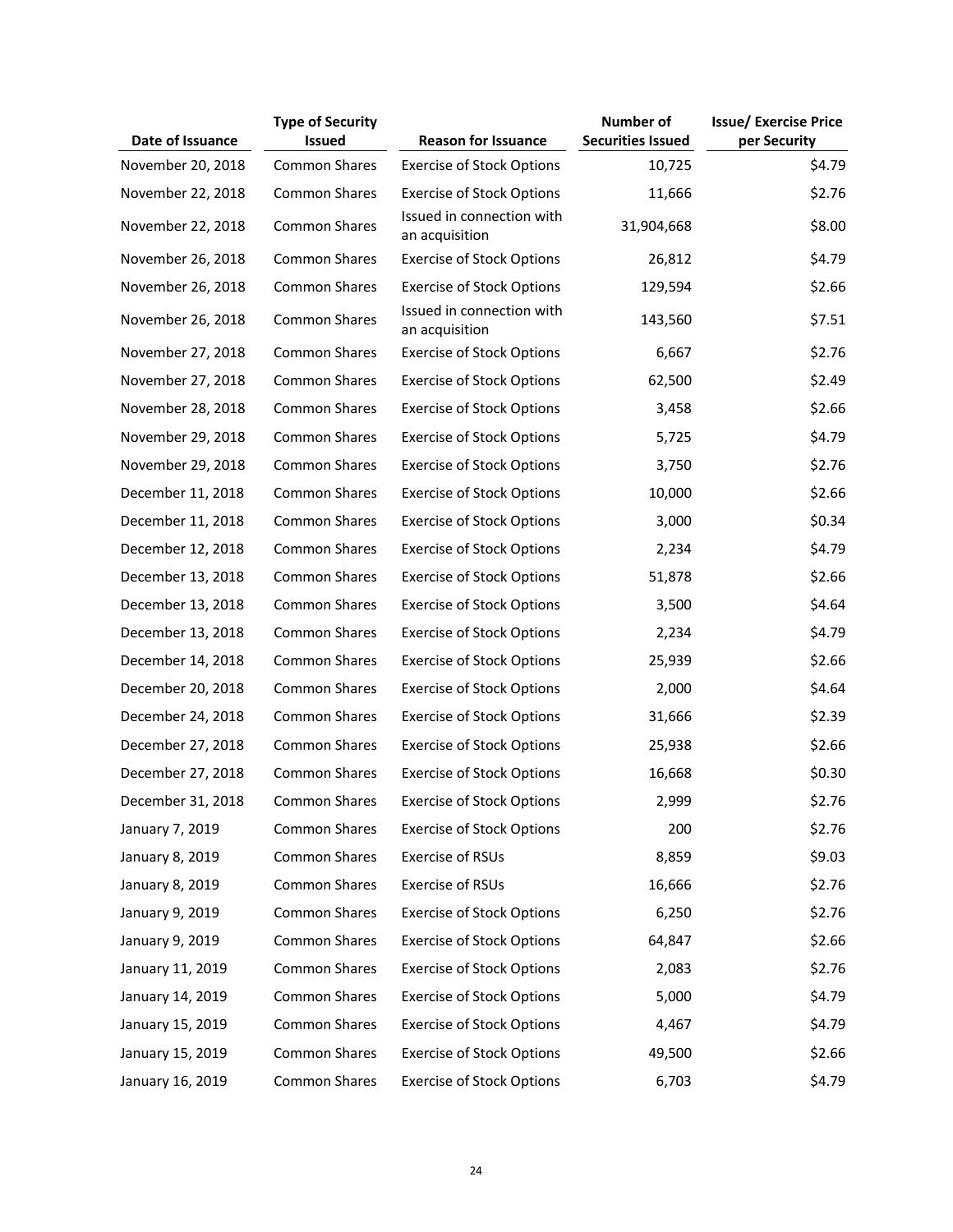| Date of Issuance | Type of Security Issued | Reason for Issuance | Number of Securities Issued | Issue/ Exercise Price per Security |
|---|---|---|---|---|
| November 20, 2018 | Common Shares | Exercise of Stock Options | 10,725 | $4.79 |
| November 22, 2018 | Common Shares | Exercise of Stock Options | 11,666 | $2.76 |
| November 22, 2018 | Common Shares | Issued in connection with an acquisition | 31,904,668 | $8.00 |
| November 26, 2018 | Common Shares | Exercise of Stock Options | 26,812 | $4.79 |
| November 26, 2018 | Common Shares | Exercise of Stock Options | 129,594 | $2.66 |
| November 26, 2018 | Common Shares | Issued in connection with an acquisition | 143,560 | $7.51 |
| November 27, 2018 | Common Shares | Exercise of Stock Options | 6,667 | $2.76 |
| November 27, 2018 | Common Shares | Exercise of Stock Options | 62,500 | $2.49 |
| November 28, 2018 | Common Shares | Exercise of Stock Options | 3,458 | $2.66 |
| November 29, 2018 | Common Shares | Exercise of Stock Options | 5,725 | $4.79 |
| November 29, 2018 | Common Shares | Exercise of Stock Options | 3,750 | $2.76 |
| December 11, 2018 | Common Shares | Exercise of Stock Options | 10,000 | $2.66 |
| December 11, 2018 | Common Shares | Exercise of Stock Options | 3,000 | $0.34 |
| December 12, 2018 | Common Shares | Exercise of Stock Options | 2,234 | $4.79 |
| December 13, 2018 | Common Shares | Exercise of Stock Options | 51,878 | $2.66 |
| December 13, 2018 | Common Shares | Exercise of Stock Options | 3,500 | $4.64 |
| December 13, 2018 | Common Shares | Exercise of Stock Options | 2,234 | $4.79 |
| December 14, 2018 | Common Shares | Exercise of Stock Options | 25,939 | $2.66 |
| December 20, 2018 | Common Shares | Exercise of Stock Options | 2,000 | $4.64 |
| December 24, 2018 | Common Shares | Exercise of Stock Options | 31,666 | $2.39 |
| December 27, 2018 | Common Shares | Exercise of Stock Options | 25,938 | $2.66 |
| December 27, 2018 | Common Shares | Exercise of Stock Options | 16,668 | $0.30 |
| December 31, 2018 | Common Shares | Exercise of Stock Options | 2,999 | $2.76 |
| January 7, 2019 | Common Shares | Exercise of Stock Options | 200 | $2.76 |
| January 8, 2019 | Common Shares | Exercise of RSUs | 8,859 | $9.03 |
| January 8, 2019 | Common Shares | Exercise of RSUs | 16,666 | $2.76 |
| January 9, 2019 | Common Shares | Exercise of Stock Options | 6,250 | $2.76 |
| January 9, 2019 | Common Shares | Exercise of Stock Options | 64,847 | $2.66 |
| January 11, 2019 | Common Shares | Exercise of Stock Options | 2,083 | $2.76 |
| January 14, 2019 | Common Shares | Exercise of Stock Options | 5,000 | $4.79 |
| January 15, 2019 | Common Shares | Exercise of Stock Options | 4,467 | $4.79 |
| January 15, 2019 | Common Shares | Exercise of Stock Options | 49,500 | $2.66 |
| January 16, 2019 | Common Shares | Exercise of Stock Options | 6,703 | $4.79 |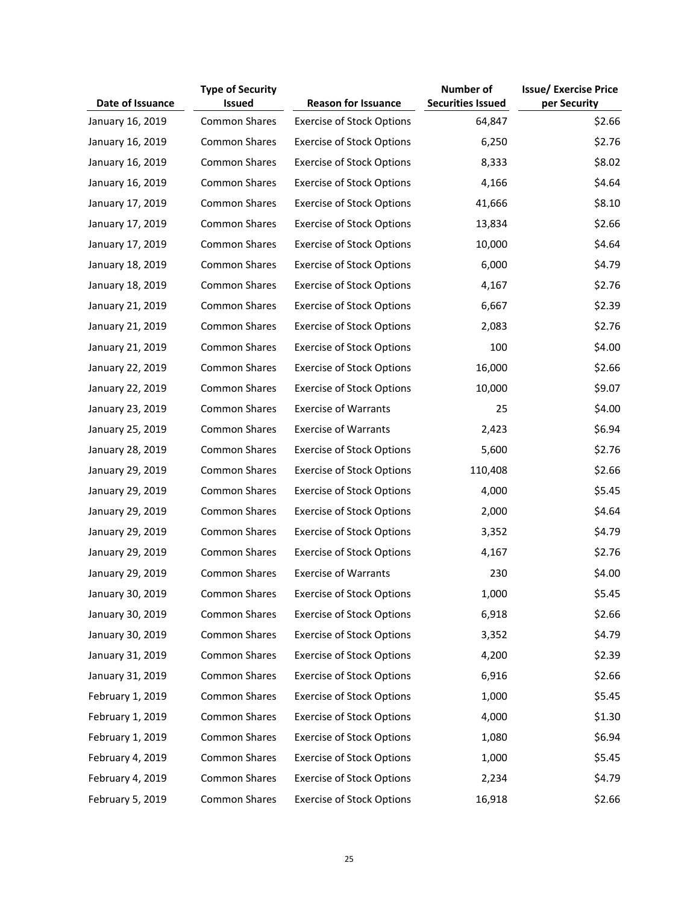| Date of Issuance | Type of Security Issued | Reason for Issuance | Number of Securities Issued | Issue/ Exercise Price per Security |
|---|---|---|---|---|
| January 16, 2019 | Common Shares | Exercise of Stock Options | 64,847 | $2.66 |
| January 16, 2019 | Common Shares | Exercise of Stock Options | 6,250 | $2.76 |
| January 16, 2019 | Common Shares | Exercise of Stock Options | 8,333 | $8.02 |
| January 16, 2019 | Common Shares | Exercise of Stock Options | 4,166 | $4.64 |
| January 17, 2019 | Common Shares | Exercise of Stock Options | 41,666 | $8.10 |
| January 17, 2019 | Common Shares | Exercise of Stock Options | 13,834 | $2.66 |
| January 17, 2019 | Common Shares | Exercise of Stock Options | 10,000 | $4.64 |
| January 18, 2019 | Common Shares | Exercise of Stock Options | 6,000 | $4.79 |
| January 18, 2019 | Common Shares | Exercise of Stock Options | 4,167 | $2.76 |
| January 21, 2019 | Common Shares | Exercise of Stock Options | 6,667 | $2.39 |
| January 21, 2019 | Common Shares | Exercise of Stock Options | 2,083 | $2.76 |
| January 21, 2019 | Common Shares | Exercise of Stock Options | 100 | $4.00 |
| January 22, 2019 | Common Shares | Exercise of Stock Options | 16,000 | $2.66 |
| January 22, 2019 | Common Shares | Exercise of Stock Options | 10,000 | $9.07 |
| January 23, 2019 | Common Shares | Exercise of Warrants | 25 | $4.00 |
| January 25, 2019 | Common Shares | Exercise of Warrants | 2,423 | $6.94 |
| January 28, 2019 | Common Shares | Exercise of Stock Options | 5,600 | $2.76 |
| January 29, 2019 | Common Shares | Exercise of Stock Options | 110,408 | $2.66 |
| January 29, 2019 | Common Shares | Exercise of Stock Options | 4,000 | $5.45 |
| January 29, 2019 | Common Shares | Exercise of Stock Options | 2,000 | $4.64 |
| January 29, 2019 | Common Shares | Exercise of Stock Options | 3,352 | $4.79 |
| January 29, 2019 | Common Shares | Exercise of Stock Options | 4,167 | $2.76 |
| January 29, 2019 | Common Shares | Exercise of Warrants | 230 | $4.00 |
| January 30, 2019 | Common Shares | Exercise of Stock Options | 1,000 | $5.45 |
| January 30, 2019 | Common Shares | Exercise of Stock Options | 6,918 | $2.66 |
| January 30, 2019 | Common Shares | Exercise of Stock Options | 3,352 | $4.79 |
| January 31, 2019 | Common Shares | Exercise of Stock Options | 4,200 | $2.39 |
| January 31, 2019 | Common Shares | Exercise of Stock Options | 6,916 | $2.66 |
| February 1, 2019 | Common Shares | Exercise of Stock Options | 1,000 | $5.45 |
| February 1, 2019 | Common Shares | Exercise of Stock Options | 4,000 | $1.30 |
| February 1, 2019 | Common Shares | Exercise of Stock Options | 1,080 | $6.94 |
| February 4, 2019 | Common Shares | Exercise of Stock Options | 1,000 | $5.45 |
| February 4, 2019 | Common Shares | Exercise of Stock Options | 2,234 | $4.79 |
| February 5, 2019 | Common Shares | Exercise of Stock Options | 16,918 | $2.66 |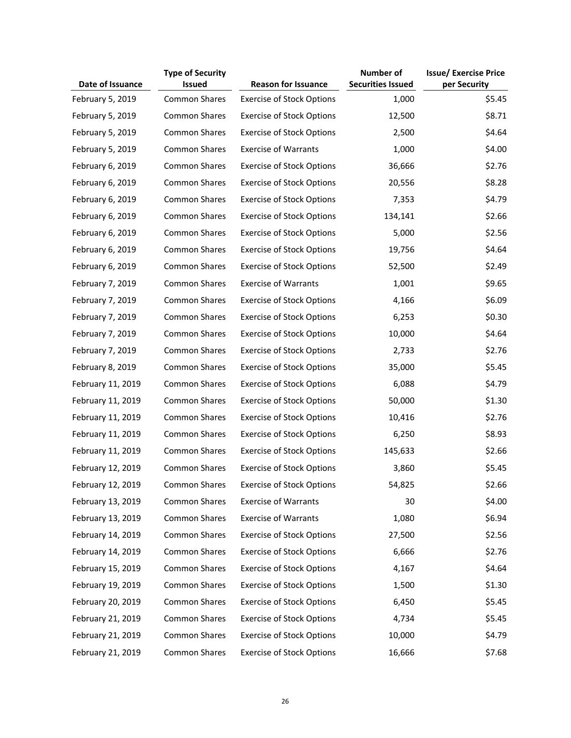| Date of Issuance | Type of Security Issued | Reason for Issuance | Number of Securities Issued | Issue/ Exercise Price per Security |
|---|---|---|---|---|
| February 5, 2019 | Common Shares | Exercise of Stock Options | 1,000 | $5.45 |
| February 5, 2019 | Common Shares | Exercise of Stock Options | 12,500 | $8.71 |
| February 5, 2019 | Common Shares | Exercise of Stock Options | 2,500 | $4.64 |
| February 5, 2019 | Common Shares | Exercise of Warrants | 1,000 | $4.00 |
| February 6, 2019 | Common Shares | Exercise of Stock Options | 36,666 | $2.76 |
| February 6, 2019 | Common Shares | Exercise of Stock Options | 20,556 | $8.28 |
| February 6, 2019 | Common Shares | Exercise of Stock Options | 7,353 | $4.79 |
| February 6, 2019 | Common Shares | Exercise of Stock Options | 134,141 | $2.66 |
| February 6, 2019 | Common Shares | Exercise of Stock Options | 5,000 | $2.56 |
| February 6, 2019 | Common Shares | Exercise of Stock Options | 19,756 | $4.64 |
| February 6, 2019 | Common Shares | Exercise of Stock Options | 52,500 | $2.49 |
| February 7, 2019 | Common Shares | Exercise of Warrants | 1,001 | $9.65 |
| February 7, 2019 | Common Shares | Exercise of Stock Options | 4,166 | $6.09 |
| February 7, 2019 | Common Shares | Exercise of Stock Options | 6,253 | $0.30 |
| February 7, 2019 | Common Shares | Exercise of Stock Options | 10,000 | $4.64 |
| February 7, 2019 | Common Shares | Exercise of Stock Options | 2,733 | $2.76 |
| February 8, 2019 | Common Shares | Exercise of Stock Options | 35,000 | $5.45 |
| February 11, 2019 | Common Shares | Exercise of Stock Options | 6,088 | $4.79 |
| February 11, 2019 | Common Shares | Exercise of Stock Options | 50,000 | $1.30 |
| February 11, 2019 | Common Shares | Exercise of Stock Options | 10,416 | $2.76 |
| February 11, 2019 | Common Shares | Exercise of Stock Options | 6,250 | $8.93 |
| February 11, 2019 | Common Shares | Exercise of Stock Options | 145,633 | $2.66 |
| February 12, 2019 | Common Shares | Exercise of Stock Options | 3,860 | $5.45 |
| February 12, 2019 | Common Shares | Exercise of Stock Options | 54,825 | $2.66 |
| February 13, 2019 | Common Shares | Exercise of Warrants | 30 | $4.00 |
| February 13, 2019 | Common Shares | Exercise of Warrants | 1,080 | $6.94 |
| February 14, 2019 | Common Shares | Exercise of Stock Options | 27,500 | $2.56 |
| February 14, 2019 | Common Shares | Exercise of Stock Options | 6,666 | $2.76 |
| February 15, 2019 | Common Shares | Exercise of Stock Options | 4,167 | $4.64 |
| February 19, 2019 | Common Shares | Exercise of Stock Options | 1,500 | $1.30 |
| February 20, 2019 | Common Shares | Exercise of Stock Options | 6,450 | $5.45 |
| February 21, 2019 | Common Shares | Exercise of Stock Options | 4,734 | $5.45 |
| February 21, 2019 | Common Shares | Exercise of Stock Options | 10,000 | $4.79 |
| February 21, 2019 | Common Shares | Exercise of Stock Options | 16,666 | $7.68 |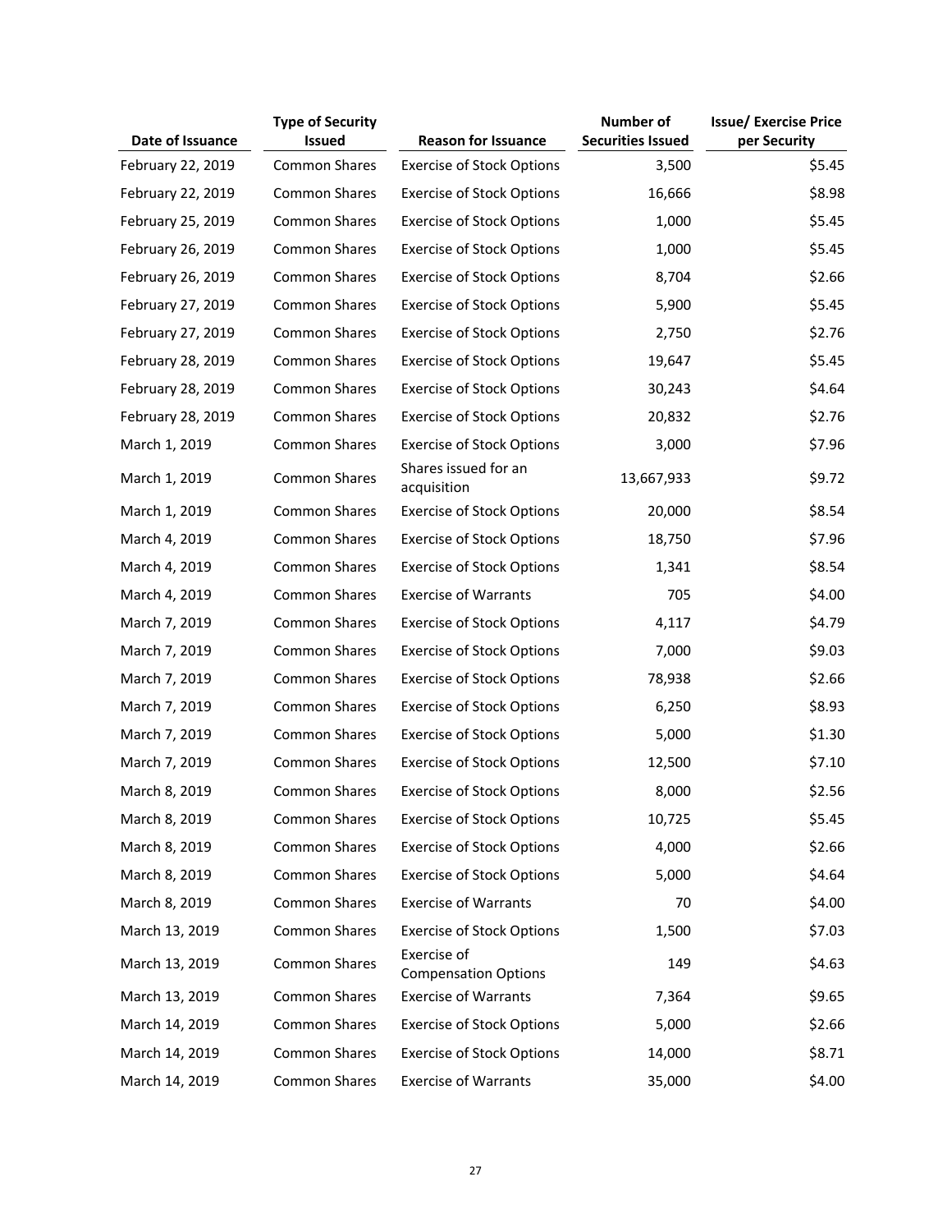| Date of Issuance | Type of Security Issued | Reason for Issuance | Number of Securities Issued | Issue/ Exercise Price per Security |
|---|---|---|---|---|
| February 22, 2019 | Common Shares | Exercise of Stock Options | 3,500 | $5.45 |
| February 22, 2019 | Common Shares | Exercise of Stock Options | 16,666 | $8.98 |
| February 25, 2019 | Common Shares | Exercise of Stock Options | 1,000 | $5.45 |
| February 26, 2019 | Common Shares | Exercise of Stock Options | 1,000 | $5.45 |
| February 26, 2019 | Common Shares | Exercise of Stock Options | 8,704 | $2.66 |
| February 27, 2019 | Common Shares | Exercise of Stock Options | 5,900 | $5.45 |
| February 27, 2019 | Common Shares | Exercise of Stock Options | 2,750 | $2.76 |
| February 28, 2019 | Common Shares | Exercise of Stock Options | 19,647 | $5.45 |
| February 28, 2019 | Common Shares | Exercise of Stock Options | 30,243 | $4.64 |
| February 28, 2019 | Common Shares | Exercise of Stock Options | 20,832 | $2.76 |
| March 1, 2019 | Common Shares | Exercise of Stock Options | 3,000 | $7.96 |
| March 1, 2019 | Common Shares | Shares issued for an acquisition | 13,667,933 | $9.72 |
| March 1, 2019 | Common Shares | Exercise of Stock Options | 20,000 | $8.54 |
| March 4, 2019 | Common Shares | Exercise of Stock Options | 18,750 | $7.96 |
| March 4, 2019 | Common Shares | Exercise of Stock Options | 1,341 | $8.54 |
| March 4, 2019 | Common Shares | Exercise of Warrants | 705 | $4.00 |
| March 7, 2019 | Common Shares | Exercise of Stock Options | 4,117 | $4.79 |
| March 7, 2019 | Common Shares | Exercise of Stock Options | 7,000 | $9.03 |
| March 7, 2019 | Common Shares | Exercise of Stock Options | 78,938 | $2.66 |
| March 7, 2019 | Common Shares | Exercise of Stock Options | 6,250 | $8.93 |
| March 7, 2019 | Common Shares | Exercise of Stock Options | 5,000 | $1.30 |
| March 7, 2019 | Common Shares | Exercise of Stock Options | 12,500 | $7.10 |
| March 8, 2019 | Common Shares | Exercise of Stock Options | 8,000 | $2.56 |
| March 8, 2019 | Common Shares | Exercise of Stock Options | 10,725 | $5.45 |
| March 8, 2019 | Common Shares | Exercise of Stock Options | 4,000 | $2.66 |
| March 8, 2019 | Common Shares | Exercise of Stock Options | 5,000 | $4.64 |
| March 8, 2019 | Common Shares | Exercise of Warrants | 70 | $4.00 |
| March 13, 2019 | Common Shares | Exercise of Stock Options | 1,500 | $7.03 |
| March 13, 2019 | Common Shares | Exercise of Compensation Options | 149 | $4.63 |
| March 13, 2019 | Common Shares | Exercise of Warrants | 7,364 | $9.65 |
| March 14, 2019 | Common Shares | Exercise of Stock Options | 5,000 | $2.66 |
| March 14, 2019 | Common Shares | Exercise of Stock Options | 14,000 | $8.71 |
| March 14, 2019 | Common Shares | Exercise of Warrants | 35,000 | $4.00 |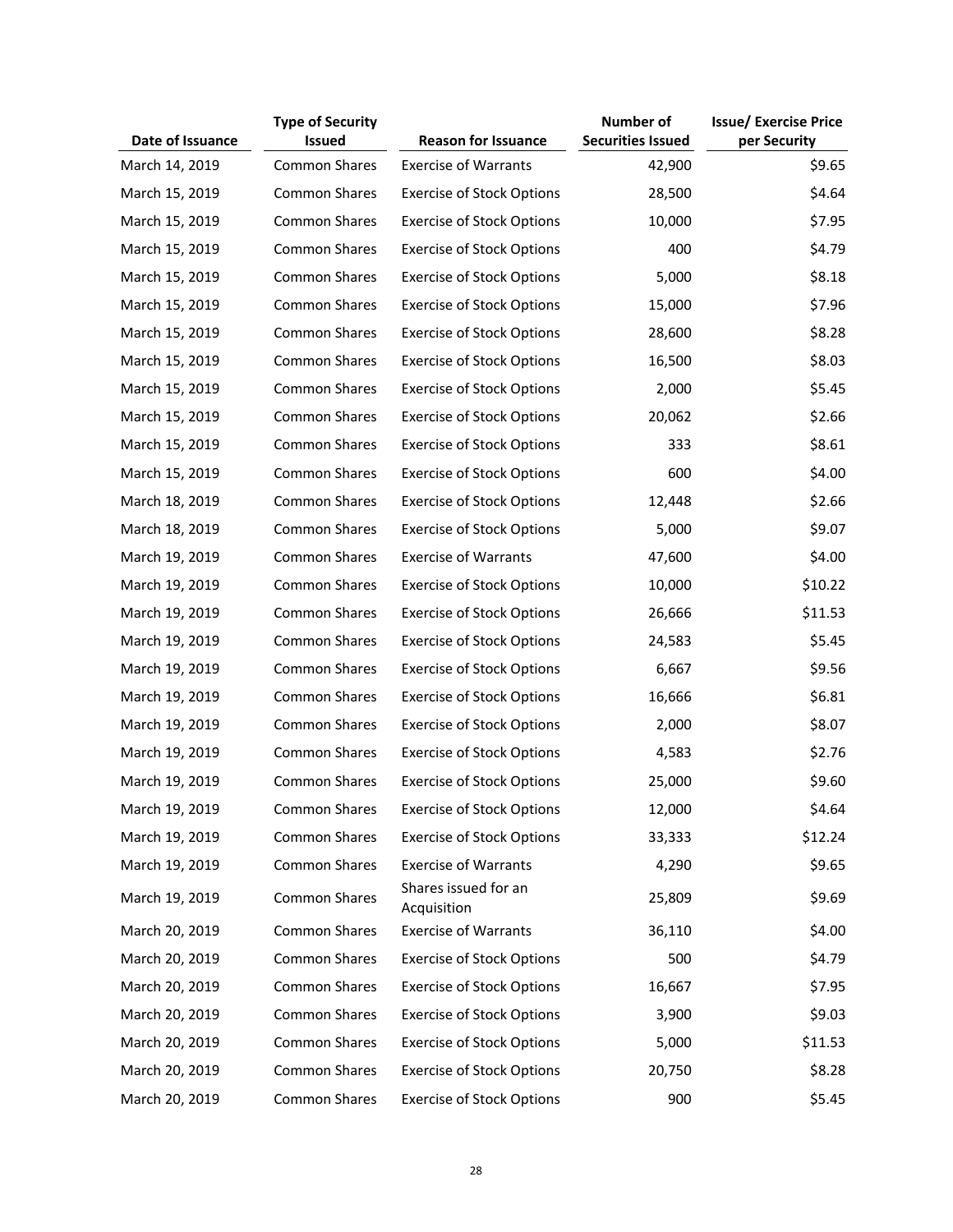| Date of Issuance | Type of Security Issued | Reason for Issuance | Number of Securities Issued | Issue/ Exercise Price per Security |
|---|---|---|---|---|
| March 14, 2019 | Common Shares | Exercise of Warrants | 42,900 | $9.65 |
| March 15, 2019 | Common Shares | Exercise of Stock Options | 28,500 | $4.64 |
| March 15, 2019 | Common Shares | Exercise of Stock Options | 10,000 | $7.95 |
| March 15, 2019 | Common Shares | Exercise of Stock Options | 400 | $4.79 |
| March 15, 2019 | Common Shares | Exercise of Stock Options | 5,000 | $8.18 |
| March 15, 2019 | Common Shares | Exercise of Stock Options | 15,000 | $7.96 |
| March 15, 2019 | Common Shares | Exercise of Stock Options | 28,600 | $8.28 |
| March 15, 2019 | Common Shares | Exercise of Stock Options | 16,500 | $8.03 |
| March 15, 2019 | Common Shares | Exercise of Stock Options | 2,000 | $5.45 |
| March 15, 2019 | Common Shares | Exercise of Stock Options | 20,062 | $2.66 |
| March 15, 2019 | Common Shares | Exercise of Stock Options | 333 | $8.61 |
| March 15, 2019 | Common Shares | Exercise of Stock Options | 600 | $4.00 |
| March 18, 2019 | Common Shares | Exercise of Stock Options | 12,448 | $2.66 |
| March 18, 2019 | Common Shares | Exercise of Stock Options | 5,000 | $9.07 |
| March 19, 2019 | Common Shares | Exercise of Warrants | 47,600 | $4.00 |
| March 19, 2019 | Common Shares | Exercise of Stock Options | 10,000 | $10.22 |
| March 19, 2019 | Common Shares | Exercise of Stock Options | 26,666 | $11.53 |
| March 19, 2019 | Common Shares | Exercise of Stock Options | 24,583 | $5.45 |
| March 19, 2019 | Common Shares | Exercise of Stock Options | 6,667 | $9.56 |
| March 19, 2019 | Common Shares | Exercise of Stock Options | 16,666 | $6.81 |
| March 19, 2019 | Common Shares | Exercise of Stock Options | 2,000 | $8.07 |
| March 19, 2019 | Common Shares | Exercise of Stock Options | 4,583 | $2.76 |
| March 19, 2019 | Common Shares | Exercise of Stock Options | 25,000 | $9.60 |
| March 19, 2019 | Common Shares | Exercise of Stock Options | 12,000 | $4.64 |
| March 19, 2019 | Common Shares | Exercise of Stock Options | 33,333 | $12.24 |
| March 19, 2019 | Common Shares | Exercise of Warrants | 4,290 | $9.65 |
| March 19, 2019 | Common Shares | Shares issued for an Acquisition | 25,809 | $9.69 |
| March 20, 2019 | Common Shares | Exercise of Warrants | 36,110 | $4.00 |
| March 20, 2019 | Common Shares | Exercise of Stock Options | 500 | $4.79 |
| March 20, 2019 | Common Shares | Exercise of Stock Options | 16,667 | $7.95 |
| March 20, 2019 | Common Shares | Exercise of Stock Options | 3,900 | $9.03 |
| March 20, 2019 | Common Shares | Exercise of Stock Options | 5,000 | $11.53 |
| March 20, 2019 | Common Shares | Exercise of Stock Options | 20,750 | $8.28 |
| March 20, 2019 | Common Shares | Exercise of Stock Options | 900 | $5.45 |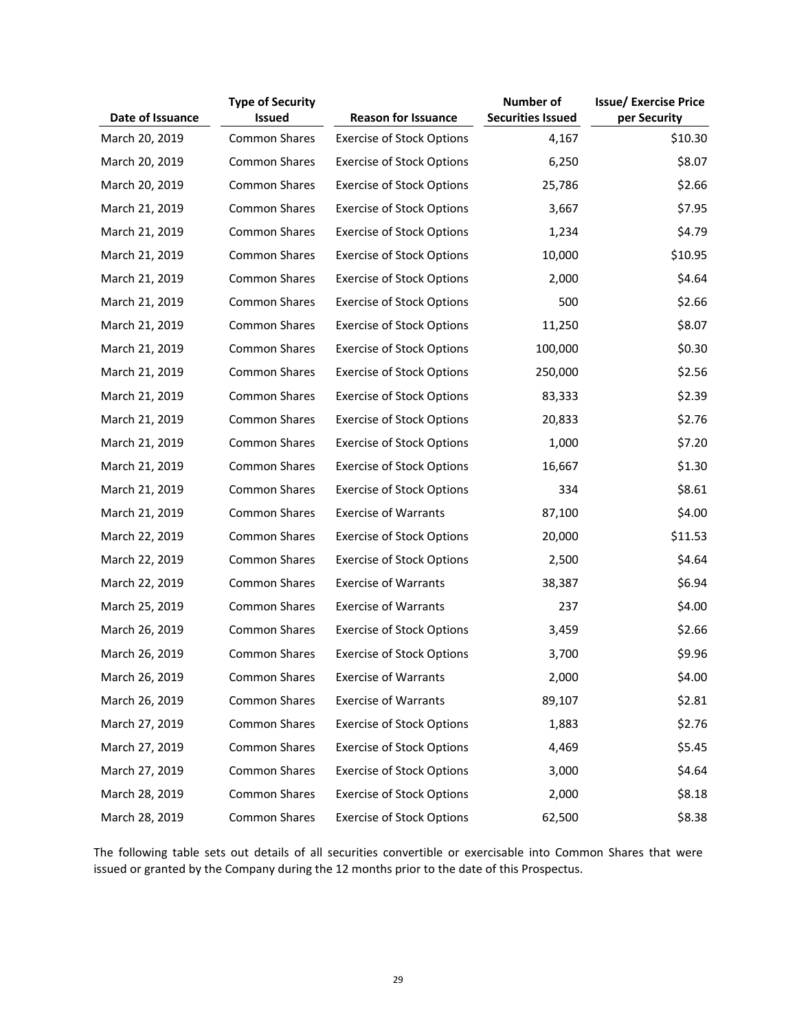| Date of Issuance | Type of Security Issued | Reason for Issuance | Number of Securities Issued | Issue/ Exercise Price per Security |
|---|---|---|---|---|
| March 20, 2019 | Common Shares | Exercise of Stock Options | 4,167 | $10.30 |
| March 20, 2019 | Common Shares | Exercise of Stock Options | 6,250 | $8.07 |
| March 20, 2019 | Common Shares | Exercise of Stock Options | 25,786 | $2.66 |
| March 21, 2019 | Common Shares | Exercise of Stock Options | 3,667 | $7.95 |
| March 21, 2019 | Common Shares | Exercise of Stock Options | 1,234 | $4.79 |
| March 21, 2019 | Common Shares | Exercise of Stock Options | 10,000 | $10.95 |
| March 21, 2019 | Common Shares | Exercise of Stock Options | 2,000 | $4.64 |
| March 21, 2019 | Common Shares | Exercise of Stock Options | 500 | $2.66 |
| March 21, 2019 | Common Shares | Exercise of Stock Options | 11,250 | $8.07 |
| March 21, 2019 | Common Shares | Exercise of Stock Options | 100,000 | $0.30 |
| March 21, 2019 | Common Shares | Exercise of Stock Options | 250,000 | $2.56 |
| March 21, 2019 | Common Shares | Exercise of Stock Options | 83,333 | $2.39 |
| March 21, 2019 | Common Shares | Exercise of Stock Options | 20,833 | $2.76 |
| March 21, 2019 | Common Shares | Exercise of Stock Options | 1,000 | $7.20 |
| March 21, 2019 | Common Shares | Exercise of Stock Options | 16,667 | $1.30 |
| March 21, 2019 | Common Shares | Exercise of Stock Options | 334 | $8.61 |
| March 21, 2019 | Common Shares | Exercise of Warrants | 87,100 | $4.00 |
| March 22, 2019 | Common Shares | Exercise of Stock Options | 20,000 | $11.53 |
| March 22, 2019 | Common Shares | Exercise of Stock Options | 2,500 | $4.64 |
| March 22, 2019 | Common Shares | Exercise of Warrants | 38,387 | $6.94 |
| March 25, 2019 | Common Shares | Exercise of Warrants | 237 | $4.00 |
| March 26, 2019 | Common Shares | Exercise of Stock Options | 3,459 | $2.66 |
| March 26, 2019 | Common Shares | Exercise of Stock Options | 3,700 | $9.96 |
| March 26, 2019 | Common Shares | Exercise of Warrants | 2,000 | $4.00 |
| March 26, 2019 | Common Shares | Exercise of Warrants | 89,107 | $2.81 |
| March 27, 2019 | Common Shares | Exercise of Stock Options | 1,883 | $2.76 |
| March 27, 2019 | Common Shares | Exercise of Stock Options | 4,469 | $5.45 |
| March 27, 2019 | Common Shares | Exercise of Stock Options | 3,000 | $4.64 |
| March 28, 2019 | Common Shares | Exercise of Stock Options | 2,000 | $8.18 |
| March 28, 2019 | Common Shares | Exercise of Stock Options | 62,500 | $8.38 |

The following table sets out details of all securities convertible or exercisable into Common Shares that were issued or granted by the Company during the 12 months prior to the date of this Prospectus.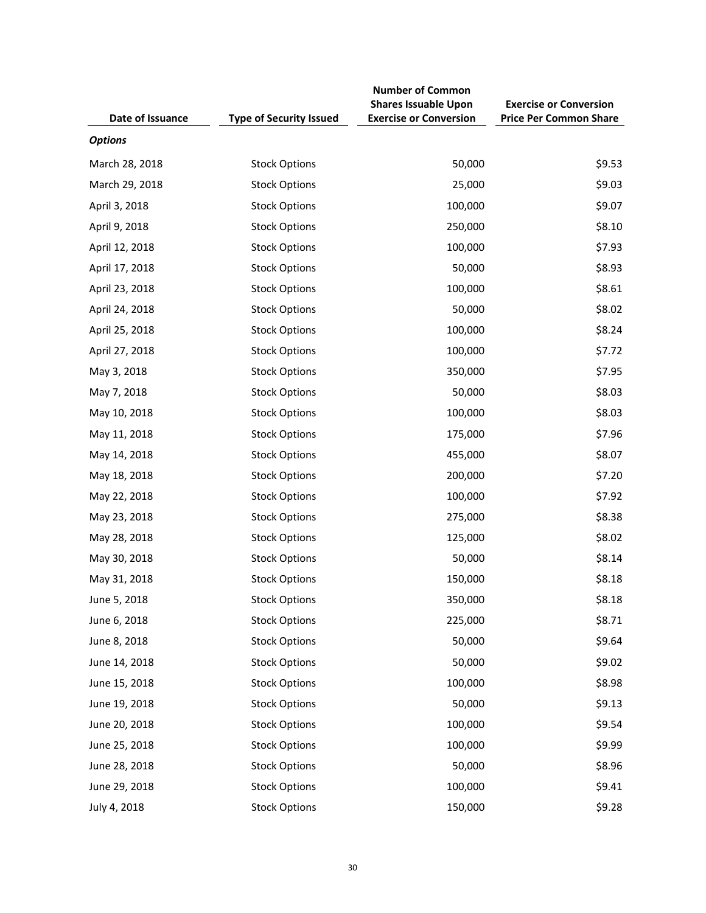| Date of Issuance | Type of Security Issued | Number of Common Shares Issuable Upon Exercise or Conversion | Exercise or Conversion Price Per Common Share |
|---|---|---|---|
| ***Options*** | | | |
| March 28, 2018 | Stock Options | 50,000 | $9.53 |
| March 29, 2018 | Stock Options | 25,000 | $9.03 |
| April 3, 2018 | Stock Options | 100,000 | $9.07 |
| April 9, 2018 | Stock Options | 250,000 | $8.10 |
| April 12, 2018 | Stock Options | 100,000 | $7.93 |
| April 17, 2018 | Stock Options | 50,000 | $8.93 |
| April 23, 2018 | Stock Options | 100,000 | $8.61 |
| April 24, 2018 | Stock Options | 50,000 | $8.02 |
| April 25, 2018 | Stock Options | 100,000 | $8.24 |
| April 27, 2018 | Stock Options | 100,000 | $7.72 |
| May 3, 2018 | Stock Options | 350,000 | $7.95 |
| May 7, 2018 | Stock Options | 50,000 | $8.03 |
| May 10, 2018 | Stock Options | 100,000 | $8.03 |
| May 11, 2018 | Stock Options | 175,000 | $7.96 |
| May 14, 2018 | Stock Options | 455,000 | $8.07 |
| May 18, 2018 | Stock Options | 200,000 | $7.20 |
| May 22, 2018 | Stock Options | 100,000 | $7.92 |
| May 23, 2018 | Stock Options | 275,000 | $8.38 |
| May 28, 2018 | Stock Options | 125,000 | $8.02 |
| May 30, 2018 | Stock Options | 50,000 | $8.14 |
| May 31, 2018 | Stock Options | 150,000 | $8.18 |
| June 5, 2018 | Stock Options | 350,000 | $8.18 |
| June 6, 2018 | Stock Options | 225,000 | $8.71 |
| June 8, 2018 | Stock Options | 50,000 | $9.64 |
| June 14, 2018 | Stock Options | 50,000 | $9.02 |
| June 15, 2018 | Stock Options | 100,000 | $8.98 |
| June 19, 2018 | Stock Options | 50,000 | $9.13 |
| June 20, 2018 | Stock Options | 100,000 | $9.54 |
| June 25, 2018 | Stock Options | 100,000 | $9.99 |
| June 28, 2018 | Stock Options | 50,000 | $8.96 |
| June 29, 2018 | Stock Options | 100,000 | $9.41 |
| July 4, 2018 | Stock Options | 150,000 | $9.28 |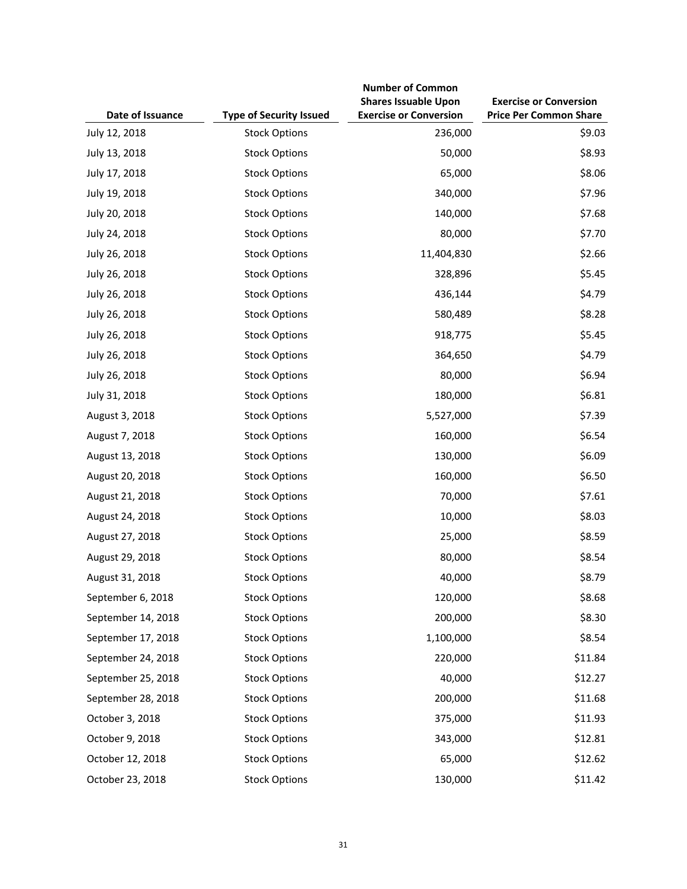| Date of Issuance | Type of Security Issued | Number of Common Shares Issuable Upon Exercise or Conversion | Exercise or Conversion Price Per Common Share |
|---|---|---|---|
| July 12, 2018 | Stock Options | 236,000 | $9.03 |
| July 13, 2018 | Stock Options | 50,000 | $8.93 |
| July 17, 2018 | Stock Options | 65,000 | $8.06 |
| July 19, 2018 | Stock Options | 340,000 | $7.96 |
| July 20, 2018 | Stock Options | 140,000 | $7.68 |
| July 24, 2018 | Stock Options | 80,000 | $7.70 |
| July 26, 2018 | Stock Options | 11,404,830 | $2.66 |
| July 26, 2018 | Stock Options | 328,896 | $5.45 |
| July 26, 2018 | Stock Options | 436,144 | $4.79 |
| July 26, 2018 | Stock Options | 580,489 | $8.28 |
| July 26, 2018 | Stock Options | 918,775 | $5.45 |
| July 26, 2018 | Stock Options | 364,650 | $4.79 |
| July 26, 2018 | Stock Options | 80,000 | $6.94 |
| July 31, 2018 | Stock Options | 180,000 | $6.81 |
| August 3, 2018 | Stock Options | 5,527,000 | $7.39 |
| August 7, 2018 | Stock Options | 160,000 | $6.54 |
| August 13, 2018 | Stock Options | 130,000 | $6.09 |
| August 20, 2018 | Stock Options | 160,000 | $6.50 |
| August 21, 2018 | Stock Options | 70,000 | $7.61 |
| August 24, 2018 | Stock Options | 10,000 | $8.03 |
| August 27, 2018 | Stock Options | 25,000 | $8.59 |
| August 29, 2018 | Stock Options | 80,000 | $8.54 |
| August 31, 2018 | Stock Options | 40,000 | $8.79 |
| September 6, 2018 | Stock Options | 120,000 | $8.68 |
| September 14, 2018 | Stock Options | 200,000 | $8.30 |
| September 17, 2018 | Stock Options | 1,100,000 | $8.54 |
| September 24, 2018 | Stock Options | 220,000 | $11.84 |
| September 25, 2018 | Stock Options | 40,000 | $12.27 |
| September 28, 2018 | Stock Options | 200,000 | $11.68 |
| October 3, 2018 | Stock Options | 375,000 | $11.93 |
| October 9, 2018 | Stock Options | 343,000 | $12.81 |
| October 12, 2018 | Stock Options | 65,000 | $12.62 |
| October 23, 2018 | Stock Options | 130,000 | $11.42 |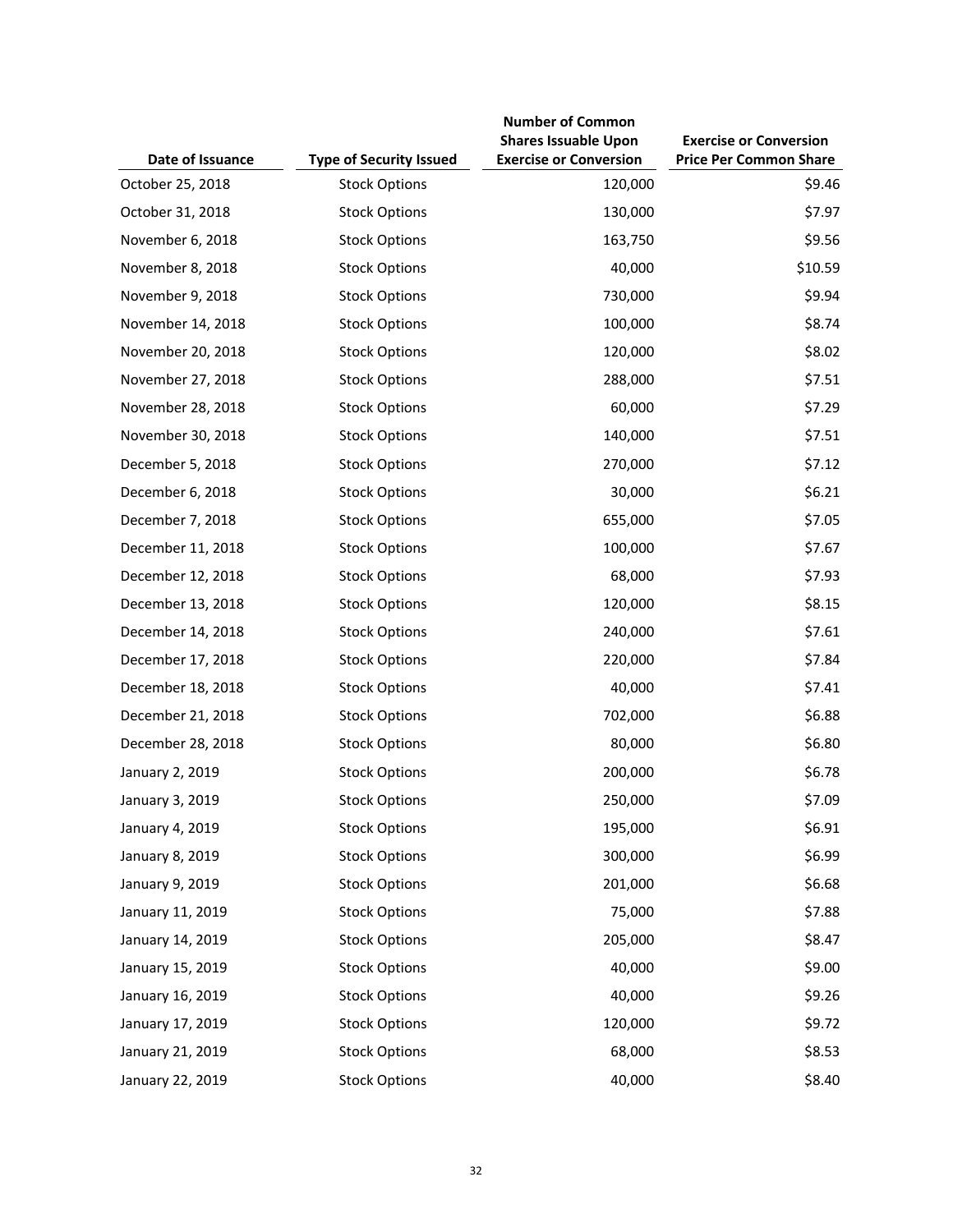| Date of Issuance | Type of Security Issued | Number of Common Shares Issuable Upon Exercise or Conversion | Exercise or Conversion Price Per Common Share |
|---|---|---|---|
| October 25, 2018 | Stock Options | 120,000 | $9.46 |
| October 31, 2018 | Stock Options | 130,000 | $7.97 |
| November 6, 2018 | Stock Options | 163,750 | $9.56 |
| November 8, 2018 | Stock Options | 40,000 | $10.59 |
| November 9, 2018 | Stock Options | 730,000 | $9.94 |
| November 14, 2018 | Stock Options | 100,000 | $8.74 |
| November 20, 2018 | Stock Options | 120,000 | $8.02 |
| November 27, 2018 | Stock Options | 288,000 | $7.51 |
| November 28, 2018 | Stock Options | 60,000 | $7.29 |
| November 30, 2018 | Stock Options | 140,000 | $7.51 |
| December 5, 2018 | Stock Options | 270,000 | $7.12 |
| December 6, 2018 | Stock Options | 30,000 | $6.21 |
| December 7, 2018 | Stock Options | 655,000 | $7.05 |
| December 11, 2018 | Stock Options | 100,000 | $7.67 |
| December 12, 2018 | Stock Options | 68,000 | $7.93 |
| December 13, 2018 | Stock Options | 120,000 | $8.15 |
| December 14, 2018 | Stock Options | 240,000 | $7.61 |
| December 17, 2018 | Stock Options | 220,000 | $7.84 |
| December 18, 2018 | Stock Options | 40,000 | $7.41 |
| December 21, 2018 | Stock Options | 702,000 | $6.88 |
| December 28, 2018 | Stock Options | 80,000 | $6.80 |
| January 2, 2019 | Stock Options | 200,000 | $6.78 |
| January 3, 2019 | Stock Options | 250,000 | $7.09 |
| January 4, 2019 | Stock Options | 195,000 | $6.91 |
| January 8, 2019 | Stock Options | 300,000 | $6.99 |
| January 9, 2019 | Stock Options | 201,000 | $6.68 |
| January 11, 2019 | Stock Options | 75,000 | $7.88 |
| January 14, 2019 | Stock Options | 205,000 | $8.47 |
| January 15, 2019 | Stock Options | 40,000 | $9.00 |
| January 16, 2019 | Stock Options | 40,000 | $9.26 |
| January 17, 2019 | Stock Options | 120,000 | $9.72 |
| January 21, 2019 | Stock Options | 68,000 | $8.53 |
| January 22, 2019 | Stock Options | 40,000 | $8.40 |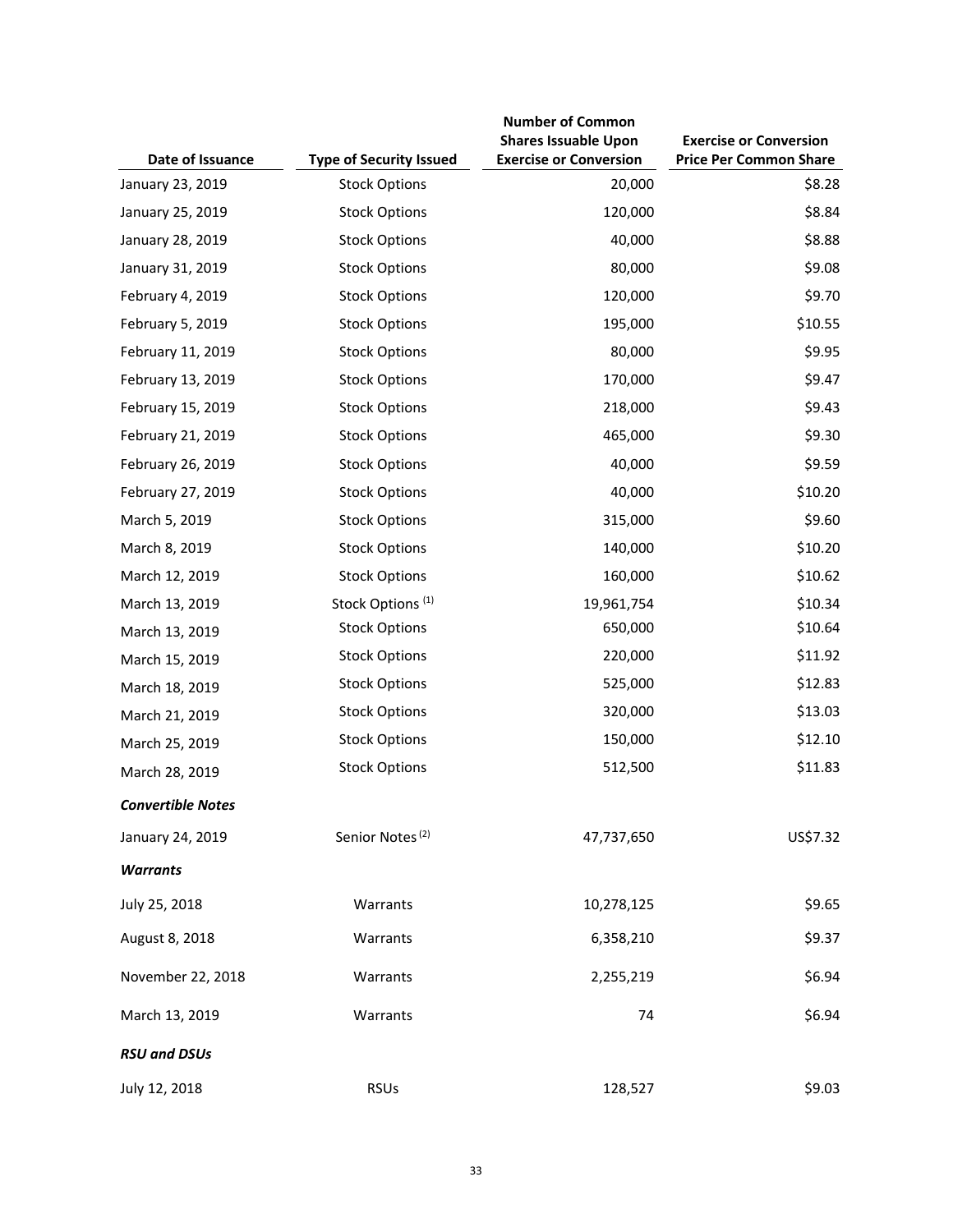| Date of Issuance | Type of Security Issued | Number of Common Shares Issuable Upon Exercise or Conversion | Exercise or Conversion Price Per Common Share |
|---|---|---|---|
| January 23, 2019 | Stock Options | 20,000 | $8.28 |
| January 25, 2019 | Stock Options | 120,000 | $8.84 |
| January 28, 2019 | Stock Options | 40,000 | $8.88 |
| January 31, 2019 | Stock Options | 80,000 | $9.08 |
| February 4, 2019 | Stock Options | 120,000 | $9.70 |
| February 5, 2019 | Stock Options | 195,000 | $10.55 |
| February 11, 2019 | Stock Options | 80,000 | $9.95 |
| February 13, 2019 | Stock Options | 170,000 | $9.47 |
| February 15, 2019 | Stock Options | 218,000 | $9.43 |
| February 21, 2019 | Stock Options | 465,000 | $9.30 |
| February 26, 2019 | Stock Options | 40,000 | $9.59 |
| February 27, 2019 | Stock Options | 40,000 | $10.20 |
| March 5, 2019 | Stock Options | 315,000 | $9.60 |
| March 8, 2019 | Stock Options | 140,000 | $10.20 |
| March 12, 2019 | Stock Options | 160,000 | $10.62 |
| March 13, 2019 | Stock Options (1) | 19,961,754 | $10.34 |
| March 13, 2019 | Stock Options | 650,000 | $10.64 |
| March 15, 2019 | Stock Options | 220,000 | $11.92 |
| March 18, 2019 | Stock Options | 525,000 | $12.83 |
| March 21, 2019 | Stock Options | 320,000 | $13.03 |
| March 25, 2019 | Stock Options | 150,000 | $12.10 |
| March 28, 2019 | Stock Options | 512,500 | $11.83 |
| ***Convertible Notes*** | | | |
| January 24, 2019 | Senior Notes (2) | 47,737,650 | US$7.32 |
| ***Warrants*** | | | |
| July 25, 2018 | Warrants | 10,278,125 | $9.65 |
| August 8, 2018 | Warrants | 6,358,210 | $9.37 |
| November 22, 2018 | Warrants | 2,255,219 | $6.94 |
| March 13, 2019 | Warrants | 74 | $6.94 |
| ***RSU and DSUs*** | | | |
| July 12, 2018 | RSUs | 128,527 | $9.03 |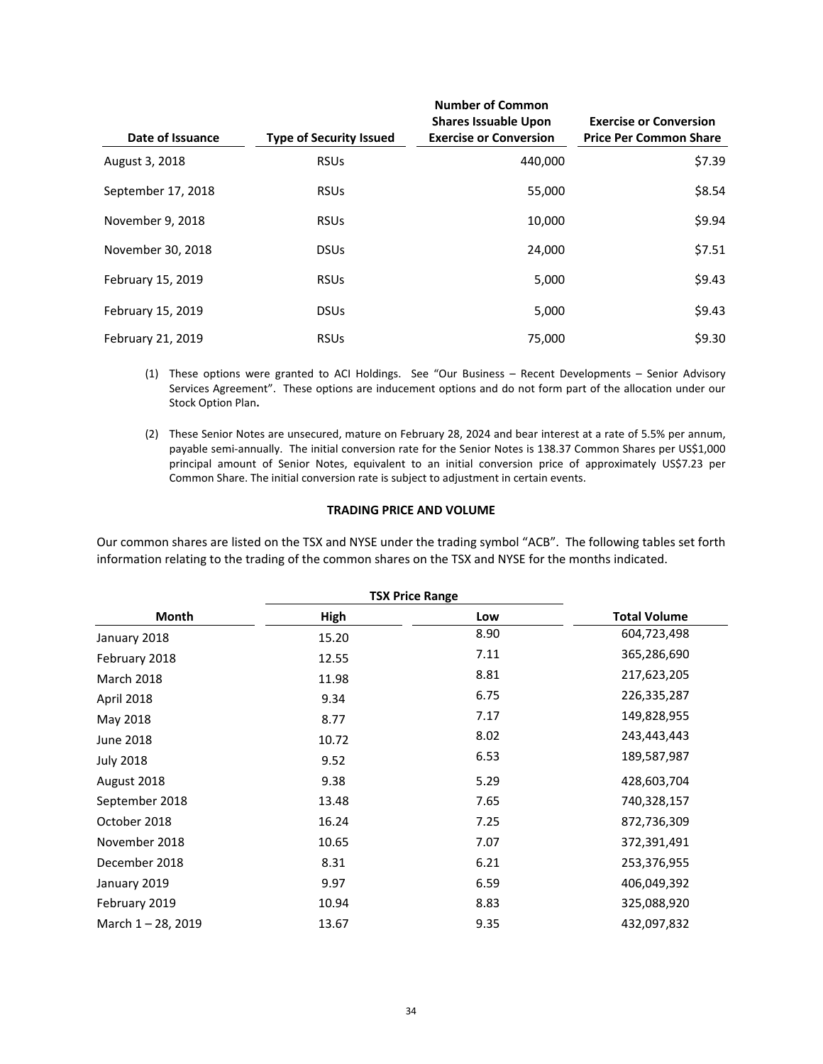| Date of Issuance | Type of Security Issued | Number of Common Shares Issuable Upon Exercise or Conversion | Exercise or Conversion Price Per Common Share |
|---|---|---|---|
| August 3, 2018 | RSUs | 440,000 | $7.39 |
| September 17, 2018 | RSUs | 55,000 | $8.54 |
| November 9, 2018 | RSUs | 10,000 | $9.94 |
| November 30, 2018 | DSUs | 24,000 | $7.51 |
| February 15, 2019 | RSUs | 5,000 | $9.43 |
| February 15, 2019 | DSUs | 5,000 | $9.43 |
| February 21, 2019 | RSUs | 75,000 | $9.30 |

(1) These options were granted to ACI Holdings. See "Our Business – Recent Developments – Senior Advisory Services Agreement". These options are inducement options and do not form part of the allocation under our Stock Option Plan.

(2) These Senior Notes are unsecured, mature on February 28, 2024 and bear interest at a rate of 5.5% per annum, payable semi-annually. The initial conversion rate for the Senior Notes is 138.37 Common Shares per US$1,000 principal amount of Senior Notes, equivalent to an initial conversion price of approximately US$7.23 per Common Share. The initial conversion rate is subject to adjustment in certain events.

## TRADING PRICE AND VOLUME

Our common shares are listed on the TSX and NYSE under the trading symbol "ACB". The following tables set forth information relating to the trading of the common shares on the TSX and NYSE for the months indicated.

| | TSX Price Range | | |
|---|---|---|---|
| Month | High | Low | Total Volume |
| January 2018 | 15.20 | 8.90 | 604,723,498 |
| February 2018 | 12.55 | 7.11 | 365,286,690 |
| March 2018 | 11.98 | 8.81 | 217,623,205 |
| April 2018 | 9.34 | 6.75 | 226,335,287 |
| May 2018 | 8.77 | 7.17 | 149,828,955 |
| June 2018 | 10.72 | 8.02 | 243,443,443 |
| July 2018 | 9.52 | 6.53 | 189,587,987 |
| August 2018 | 9.38 | 5.29 | 428,603,704 |
| September 2018 | 13.48 | 7.65 | 740,328,157 |
| October 2018 | 16.24 | 7.25 | 872,736,309 |
| November 2018 | 10.65 | 7.07 | 372,391,491 |
| December 2018 | 8.31 | 6.21 | 253,376,955 |
| January 2019 | 9.97 | 6.59 | 406,049,392 |
| February 2019 | 10.94 | 8.83 | 325,088,920 |
| March 1 – 28, 2019 | 13.67 | 9.35 | 432,097,832 |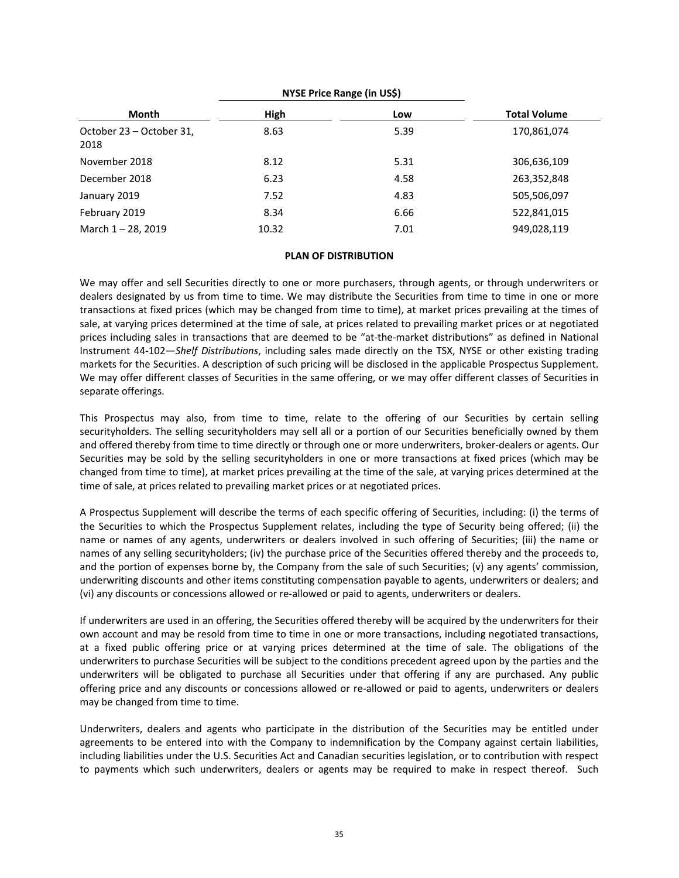| Month | NYSE Price Range (in US$) | | Total Volume |
|---|---|---|---|
| | High | Low | |
| October 23 – October 31, 2018 | 8.63 | 5.39 | 170,861,074 |
| November 2018 | 8.12 | 5.31 | 306,636,109 |
| December 2018 | 6.23 | 4.58 | 263,352,848 |
| January 2019 | 7.52 | 4.83 | 505,506,097 |
| February 2019 | 8.34 | 6.66 | 522,841,015 |
| March 1 – 28, 2019 | 10.32 | 7.01 | 949,028,119 |

## PLAN OF DISTRIBUTION

We may offer and sell Securities directly to one or more purchasers, through agents, or through underwriters or dealers designated by us from time to time. We may distribute the Securities from time to time in one or more transactions at fixed prices (which may be changed from time to time), at market prices prevailing at the times of sale, at varying prices determined at the time of sale, at prices related to prevailing market prices or at negotiated prices including sales in transactions that are deemed to be "at-the-market distributions" as defined in National Instrument 44-102—*Shelf Distributions*, including sales made directly on the TSX, NYSE or other existing trading markets for the Securities. A description of such pricing will be disclosed in the applicable Prospectus Supplement. We may offer different classes of Securities in the same offering, or we may offer different classes of Securities in separate offerings.

This Prospectus may also, from time to time, relate to the offering of our Securities by certain selling securityholders. The selling securityholders may sell all or a portion of our Securities beneficially owned by them and offered thereby from time to time directly or through one or more underwriters, broker-dealers or agents. Our Securities may be sold by the selling securityholders in one or more transactions at fixed prices (which may be changed from time to time), at market prices prevailing at the time of the sale, at varying prices determined at the time of sale, at prices related to prevailing market prices or at negotiated prices.

A Prospectus Supplement will describe the terms of each specific offering of Securities, including: (i) the terms of the Securities to which the Prospectus Supplement relates, including the type of Security being offered; (ii) the name or names of any agents, underwriters or dealers involved in such offering of Securities; (iii) the name or names of any selling securityholders; (iv) the purchase price of the Securities offered thereby and the proceeds to, and the portion of expenses borne by, the Company from the sale of such Securities; (v) any agents' commission, underwriting discounts and other items constituting compensation payable to agents, underwriters or dealers; and (vi) any discounts or concessions allowed or re-allowed or paid to agents, underwriters or dealers.

If underwriters are used in an offering, the Securities offered thereby will be acquired by the underwriters for their own account and may be resold from time to time in one or more transactions, including negotiated transactions, at a fixed public offering price or at varying prices determined at the time of sale. The obligations of the underwriters to purchase Securities will be subject to the conditions precedent agreed upon by the parties and the underwriters will be obligated to purchase all Securities under that offering if any are purchased. Any public offering price and any discounts or concessions allowed or re-allowed or paid to agents, underwriters or dealers may be changed from time to time.

Underwriters, dealers and agents who participate in the distribution of the Securities may be entitled under agreements to be entered into with the Company to indemnification by the Company against certain liabilities, including liabilities under the U.S. Securities Act and Canadian securities legislation, or to contribution with respect to payments which such underwriters, dealers or agents may be required to make in respect thereof. Such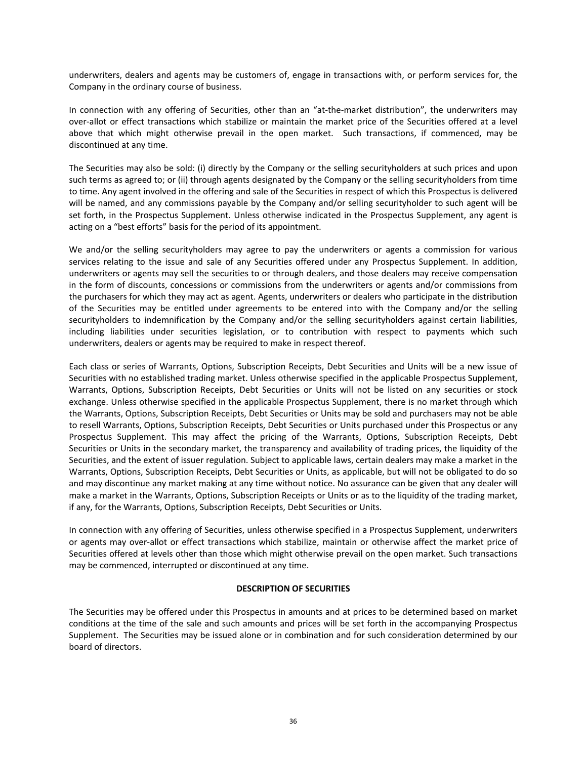underwriters, dealers and agents may be customers of, engage in transactions with, or perform services for, the Company in the ordinary course of business.

In connection with any offering of Securities, other than an "at-the-market distribution", the underwriters may over-allot or effect transactions which stabilize or maintain the market price of the Securities offered at a level above that which might otherwise prevail in the open market. Such transactions, if commenced, may be discontinued at any time.

The Securities may also be sold: (i) directly by the Company or the selling securityholders at such prices and upon such terms as agreed to; or (ii) through agents designated by the Company or the selling securityholders from time to time. Any agent involved in the offering and sale of the Securities in respect of which this Prospectus is delivered will be named, and any commissions payable by the Company and/or selling securityholder to such agent will be set forth, in the Prospectus Supplement. Unless otherwise indicated in the Prospectus Supplement, any agent is acting on a "best efforts" basis for the period of its appointment.

We and/or the selling securityholders may agree to pay the underwriters or agents a commission for various services relating to the issue and sale of any Securities offered under any Prospectus Supplement. In addition, underwriters or agents may sell the securities to or through dealers, and those dealers may receive compensation in the form of discounts, concessions or commissions from the underwriters or agents and/or commissions from the purchasers for which they may act as agent. Agents, underwriters or dealers who participate in the distribution of the Securities may be entitled under agreements to be entered into with the Company and/or the selling securityholders to indemnification by the Company and/or the selling securityholders against certain liabilities, including liabilities under securities legislation, or to contribution with respect to payments which such underwriters, dealers or agents may be required to make in respect thereof.

Each class or series of Warrants, Options, Subscription Receipts, Debt Securities and Units will be a new issue of Securities with no established trading market. Unless otherwise specified in the applicable Prospectus Supplement, Warrants, Options, Subscription Receipts, Debt Securities or Units will not be listed on any securities or stock exchange. Unless otherwise specified in the applicable Prospectus Supplement, there is no market through which the Warrants, Options, Subscription Receipts, Debt Securities or Units may be sold and purchasers may not be able to resell Warrants, Options, Subscription Receipts, Debt Securities or Units purchased under this Prospectus or any Prospectus Supplement. This may affect the pricing of the Warrants, Options, Subscription Receipts, Debt Securities or Units in the secondary market, the transparency and availability of trading prices, the liquidity of the Securities, and the extent of issuer regulation. Subject to applicable laws, certain dealers may make a market in the Warrants, Options, Subscription Receipts, Debt Securities or Units, as applicable, but will not be obligated to do so and may discontinue any market making at any time without notice. No assurance can be given that any dealer will make a market in the Warrants, Options, Subscription Receipts or Units or as to the liquidity of the trading market, if any, for the Warrants, Options, Subscription Receipts, Debt Securities or Units.

In connection with any offering of Securities, unless otherwise specified in a Prospectus Supplement, underwriters or agents may over-allot or effect transactions which stabilize, maintain or otherwise affect the market price of Securities offered at levels other than those which might otherwise prevail on the open market. Such transactions may be commenced, interrupted or discontinued at any time.

## DESCRIPTION OF SECURITIES

The Securities may be offered under this Prospectus in amounts and at prices to be determined based on market conditions at the time of the sale and such amounts and prices will be set forth in the accompanying Prospectus Supplement. The Securities may be issued alone or in combination and for such consideration determined by our board of directors.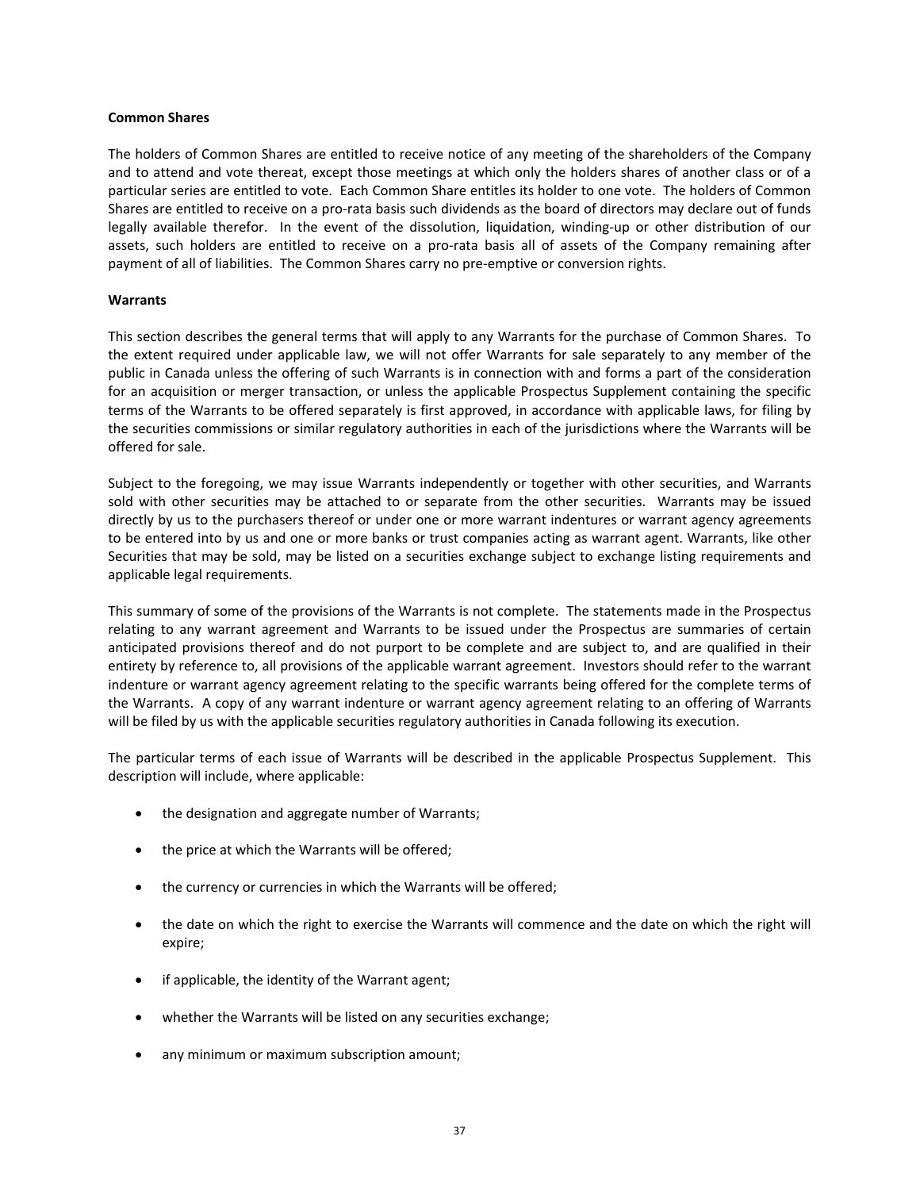**Common Shares**

The holders of Common Shares are entitled to receive notice of any meeting of the shareholders of the Company and to attend and vote thereat, except those meetings at which only the holders shares of another class or of a particular series are entitled to vote. Each Common Share entitles its holder to one vote. The holders of Common Shares are entitled to receive on a pro-rata basis such dividends as the board of directors may declare out of funds legally available therefor. In the event of the dissolution, liquidation, winding-up or other distribution of our assets, such holders are entitled to receive on a pro-rata basis all of assets of the Company remaining after payment of all of liabilities. The Common Shares carry no pre-emptive or conversion rights.

**Warrants**

This section describes the general terms that will apply to any Warrants for the purchase of Common Shares. To the extent required under applicable law, we will not offer Warrants for sale separately to any member of the public in Canada unless the offering of such Warrants is in connection with and forms a part of the consideration for an acquisition or merger transaction, or unless the applicable Prospectus Supplement containing the specific terms of the Warrants to be offered separately is first approved, in accordance with applicable laws, for filing by the securities commissions or similar regulatory authorities in each of the jurisdictions where the Warrants will be offered for sale.

Subject to the foregoing, we may issue Warrants independently or together with other securities, and Warrants sold with other securities may be attached to or separate from the other securities. Warrants may be issued directly by us to the purchasers thereof or under one or more warrant indentures or warrant agency agreements to be entered into by us and one or more banks or trust companies acting as warrant agent. Warrants, like other Securities that may be sold, may be listed on a securities exchange subject to exchange listing requirements and applicable legal requirements.

This summary of some of the provisions of the Warrants is not complete. The statements made in the Prospectus relating to any warrant agreement and Warrants to be issued under the Prospectus are summaries of certain anticipated provisions thereof and do not purport to be complete and are subject to, and are qualified in their entirety by reference to, all provisions of the applicable warrant agreement. Investors should refer to the warrant indenture or warrant agency agreement relating to the specific warrants being offered for the complete terms of the Warrants. A copy of any warrant indenture or warrant agency agreement relating to an offering of Warrants will be filed by us with the applicable securities regulatory authorities in Canada following its execution.

The particular terms of each issue of Warrants will be described in the applicable Prospectus Supplement. This description will include, where applicable:

- the designation and aggregate number of Warrants;
- the price at which the Warrants will be offered;
- the currency or currencies in which the Warrants will be offered;
- the date on which the right to exercise the Warrants will commence and the date on which the right will expire;
- if applicable, the identity of the Warrant agent;
- whether the Warrants will be listed on any securities exchange;
- any minimum or maximum subscription amount;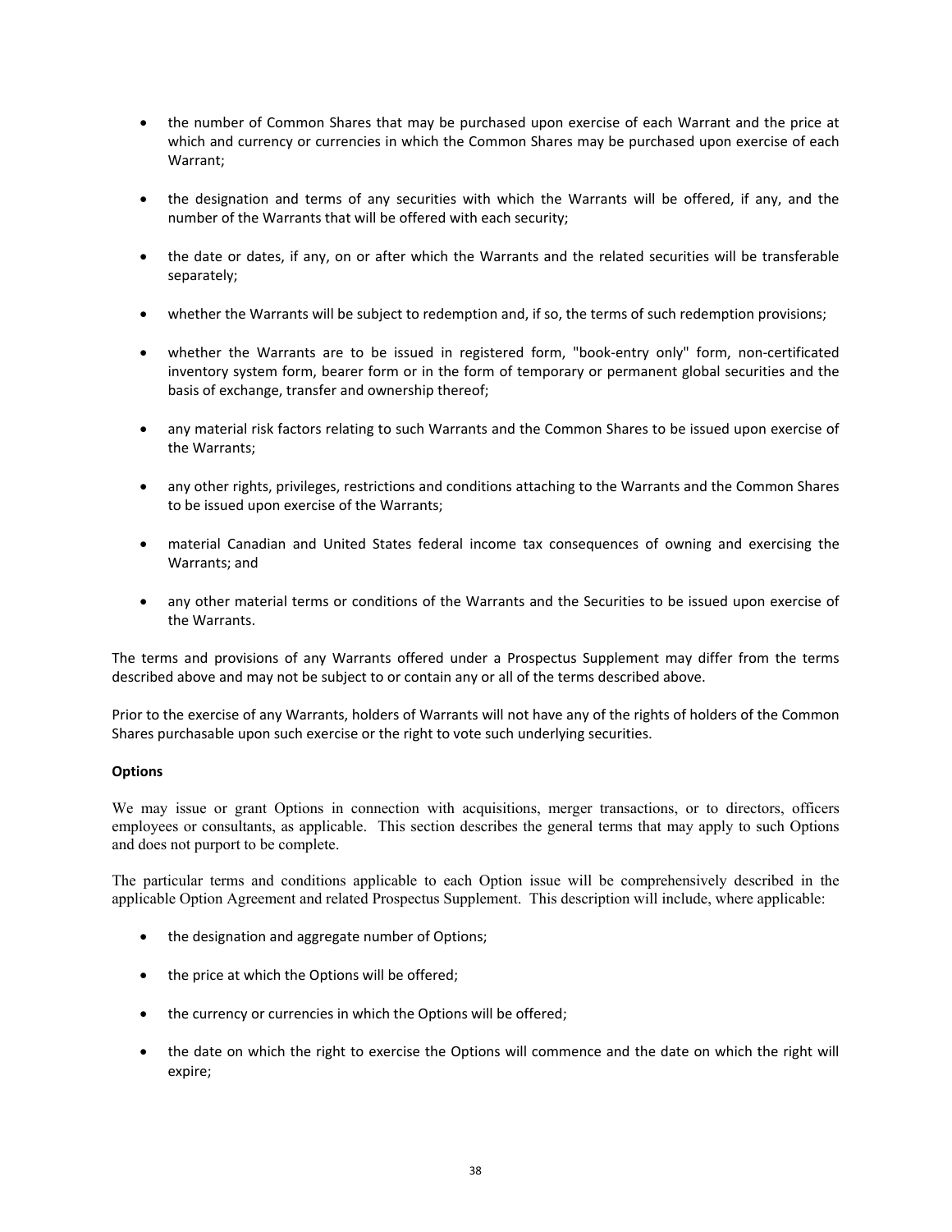- the number of Common Shares that may be purchased upon exercise of each Warrant and the price at which and currency or currencies in which the Common Shares may be purchased upon exercise of each Warrant;
- the designation and terms of any securities with which the Warrants will be offered, if any, and the number of the Warrants that will be offered with each security;
- the date or dates, if any, on or after which the Warrants and the related securities will be transferable separately;
- whether the Warrants will be subject to redemption and, if so, the terms of such redemption provisions;
- whether the Warrants are to be issued in registered form, "book-entry only" form, non-certificated inventory system form, bearer form or in the form of temporary or permanent global securities and the basis of exchange, transfer and ownership thereof;
- any material risk factors relating to such Warrants and the Common Shares to be issued upon exercise of the Warrants;
- any other rights, privileges, restrictions and conditions attaching to the Warrants and the Common Shares to be issued upon exercise of the Warrants;
- material Canadian and United States federal income tax consequences of owning and exercising the Warrants; and
- any other material terms or conditions of the Warrants and the Securities to be issued upon exercise of the Warrants.

The terms and provisions of any Warrants offered under a Prospectus Supplement may differ from the terms described above and may not be subject to or contain any or all of the terms described above.

Prior to the exercise of any Warrants, holders of Warrants will not have any of the rights of holders of the Common Shares purchasable upon such exercise or the right to vote such underlying securities.

**Options**

We may issue or grant Options in connection with acquisitions, merger transactions, or to directors, officers employees or consultants, as applicable. This section describes the general terms that may apply to such Options and does not purport to be complete.

The particular terms and conditions applicable to each Option issue will be comprehensively described in the applicable Option Agreement and related Prospectus Supplement. This description will include, where applicable:

- the designation and aggregate number of Options;
- the price at which the Options will be offered;
- the currency or currencies in which the Options will be offered;
- the date on which the right to exercise the Options will commence and the date on which the right will expire;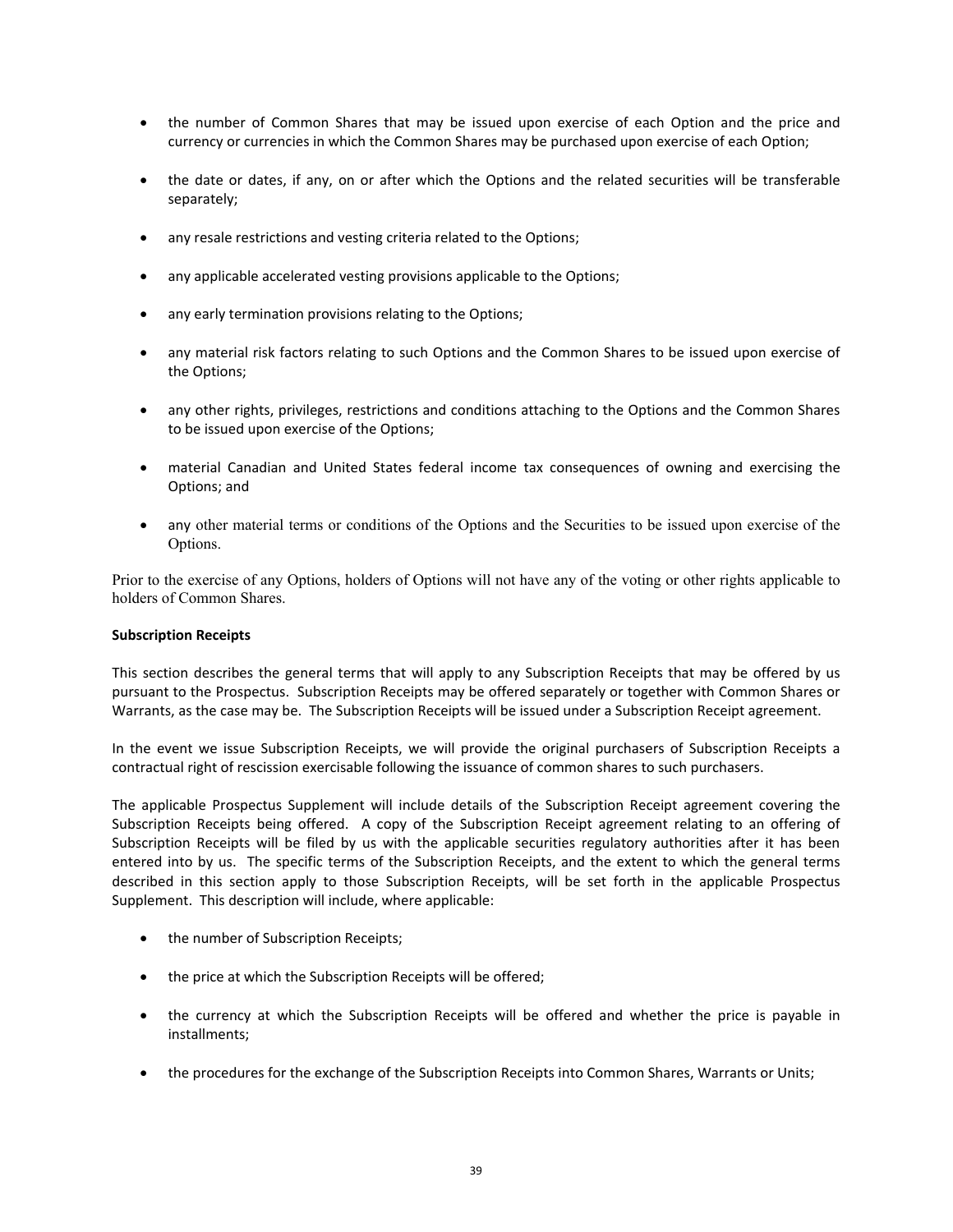- the number of Common Shares that may be issued upon exercise of each Option and the price and currency or currencies in which the Common Shares may be purchased upon exercise of each Option;
- the date or dates, if any, on or after which the Options and the related securities will be transferable separately;
- any resale restrictions and vesting criteria related to the Options;
- any applicable accelerated vesting provisions applicable to the Options;
- any early termination provisions relating to the Options;
- any material risk factors relating to such Options and the Common Shares to be issued upon exercise of the Options;
- any other rights, privileges, restrictions and conditions attaching to the Options and the Common Shares to be issued upon exercise of the Options;
- material Canadian and United States federal income tax consequences of owning and exercising the Options; and
- any other material terms or conditions of the Options and the Securities to be issued upon exercise of the Options.

Prior to the exercise of any Options, holders of Options will not have any of the voting or other rights applicable to holders of Common Shares.

**Subscription Receipts**

This section describes the general terms that will apply to any Subscription Receipts that may be offered by us pursuant to the Prospectus. Subscription Receipts may be offered separately or together with Common Shares or Warrants, as the case may be. The Subscription Receipts will be issued under a Subscription Receipt agreement.

In the event we issue Subscription Receipts, we will provide the original purchasers of Subscription Receipts a contractual right of rescission exercisable following the issuance of common shares to such purchasers.

The applicable Prospectus Supplement will include details of the Subscription Receipt agreement covering the Subscription Receipts being offered. A copy of the Subscription Receipt agreement relating to an offering of Subscription Receipts will be filed by us with the applicable securities regulatory authorities after it has been entered into by us. The specific terms of the Subscription Receipts, and the extent to which the general terms described in this section apply to those Subscription Receipts, will be set forth in the applicable Prospectus Supplement. This description will include, where applicable:

- the number of Subscription Receipts;
- the price at which the Subscription Receipts will be offered;
- the currency at which the Subscription Receipts will be offered and whether the price is payable in installments;
- the procedures for the exchange of the Subscription Receipts into Common Shares, Warrants or Units;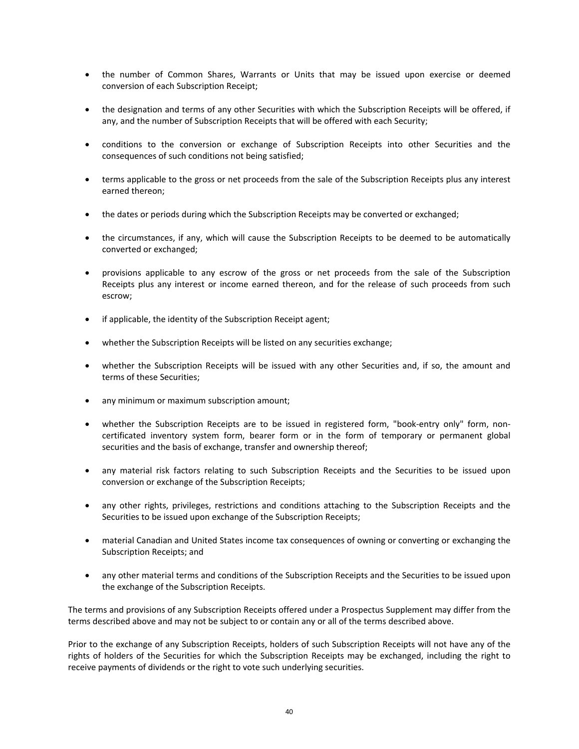- the number of Common Shares, Warrants or Units that may be issued upon exercise or deemed conversion of each Subscription Receipt;

- the designation and terms of any other Securities with which the Subscription Receipts will be offered, if any, and the number of Subscription Receipts that will be offered with each Security;

- conditions to the conversion or exchange of Subscription Receipts into other Securities and the consequences of such conditions not being satisfied;

- terms applicable to the gross or net proceeds from the sale of the Subscription Receipts plus any interest earned thereon;

- the dates or periods during which the Subscription Receipts may be converted or exchanged;

- the circumstances, if any, which will cause the Subscription Receipts to be deemed to be automatically converted or exchanged;

- provisions applicable to any escrow of the gross or net proceeds from the sale of the Subscription Receipts plus any interest or income earned thereon, and for the release of such proceeds from such escrow;

- if applicable, the identity of the Subscription Receipt agent;

- whether the Subscription Receipts will be listed on any securities exchange;

- whether the Subscription Receipts will be issued with any other Securities and, if so, the amount and terms of these Securities;

- any minimum or maximum subscription amount;

- whether the Subscription Receipts are to be issued in registered form, "book-entry only" form, non-certificated inventory system form, bearer form or in the form of temporary or permanent global securities and the basis of exchange, transfer and ownership thereof;

- any material risk factors relating to such Subscription Receipts and the Securities to be issued upon conversion or exchange of the Subscription Receipts;

- any other rights, privileges, restrictions and conditions attaching to the Subscription Receipts and the Securities to be issued upon exchange of the Subscription Receipts;

- material Canadian and United States income tax consequences of owning or converting or exchanging the Subscription Receipts; and

- any other material terms and conditions of the Subscription Receipts and the Securities to be issued upon the exchange of the Subscription Receipts.

The terms and provisions of any Subscription Receipts offered under a Prospectus Supplement may differ from the terms described above and may not be subject to or contain any or all of the terms described above.

Prior to the exchange of any Subscription Receipts, holders of such Subscription Receipts will not have any of the rights of holders of the Securities for which the Subscription Receipts may be exchanged, including the right to receive payments of dividends or the right to vote such underlying securities.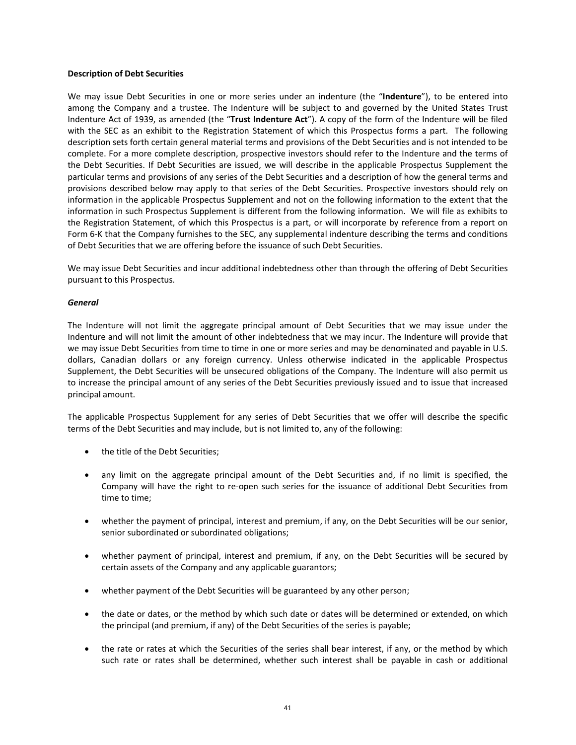**Description of Debt Securities**

We may issue Debt Securities in one or more series under an indenture (the "**Indenture**"), to be entered into among the Company and a trustee. The Indenture will be subject to and governed by the United States Trust Indenture Act of 1939, as amended (the "**Trust Indenture Act**"). A copy of the form of the Indenture will be filed with the SEC as an exhibit to the Registration Statement of which this Prospectus forms a part. The following description sets forth certain general material terms and provisions of the Debt Securities and is not intended to be complete. For a more complete description, prospective investors should refer to the Indenture and the terms of the Debt Securities. If Debt Securities are issued, we will describe in the applicable Prospectus Supplement the particular terms and provisions of any series of the Debt Securities and a description of how the general terms and provisions described below may apply to that series of the Debt Securities. Prospective investors should rely on information in the applicable Prospectus Supplement and not on the following information to the extent that the information in such Prospectus Supplement is different from the following information. We will file as exhibits to the Registration Statement, of which this Prospectus is a part, or will incorporate by reference from a report on Form 6-K that the Company furnishes to the SEC, any supplemental indenture describing the terms and conditions of Debt Securities that we are offering before the issuance of such Debt Securities.

We may issue Debt Securities and incur additional indebtedness other than through the offering of Debt Securities pursuant to this Prospectus.

***General***

The Indenture will not limit the aggregate principal amount of Debt Securities that we may issue under the Indenture and will not limit the amount of other indebtedness that we may incur. The Indenture will provide that we may issue Debt Securities from time to time in one or more series and may be denominated and payable in U.S. dollars, Canadian dollars or any foreign currency. Unless otherwise indicated in the applicable Prospectus Supplement, the Debt Securities will be unsecured obligations of the Company. The Indenture will also permit us to increase the principal amount of any series of the Debt Securities previously issued and to issue that increased principal amount.

The applicable Prospectus Supplement for any series of Debt Securities that we offer will describe the specific terms of the Debt Securities and may include, but is not limited to, any of the following:

- the title of the Debt Securities;
- any limit on the aggregate principal amount of the Debt Securities and, if no limit is specified, the Company will have the right to re-open such series for the issuance of additional Debt Securities from time to time;
- whether the payment of principal, interest and premium, if any, on the Debt Securities will be our senior, senior subordinated or subordinated obligations;
- whether payment of principal, interest and premium, if any, on the Debt Securities will be secured by certain assets of the Company and any applicable guarantors;
- whether payment of the Debt Securities will be guaranteed by any other person;
- the date or dates, or the method by which such date or dates will be determined or extended, on which the principal (and premium, if any) of the Debt Securities of the series is payable;
- the rate or rates at which the Securities of the series shall bear interest, if any, or the method by which such rate or rates shall be determined, whether such interest shall be payable in cash or additional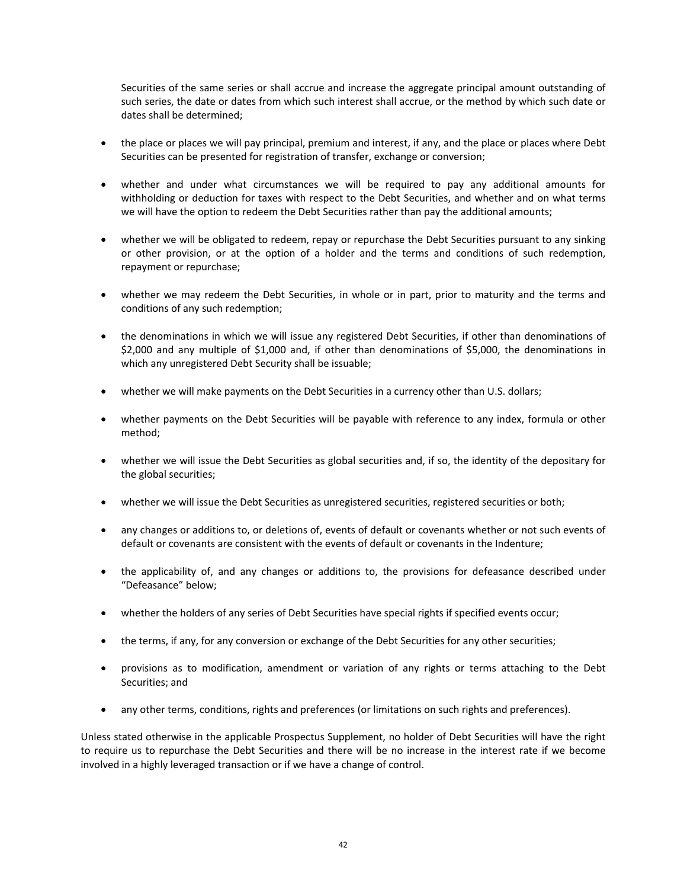Securities of the same series or shall accrue and increase the aggregate principal amount outstanding of such series, the date or dates from which such interest shall accrue, or the method by which such date or dates shall be determined;

- the place or places we will pay principal, premium and interest, if any, and the place or places where Debt Securities can be presented for registration of transfer, exchange or conversion;
- whether and under what circumstances we will be required to pay any additional amounts for withholding or deduction for taxes with respect to the Debt Securities, and whether and on what terms we will have the option to redeem the Debt Securities rather than pay the additional amounts;
- whether we will be obligated to redeem, repay or repurchase the Debt Securities pursuant to any sinking or other provision, or at the option of a holder and the terms and conditions of such redemption, repayment or repurchase;
- whether we may redeem the Debt Securities, in whole or in part, prior to maturity and the terms and conditions of any such redemption;
- the denominations in which we will issue any registered Debt Securities, if other than denominations of $2,000 and any multiple of $1,000 and, if other than denominations of $5,000, the denominations in which any unregistered Debt Security shall be issuable;
- whether we will make payments on the Debt Securities in a currency other than U.S. dollars;
- whether payments on the Debt Securities will be payable with reference to any index, formula or other method;
- whether we will issue the Debt Securities as global securities and, if so, the identity of the depositary for the global securities;
- whether we will issue the Debt Securities as unregistered securities, registered securities or both;
- any changes or additions to, or deletions of, events of default or covenants whether or not such events of default or covenants are consistent with the events of default or covenants in the Indenture;
- the applicability of, and any changes or additions to, the provisions for defeasance described under "Defeasance" below;
- whether the holders of any series of Debt Securities have special rights if specified events occur;
- the terms, if any, for any conversion or exchange of the Debt Securities for any other securities;
- provisions as to modification, amendment or variation of any rights or terms attaching to the Debt Securities; and
- any other terms, conditions, rights and preferences (or limitations on such rights and preferences).

Unless stated otherwise in the applicable Prospectus Supplement, no holder of Debt Securities will have the right to require us to repurchase the Debt Securities and there will be no increase in the interest rate if we become involved in a highly leveraged transaction or if we have a change of control.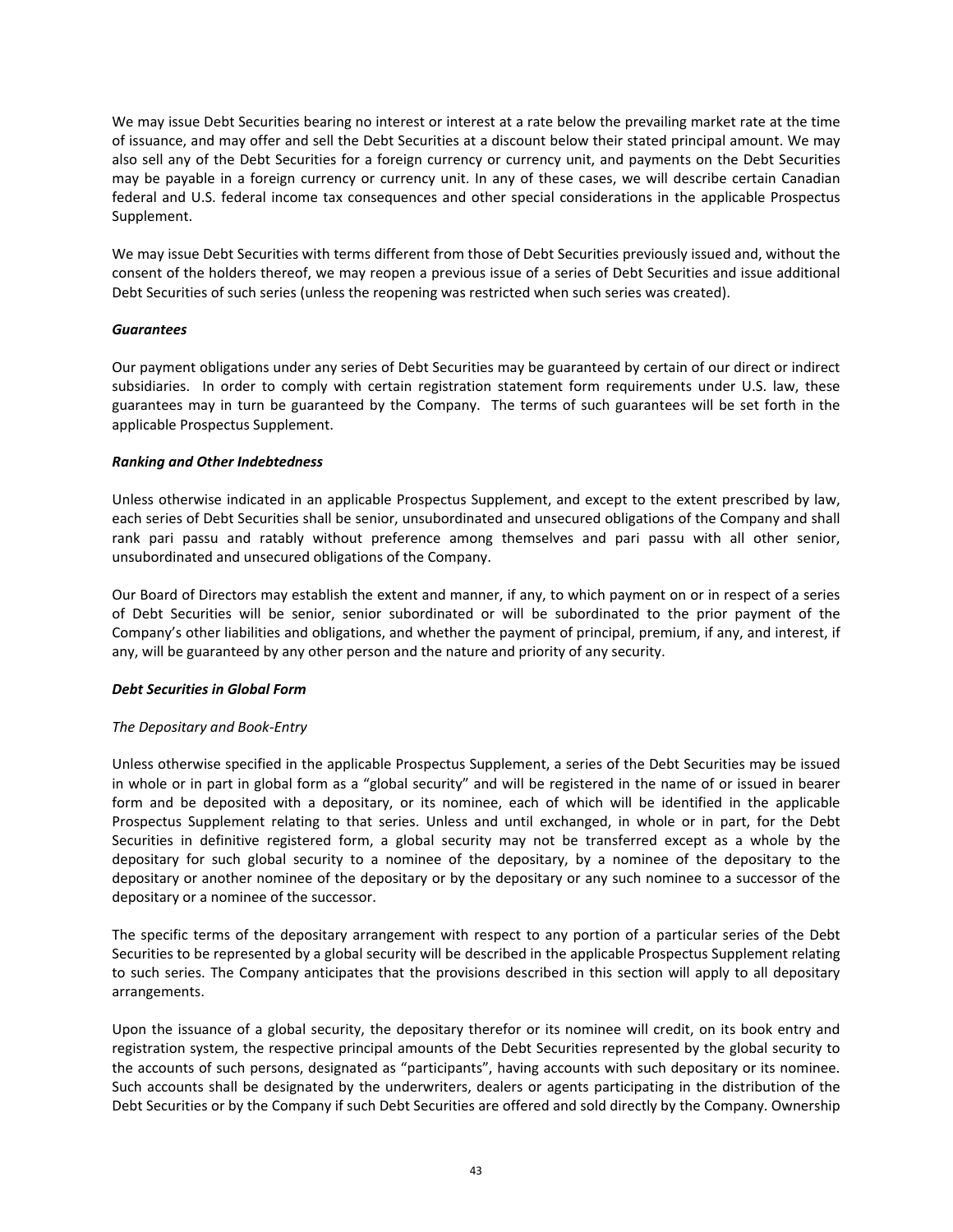We may issue Debt Securities bearing no interest or interest at a rate below the prevailing market rate at the time of issuance, and may offer and sell the Debt Securities at a discount below their stated principal amount. We may also sell any of the Debt Securities for a foreign currency or currency unit, and payments on the Debt Securities may be payable in a foreign currency or currency unit. In any of these cases, we will describe certain Canadian federal and U.S. federal income tax consequences and other special considerations in the applicable Prospectus Supplement.

We may issue Debt Securities with terms different from those of Debt Securities previously issued and, without the consent of the holders thereof, we may reopen a previous issue of a series of Debt Securities and issue additional Debt Securities of such series (unless the reopening was restricted when such series was created).

***Guarantees***

Our payment obligations under any series of Debt Securities may be guaranteed by certain of our direct or indirect subsidiaries. In order to comply with certain registration statement form requirements under U.S. law, these guarantees may in turn be guaranteed by the Company. The terms of such guarantees will be set forth in the applicable Prospectus Supplement.

***Ranking and Other Indebtedness***

Unless otherwise indicated in an applicable Prospectus Supplement, and except to the extent prescribed by law, each series of Debt Securities shall be senior, unsubordinated and unsecured obligations of the Company and shall rank pari passu and ratably without preference among themselves and pari passu with all other senior, unsubordinated and unsecured obligations of the Company.

Our Board of Directors may establish the extent and manner, if any, to which payment on or in respect of a series of Debt Securities will be senior, senior subordinated or will be subordinated to the prior payment of the Company's other liabilities and obligations, and whether the payment of principal, premium, if any, and interest, if any, will be guaranteed by any other person and the nature and priority of any security.

***Debt Securities in Global Form***

*The Depositary and Book-Entry*

Unless otherwise specified in the applicable Prospectus Supplement, a series of the Debt Securities may be issued in whole or in part in global form as a "global security" and will be registered in the name of or issued in bearer form and be deposited with a depositary, or its nominee, each of which will be identified in the applicable Prospectus Supplement relating to that series. Unless and until exchanged, in whole or in part, for the Debt Securities in definitive registered form, a global security may not be transferred except as a whole by the depositary for such global security to a nominee of the depositary, by a nominee of the depositary to the depositary or another nominee of the depositary or by the depositary or any such nominee to a successor of the depositary or a nominee of the successor.

The specific terms of the depositary arrangement with respect to any portion of a particular series of the Debt Securities to be represented by a global security will be described in the applicable Prospectus Supplement relating to such series. The Company anticipates that the provisions described in this section will apply to all depositary arrangements.

Upon the issuance of a global security, the depositary therefor or its nominee will credit, on its book entry and registration system, the respective principal amounts of the Debt Securities represented by the global security to the accounts of such persons, designated as "participants", having accounts with such depositary or its nominee. Such accounts shall be designated by the underwriters, dealers or agents participating in the distribution of the Debt Securities or by the Company if such Debt Securities are offered and sold directly by the Company. Ownership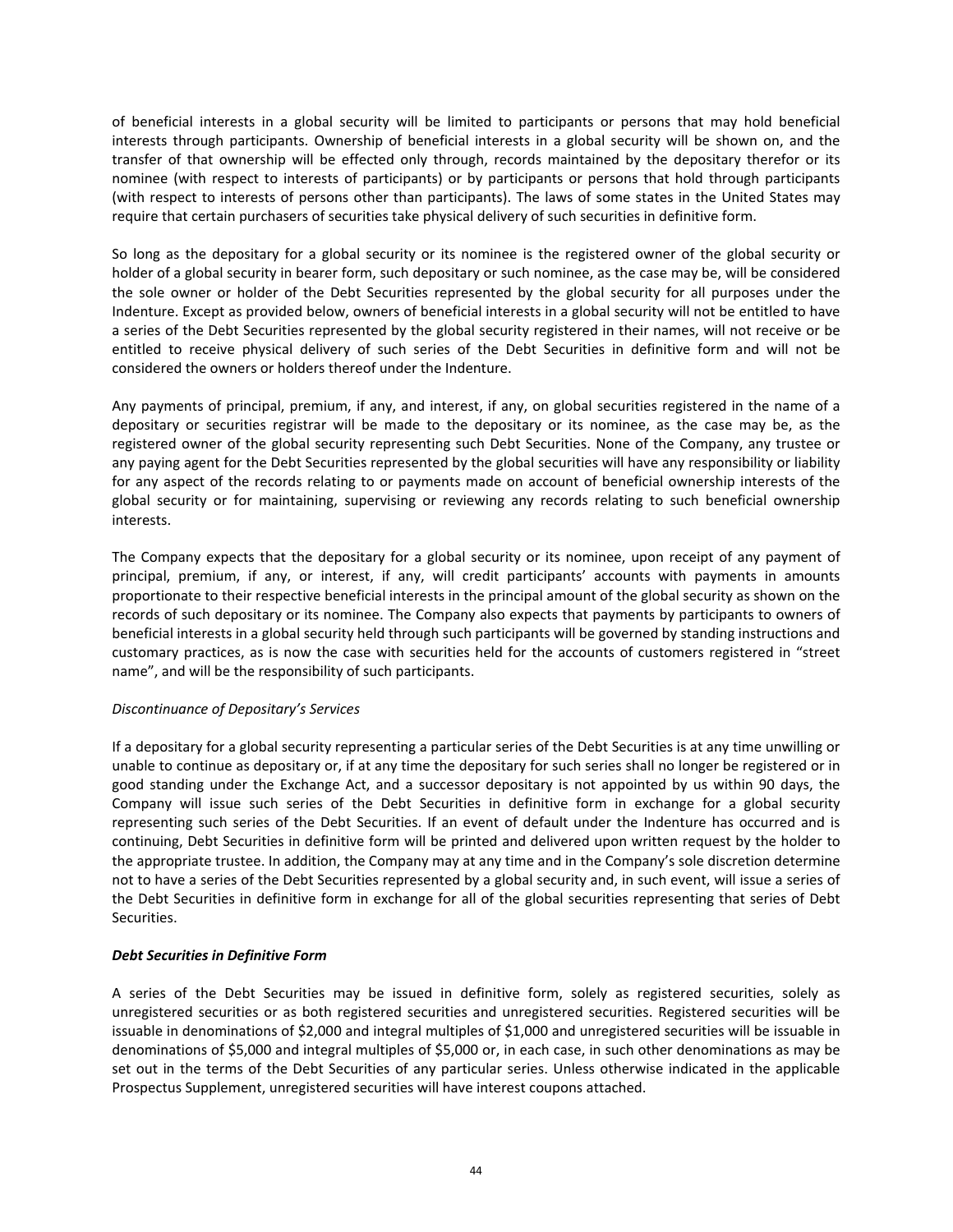of beneficial interests in a global security will be limited to participants or persons that may hold beneficial interests through participants. Ownership of beneficial interests in a global security will be shown on, and the transfer of that ownership will be effected only through, records maintained by the depositary therefor or its nominee (with respect to interests of participants) or by participants or persons that hold through participants (with respect to interests of persons other than participants). The laws of some states in the United States may require that certain purchasers of securities take physical delivery of such securities in definitive form.

So long as the depositary for a global security or its nominee is the registered owner of the global security or holder of a global security in bearer form, such depositary or such nominee, as the case may be, will be considered the sole owner or holder of the Debt Securities represented by the global security for all purposes under the Indenture. Except as provided below, owners of beneficial interests in a global security will not be entitled to have a series of the Debt Securities represented by the global security registered in their names, will not receive or be entitled to receive physical delivery of such series of the Debt Securities in definitive form and will not be considered the owners or holders thereof under the Indenture.

Any payments of principal, premium, if any, and interest, if any, on global securities registered in the name of a depositary or securities registrar will be made to the depositary or its nominee, as the case may be, as the registered owner of the global security representing such Debt Securities. None of the Company, any trustee or any paying agent for the Debt Securities represented by the global securities will have any responsibility or liability for any aspect of the records relating to or payments made on account of beneficial ownership interests of the global security or for maintaining, supervising or reviewing any records relating to such beneficial ownership interests.

The Company expects that the depositary for a global security or its nominee, upon receipt of any payment of principal, premium, if any, or interest, if any, will credit participants' accounts with payments in amounts proportionate to their respective beneficial interests in the principal amount of the global security as shown on the records of such depositary or its nominee. The Company also expects that payments by participants to owners of beneficial interests in a global security held through such participants will be governed by standing instructions and customary practices, as is now the case with securities held for the accounts of customers registered in "street name", and will be the responsibility of such participants.

*Discontinuance of Depositary's Services*

If a depositary for a global security representing a particular series of the Debt Securities is at any time unwilling or unable to continue as depositary or, if at any time the depositary for such series shall no longer be registered or in good standing under the Exchange Act, and a successor depositary is not appointed by us within 90 days, the Company will issue such series of the Debt Securities in definitive form in exchange for a global security representing such series of the Debt Securities. If an event of default under the Indenture has occurred and is continuing, Debt Securities in definitive form will be printed and delivered upon written request by the holder to the appropriate trustee. In addition, the Company may at any time and in the Company's sole discretion determine not to have a series of the Debt Securities represented by a global security and, in such event, will issue a series of the Debt Securities in definitive form in exchange for all of the global securities representing that series of Debt Securities.

***Debt Securities in Definitive Form***

A series of the Debt Securities may be issued in definitive form, solely as registered securities, solely as unregistered securities or as both registered securities and unregistered securities. Registered securities will be issuable in denominations of $2,000 and integral multiples of $1,000 and unregistered securities will be issuable in denominations of $5,000 and integral multiples of $5,000 or, in each case, in such other denominations as may be set out in the terms of the Debt Securities of any particular series. Unless otherwise indicated in the applicable Prospectus Supplement, unregistered securities will have interest coupons attached.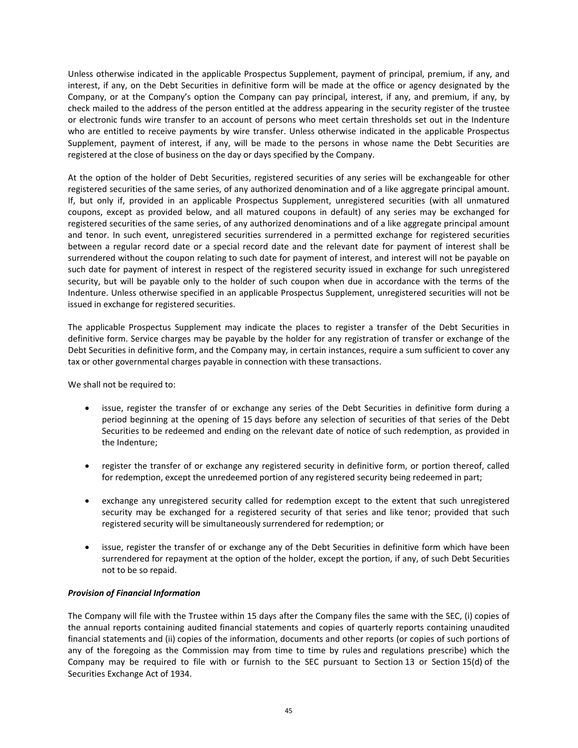Unless otherwise indicated in the applicable Prospectus Supplement, payment of principal, premium, if any, and interest, if any, on the Debt Securities in definitive form will be made at the office or agency designated by the Company, or at the Company's option the Company can pay principal, interest, if any, and premium, if any, by check mailed to the address of the person entitled at the address appearing in the security register of the trustee or electronic funds wire transfer to an account of persons who meet certain thresholds set out in the Indenture who are entitled to receive payments by wire transfer. Unless otherwise indicated in the applicable Prospectus Supplement, payment of interest, if any, will be made to the persons in whose name the Debt Securities are registered at the close of business on the day or days specified by the Company.

At the option of the holder of Debt Securities, registered securities of any series will be exchangeable for other registered securities of the same series, of any authorized denomination and of a like aggregate principal amount. If, but only if, provided in an applicable Prospectus Supplement, unregistered securities (with all unmatured coupons, except as provided below, and all matured coupons in default) of any series may be exchanged for registered securities of the same series, of any authorized denominations and of a like aggregate principal amount and tenor. In such event, unregistered securities surrendered in a permitted exchange for registered securities between a regular record date or a special record date and the relevant date for payment of interest shall be surrendered without the coupon relating to such date for payment of interest, and interest will not be payable on such date for payment of interest in respect of the registered security issued in exchange for such unregistered security, but will be payable only to the holder of such coupon when due in accordance with the terms of the Indenture. Unless otherwise specified in an applicable Prospectus Supplement, unregistered securities will not be issued in exchange for registered securities.

The applicable Prospectus Supplement may indicate the places to register a transfer of the Debt Securities in definitive form. Service charges may be payable by the holder for any registration of transfer or exchange of the Debt Securities in definitive form, and the Company may, in certain instances, require a sum sufficient to cover any tax or other governmental charges payable in connection with these transactions.

We shall not be required to:

- issue, register the transfer of or exchange any series of the Debt Securities in definitive form during a period beginning at the opening of 15 days before any selection of securities of that series of the Debt Securities to be redeemed and ending on the relevant date of notice of such redemption, as provided in the Indenture;

- register the transfer of or exchange any registered security in definitive form, or portion thereof, called for redemption, except the unredeemed portion of any registered security being redeemed in part;

- exchange any unregistered security called for redemption except to the extent that such unregistered security may be exchanged for a registered security of that series and like tenor; provided that such registered security will be simultaneously surrendered for redemption; or

- issue, register the transfer of or exchange any of the Debt Securities in definitive form which have been surrendered for repayment at the option of the holder, except the portion, if any, of such Debt Securities not to be so repaid.

***Provision of Financial Information***

The Company will file with the Trustee within 15 days after the Company files the same with the SEC, (i) copies of the annual reports containing audited financial statements and copies of quarterly reports containing unaudited financial statements and (ii) copies of the information, documents and other reports (or copies of such portions of any of the foregoing as the Commission may from time to time by rules and regulations prescribe) which the Company may be required to file with or furnish to the SEC pursuant to Section 13 or Section 15(d) of the Securities Exchange Act of 1934.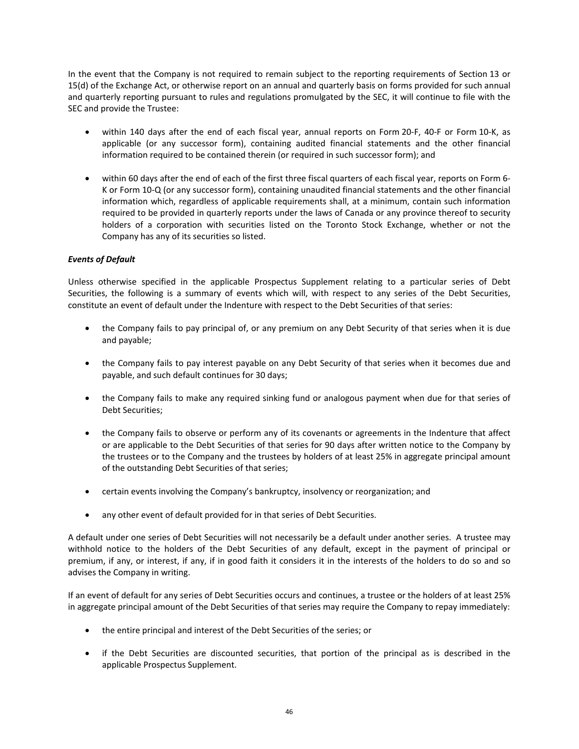In the event that the Company is not required to remain subject to the reporting requirements of Section 13 or 15(d) of the Exchange Act, or otherwise report on an annual and quarterly basis on forms provided for such annual and quarterly reporting pursuant to rules and regulations promulgated by the SEC, it will continue to file with the SEC and provide the Trustee:

- within 140 days after the end of each fiscal year, annual reports on Form 20-F, 40-F or Form 10-K, as applicable (or any successor form), containing audited financial statements and the other financial information required to be contained therein (or required in such successor form); and

- within 60 days after the end of each of the first three fiscal quarters of each fiscal year, reports on Form 6-K or Form 10-Q (or any successor form), containing unaudited financial statements and the other financial information which, regardless of applicable requirements shall, at a minimum, contain such information required to be provided in quarterly reports under the laws of Canada or any province thereof to security holders of a corporation with securities listed on the Toronto Stock Exchange, whether or not the Company has any of its securities so listed.

***Events of Default***

Unless otherwise specified in the applicable Prospectus Supplement relating to a particular series of Debt Securities, the following is a summary of events which will, with respect to any series of the Debt Securities, constitute an event of default under the Indenture with respect to the Debt Securities of that series:

- the Company fails to pay principal of, or any premium on any Debt Security of that series when it is due and payable;

- the Company fails to pay interest payable on any Debt Security of that series when it becomes due and payable, and such default continues for 30 days;

- the Company fails to make any required sinking fund or analogous payment when due for that series of Debt Securities;

- the Company fails to observe or perform any of its covenants or agreements in the Indenture that affect or are applicable to the Debt Securities of that series for 90 days after written notice to the Company by the trustees or to the Company and the trustees by holders of at least 25% in aggregate principal amount of the outstanding Debt Securities of that series;

- certain events involving the Company's bankruptcy, insolvency or reorganization; and

- any other event of default provided for in that series of Debt Securities.

A default under one series of Debt Securities will not necessarily be a default under another series. A trustee may withhold notice to the holders of the Debt Securities of any default, except in the payment of principal or premium, if any, or interest, if any, if in good faith it considers it in the interests of the holders to do so and so advises the Company in writing.

If an event of default for any series of Debt Securities occurs and continues, a trustee or the holders of at least 25% in aggregate principal amount of the Debt Securities of that series may require the Company to repay immediately:

- the entire principal and interest of the Debt Securities of the series; or

- if the Debt Securities are discounted securities, that portion of the principal as is described in the applicable Prospectus Supplement.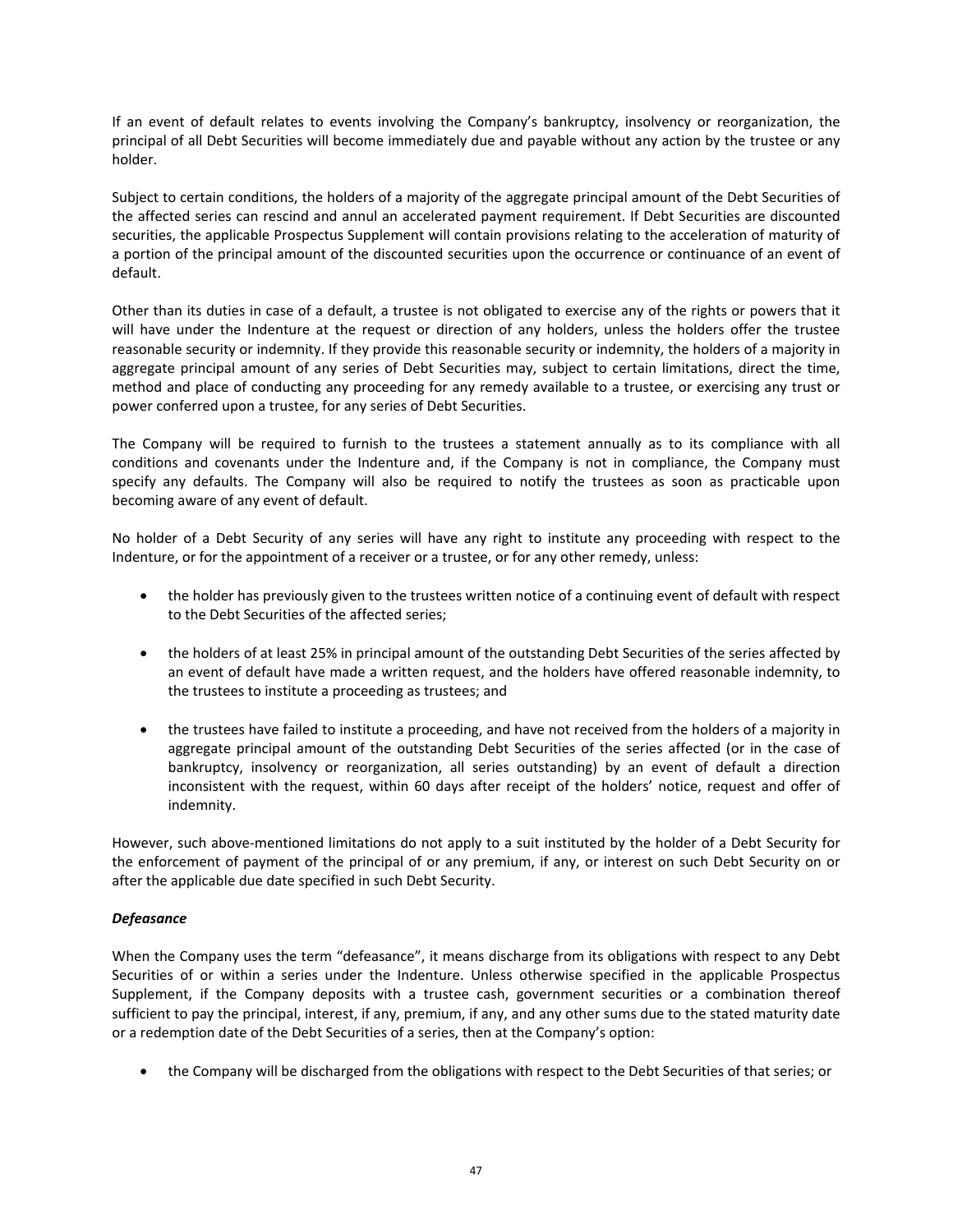If an event of default relates to events involving the Company's bankruptcy, insolvency or reorganization, the principal of all Debt Securities will become immediately due and payable without any action by the trustee or any holder.

Subject to certain conditions, the holders of a majority of the aggregate principal amount of the Debt Securities of the affected series can rescind and annul an accelerated payment requirement. If Debt Securities are discounted securities, the applicable Prospectus Supplement will contain provisions relating to the acceleration of maturity of a portion of the principal amount of the discounted securities upon the occurrence or continuance of an event of default.

Other than its duties in case of a default, a trustee is not obligated to exercise any of the rights or powers that it will have under the Indenture at the request or direction of any holders, unless the holders offer the trustee reasonable security or indemnity. If they provide this reasonable security or indemnity, the holders of a majority in aggregate principal amount of any series of Debt Securities may, subject to certain limitations, direct the time, method and place of conducting any proceeding for any remedy available to a trustee, or exercising any trust or power conferred upon a trustee, for any series of Debt Securities.

The Company will be required to furnish to the trustees a statement annually as to its compliance with all conditions and covenants under the Indenture and, if the Company is not in compliance, the Company must specify any defaults. The Company will also be required to notify the trustees as soon as practicable upon becoming aware of any event of default.

No holder of a Debt Security of any series will have any right to institute any proceeding with respect to the Indenture, or for the appointment of a receiver or a trustee, or for any other remedy, unless:

- the holder has previously given to the trustees written notice of a continuing event of default with respect to the Debt Securities of the affected series;

- the holders of at least 25% in principal amount of the outstanding Debt Securities of the series affected by an event of default have made a written request, and the holders have offered reasonable indemnity, to the trustees to institute a proceeding as trustees; and

- the trustees have failed to institute a proceeding, and have not received from the holders of a majority in aggregate principal amount of the outstanding Debt Securities of the series affected (or in the case of bankruptcy, insolvency or reorganization, all series outstanding) by an event of default a direction inconsistent with the request, within 60 days after receipt of the holders' notice, request and offer of indemnity.

However, such above-mentioned limitations do not apply to a suit instituted by the holder of a Debt Security for the enforcement of payment of the principal of or any premium, if any, or interest on such Debt Security on or after the applicable due date specified in such Debt Security.

***Defeasance***

When the Company uses the term "defeasance", it means discharge from its obligations with respect to any Debt Securities of or within a series under the Indenture. Unless otherwise specified in the applicable Prospectus Supplement, if the Company deposits with a trustee cash, government securities or a combination thereof sufficient to pay the principal, interest, if any, premium, if any, and any other sums due to the stated maturity date or a redemption date of the Debt Securities of a series, then at the Company's option:

- the Company will be discharged from the obligations with respect to the Debt Securities of that series; or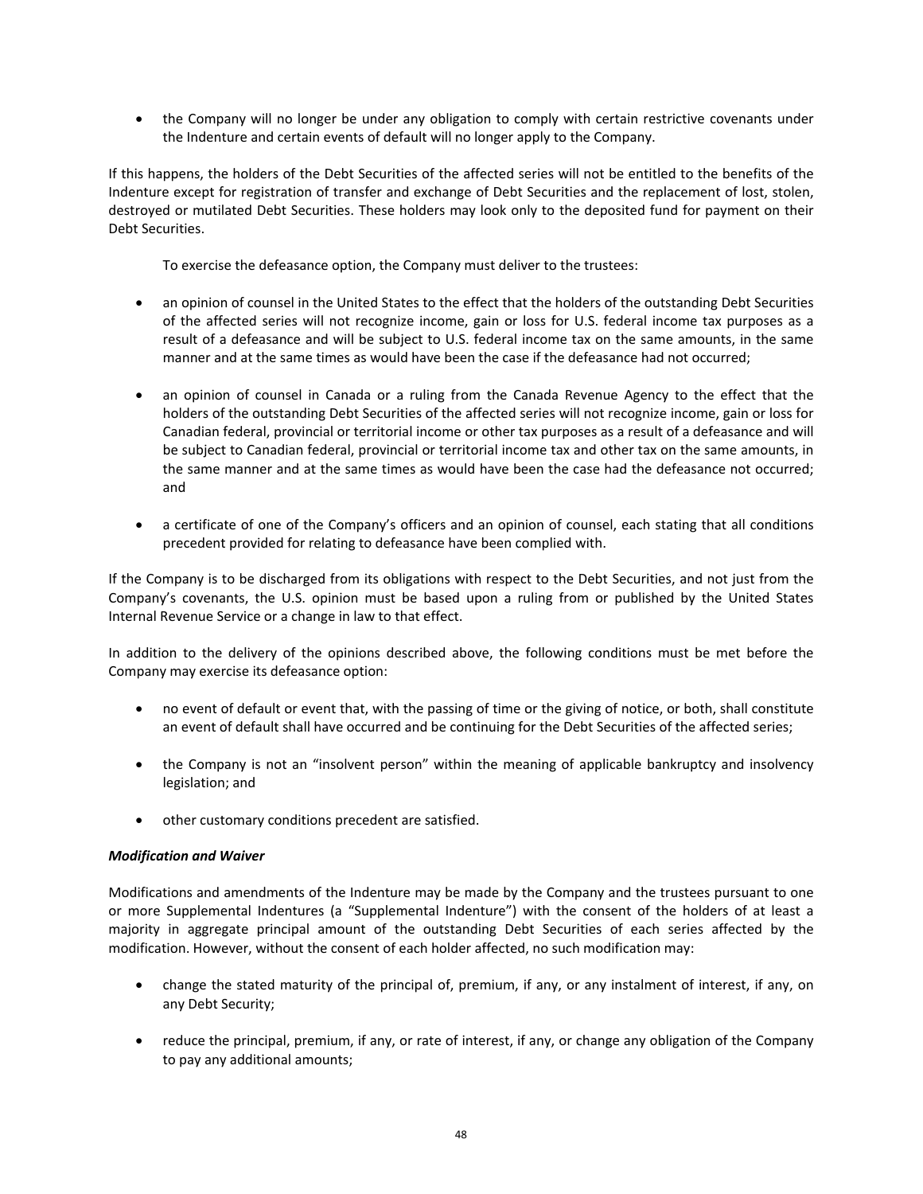- the Company will no longer be under any obligation to comply with certain restrictive covenants under the Indenture and certain events of default will no longer apply to the Company.

If this happens, the holders of the Debt Securities of the affected series will not be entitled to the benefits of the Indenture except for registration of transfer and exchange of Debt Securities and the replacement of lost, stolen, destroyed or mutilated Debt Securities. These holders may look only to the deposited fund for payment on their Debt Securities.

To exercise the defeasance option, the Company must deliver to the trustees:

- an opinion of counsel in the United States to the effect that the holders of the outstanding Debt Securities of the affected series will not recognize income, gain or loss for U.S. federal income tax purposes as a result of a defeasance and will be subject to U.S. federal income tax on the same amounts, in the same manner and at the same times as would have been the case if the defeasance had not occurred;

- an opinion of counsel in Canada or a ruling from the Canada Revenue Agency to the effect that the holders of the outstanding Debt Securities of the affected series will not recognize income, gain or loss for Canadian federal, provincial or territorial income or other tax purposes as a result of a defeasance and will be subject to Canadian federal, provincial or territorial income tax and other tax on the same amounts, in the same manner and at the same times as would have been the case had the defeasance not occurred; and

- a certificate of one of the Company's officers and an opinion of counsel, each stating that all conditions precedent provided for relating to defeasance have been complied with.

If the Company is to be discharged from its obligations with respect to the Debt Securities, and not just from the Company's covenants, the U.S. opinion must be based upon a ruling from or published by the United States Internal Revenue Service or a change in law to that effect.

In addition to the delivery of the opinions described above, the following conditions must be met before the Company may exercise its defeasance option:

- no event of default or event that, with the passing of time or the giving of notice, or both, shall constitute an event of default shall have occurred and be continuing for the Debt Securities of the affected series;

- the Company is not an "insolvent person" within the meaning of applicable bankruptcy and insolvency legislation; and

- other customary conditions precedent are satisfied.

***Modification and Waiver***

Modifications and amendments of the Indenture may be made by the Company and the trustees pursuant to one or more Supplemental Indentures (a "Supplemental Indenture") with the consent of the holders of at least a majority in aggregate principal amount of the outstanding Debt Securities of each series affected by the modification. However, without the consent of each holder affected, no such modification may:

- change the stated maturity of the principal of, premium, if any, or any instalment of interest, if any, on any Debt Security;

- reduce the principal, premium, if any, or rate of interest, if any, or change any obligation of the Company to pay any additional amounts;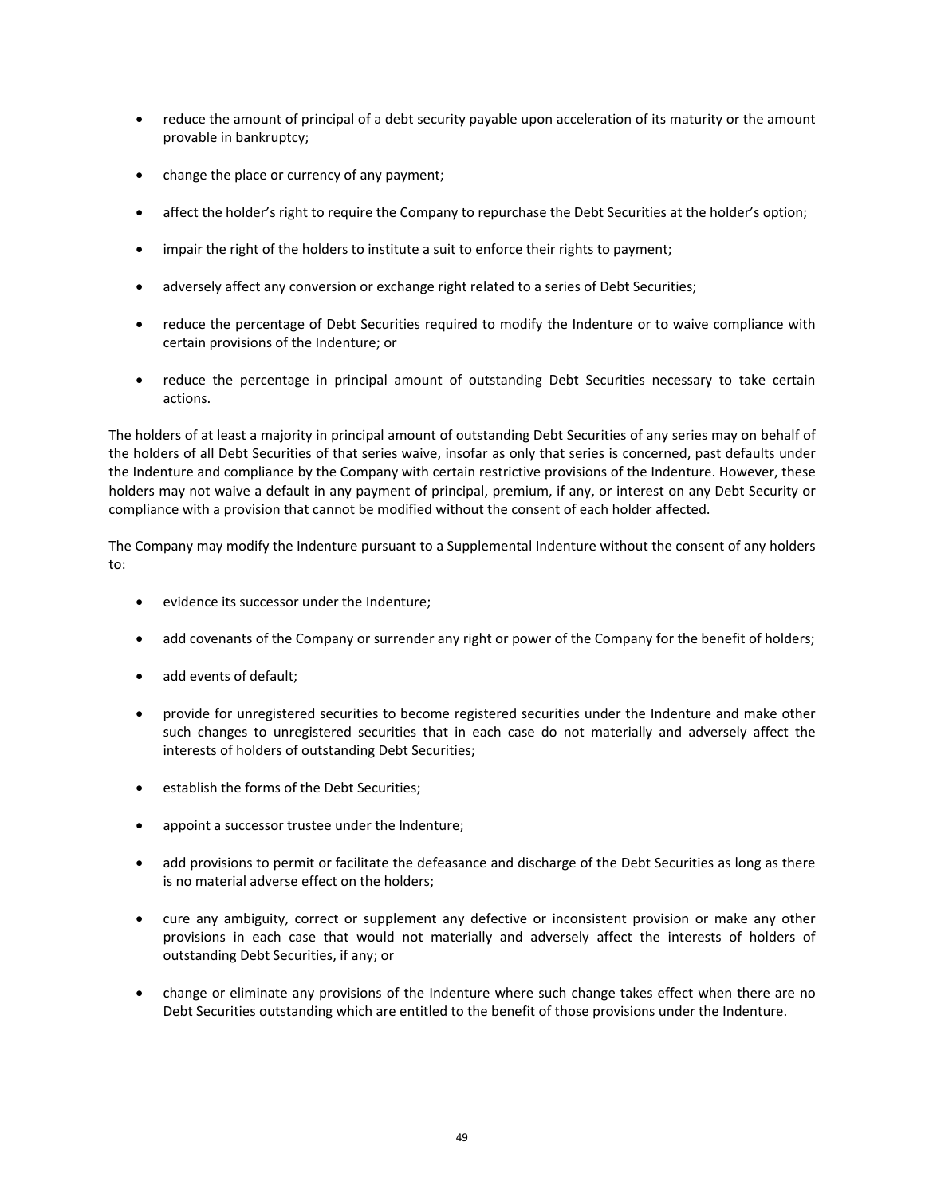- reduce the amount of principal of a debt security payable upon acceleration of its maturity or the amount provable in bankruptcy;
- change the place or currency of any payment;
- affect the holder's right to require the Company to repurchase the Debt Securities at the holder's option;
- impair the right of the holders to institute a suit to enforce their rights to payment;
- adversely affect any conversion or exchange right related to a series of Debt Securities;
- reduce the percentage of Debt Securities required to modify the Indenture or to waive compliance with certain provisions of the Indenture; or
- reduce the percentage in principal amount of outstanding Debt Securities necessary to take certain actions.

The holders of at least a majority in principal amount of outstanding Debt Securities of any series may on behalf of the holders of all Debt Securities of that series waive, insofar as only that series is concerned, past defaults under the Indenture and compliance by the Company with certain restrictive provisions of the Indenture. However, these holders may not waive a default in any payment of principal, premium, if any, or interest on any Debt Security or compliance with a provision that cannot be modified without the consent of each holder affected.

The Company may modify the Indenture pursuant to a Supplemental Indenture without the consent of any holders to:

- evidence its successor under the Indenture;
- add covenants of the Company or surrender any right or power of the Company for the benefit of holders;
- add events of default;
- provide for unregistered securities to become registered securities under the Indenture and make other such changes to unregistered securities that in each case do not materially and adversely affect the interests of holders of outstanding Debt Securities;
- establish the forms of the Debt Securities;
- appoint a successor trustee under the Indenture;
- add provisions to permit or facilitate the defeasance and discharge of the Debt Securities as long as there is no material adverse effect on the holders;
- cure any ambiguity, correct or supplement any defective or inconsistent provision or make any other provisions in each case that would not materially and adversely affect the interests of holders of outstanding Debt Securities, if any; or
- change or eliminate any provisions of the Indenture where such change takes effect when there are no Debt Securities outstanding which are entitled to the benefit of those provisions under the Indenture.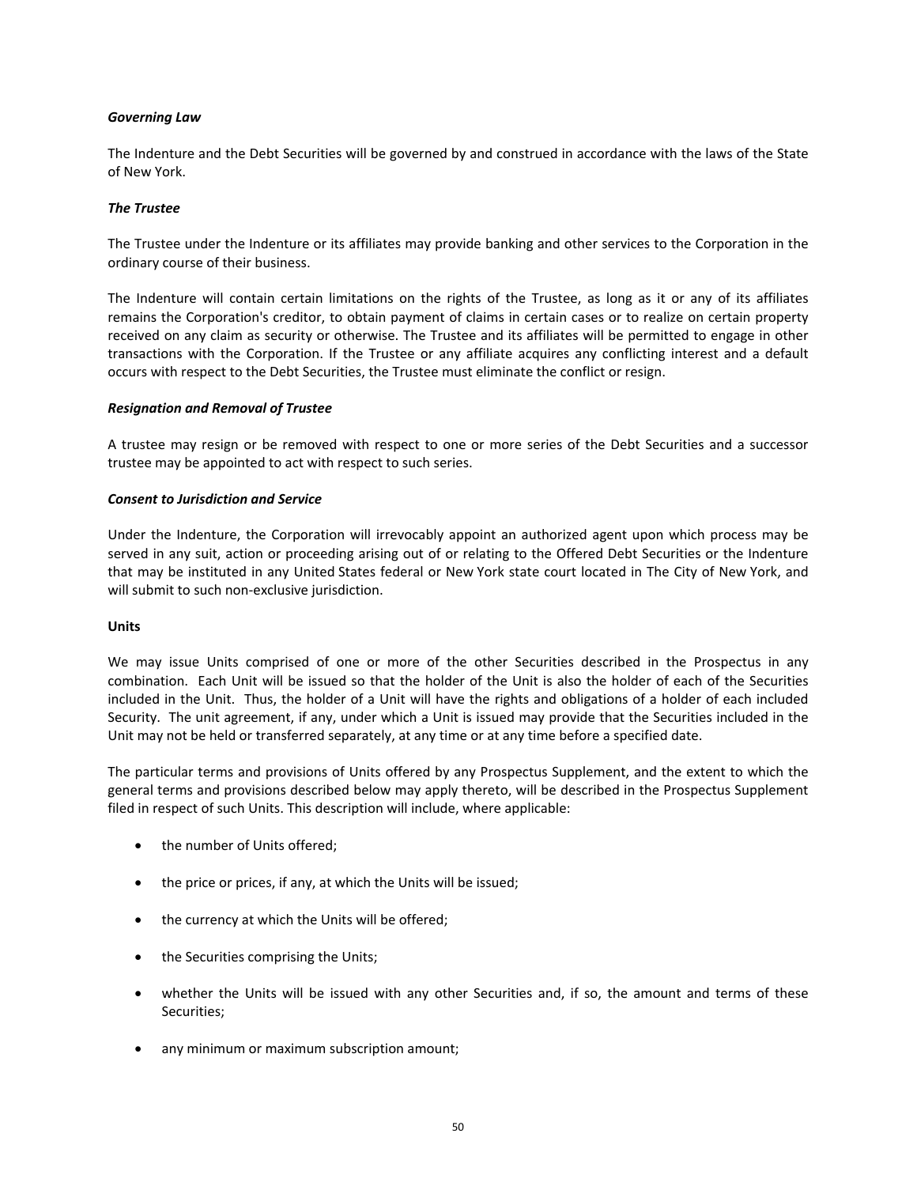*Governing Law*

The Indenture and the Debt Securities will be governed by and construed in accordance with the laws of the State of New York.

*The Trustee*

The Trustee under the Indenture or its affiliates may provide banking and other services to the Corporation in the ordinary course of their business.

The Indenture will contain certain limitations on the rights of the Trustee, as long as it or any of its affiliates remains the Corporation's creditor, to obtain payment of claims in certain cases or to realize on certain property received on any claim as security or otherwise. The Trustee and its affiliates will be permitted to engage in other transactions with the Corporation. If the Trustee or any affiliate acquires any conflicting interest and a default occurs with respect to the Debt Securities, the Trustee must eliminate the conflict or resign.

*Resignation and Removal of Trustee*

A trustee may resign or be removed with respect to one or more series of the Debt Securities and a successor trustee may be appointed to act with respect to such series.

*Consent to Jurisdiction and Service*

Under the Indenture, the Corporation will irrevocably appoint an authorized agent upon which process may be served in any suit, action or proceeding arising out of or relating to the Offered Debt Securities or the Indenture that may be instituted in any United States federal or New York state court located in The City of New York, and will submit to such non-exclusive jurisdiction.

**Units**

We may issue Units comprised of one or more of the other Securities described in the Prospectus in any combination. Each Unit will be issued so that the holder of the Unit is also the holder of each of the Securities included in the Unit. Thus, the holder of a Unit will have the rights and obligations of a holder of each included Security. The unit agreement, if any, under which a Unit is issued may provide that the Securities included in the Unit may not be held or transferred separately, at any time or at any time before a specified date.

The particular terms and provisions of Units offered by any Prospectus Supplement, and the extent to which the general terms and provisions described below may apply thereto, will be described in the Prospectus Supplement filed in respect of such Units. This description will include, where applicable:

- the number of Units offered;
- the price or prices, if any, at which the Units will be issued;
- the currency at which the Units will be offered;
- the Securities comprising the Units;
- whether the Units will be issued with any other Securities and, if so, the amount and terms of these Securities;
- any minimum or maximum subscription amount;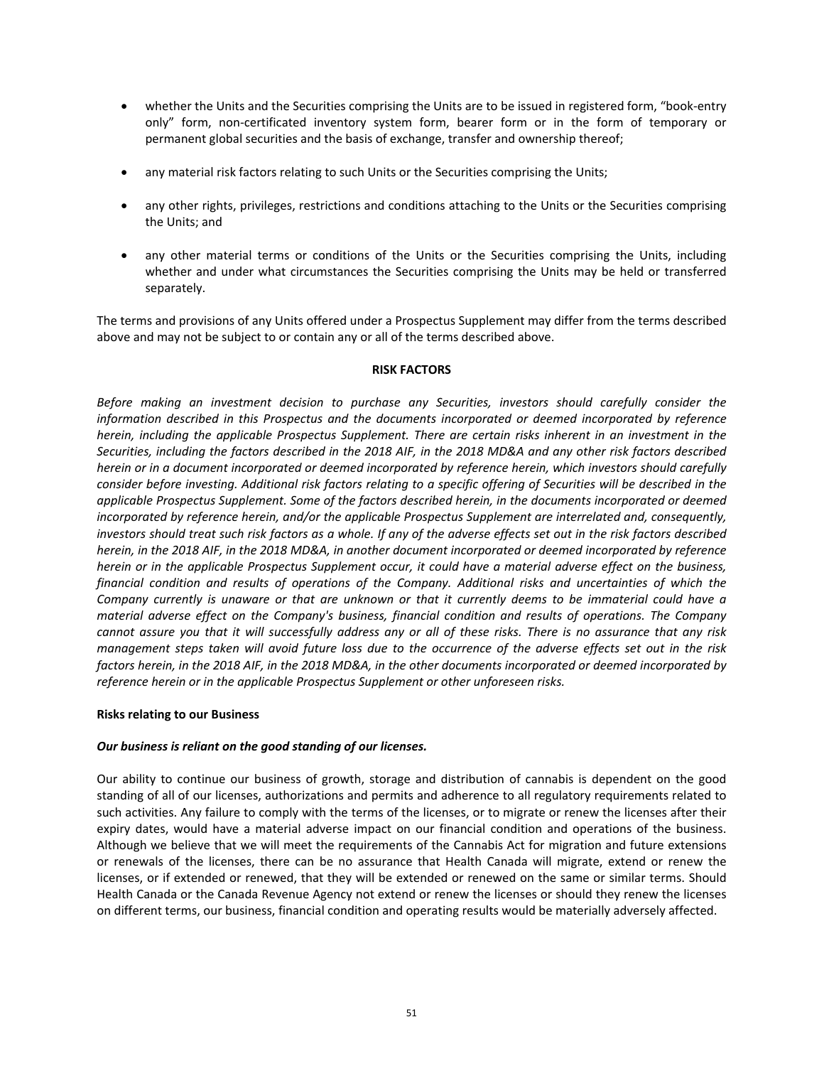- whether the Units and the Securities comprising the Units are to be issued in registered form, "book-entry only" form, non-certificated inventory system form, bearer form or in the form of temporary or permanent global securities and the basis of exchange, transfer and ownership thereof;
- any material risk factors relating to such Units or the Securities comprising the Units;
- any other rights, privileges, restrictions and conditions attaching to the Units or the Securities comprising the Units; and
- any other material terms or conditions of the Units or the Securities comprising the Units, including whether and under what circumstances the Securities comprising the Units may be held or transferred separately.

The terms and provisions of any Units offered under a Prospectus Supplement may differ from the terms described above and may not be subject to or contain any or all of the terms described above.

## RISK FACTORS

*Before making an investment decision to purchase any Securities, investors should carefully consider the information described in this Prospectus and the documents incorporated or deemed incorporated by reference herein, including the applicable Prospectus Supplement. There are certain risks inherent in an investment in the Securities, including the factors described in the 2018 AIF, in the 2018 MD&A and any other risk factors described herein or in a document incorporated or deemed incorporated by reference herein, which investors should carefully consider before investing. Additional risk factors relating to a specific offering of Securities will be described in the applicable Prospectus Supplement. Some of the factors described herein, in the documents incorporated or deemed incorporated by reference herein, and/or the applicable Prospectus Supplement are interrelated and, consequently, investors should treat such risk factors as a whole. If any of the adverse effects set out in the risk factors described herein, in the 2018 AIF, in the 2018 MD&A, in another document incorporated or deemed incorporated by reference herein or in the applicable Prospectus Supplement occur, it could have a material adverse effect on the business, financial condition and results of operations of the Company. Additional risks and uncertainties of which the Company currently is unaware or that are unknown or that it currently deems to be immaterial could have a material adverse effect on the Company's business, financial condition and results of operations. The Company cannot assure you that it will successfully address any or all of these risks. There is no assurance that any risk management steps taken will avoid future loss due to the occurrence of the adverse effects set out in the risk factors herein, in the 2018 AIF, in the 2018 MD&A, in the other documents incorporated or deemed incorporated by reference herein or in the applicable Prospectus Supplement or other unforeseen risks.*

### Risks relating to our Business

***Our business is reliant on the good standing of our licenses.***

Our ability to continue our business of growth, storage and distribution of cannabis is dependent on the good standing of all of our licenses, authorizations and permits and adherence to all regulatory requirements related to such activities. Any failure to comply with the terms of the licenses, or to migrate or renew the licenses after their expiry dates, would have a material adverse impact on our financial condition and operations of the business. Although we believe that we will meet the requirements of the Cannabis Act for migration and future extensions or renewals of the licenses, there can be no assurance that Health Canada will migrate, extend or renew the licenses, or if extended or renewed, that they will be extended or renewed on the same or similar terms. Should Health Canada or the Canada Revenue Agency not extend or renew the licenses or should they renew the licenses on different terms, our business, financial condition and operating results would be materially adversely affected.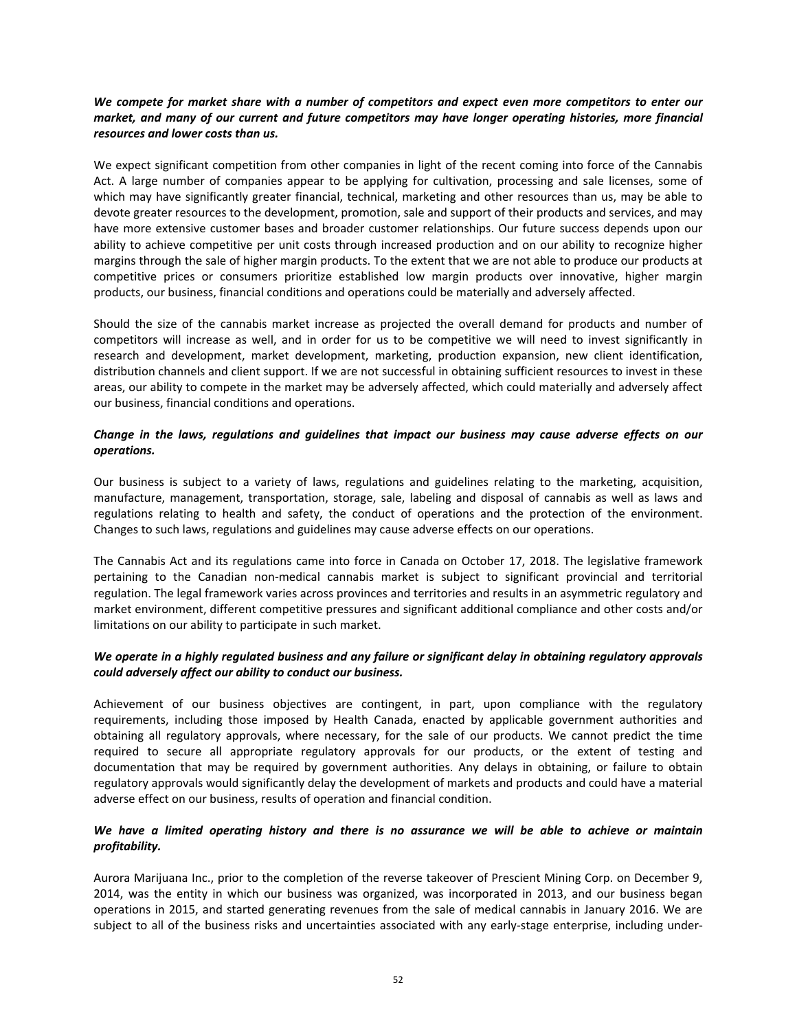***We compete for market share with a number of competitors and expect even more competitors to enter our market, and many of our current and future competitors may have longer operating histories, more financial resources and lower costs than us.***

We expect significant competition from other companies in light of the recent coming into force of the Cannabis Act. A large number of companies appear to be applying for cultivation, processing and sale licenses, some of which may have significantly greater financial, technical, marketing and other resources than us, may be able to devote greater resources to the development, promotion, sale and support of their products and services, and may have more extensive customer bases and broader customer relationships. Our future success depends upon our ability to achieve competitive per unit costs through increased production and on our ability to recognize higher margins through the sale of higher margin products. To the extent that we are not able to produce our products at competitive prices or consumers prioritize established low margin products over innovative, higher margin products, our business, financial conditions and operations could be materially and adversely affected.

Should the size of the cannabis market increase as projected the overall demand for products and number of competitors will increase as well, and in order for us to be competitive we will need to invest significantly in research and development, market development, marketing, production expansion, new client identification, distribution channels and client support. If we are not successful in obtaining sufficient resources to invest in these areas, our ability to compete in the market may be adversely affected, which could materially and adversely affect our business, financial conditions and operations.

***Change in the laws, regulations and guidelines that impact our business may cause adverse effects on our operations.***

Our business is subject to a variety of laws, regulations and guidelines relating to the marketing, acquisition, manufacture, management, transportation, storage, sale, labeling and disposal of cannabis as well as laws and regulations relating to health and safety, the conduct of operations and the protection of the environment. Changes to such laws, regulations and guidelines may cause adverse effects on our operations.

The Cannabis Act and its regulations came into force in Canada on October 17, 2018. The legislative framework pertaining to the Canadian non-medical cannabis market is subject to significant provincial and territorial regulation. The legal framework varies across provinces and territories and results in an asymmetric regulatory and market environment, different competitive pressures and significant additional compliance and other costs and/or limitations on our ability to participate in such market.

***We operate in a highly regulated business and any failure or significant delay in obtaining regulatory approvals could adversely affect our ability to conduct our business.***

Achievement of our business objectives are contingent, in part, upon compliance with the regulatory requirements, including those imposed by Health Canada, enacted by applicable government authorities and obtaining all regulatory approvals, where necessary, for the sale of our products. We cannot predict the time required to secure all appropriate regulatory approvals for our products, or the extent of testing and documentation that may be required by government authorities. Any delays in obtaining, or failure to obtain regulatory approvals would significantly delay the development of markets and products and could have a material adverse effect on our business, results of operation and financial condition.

***We have a limited operating history and there is no assurance we will be able to achieve or maintain profitability.***

Aurora Marijuana Inc., prior to the completion of the reverse takeover of Prescient Mining Corp. on December 9, 2014, was the entity in which our business was organized, was incorporated in 2013, and our business began operations in 2015, and started generating revenues from the sale of medical cannabis in January 2016. We are subject to all of the business risks and uncertainties associated with any early-stage enterprise, including under-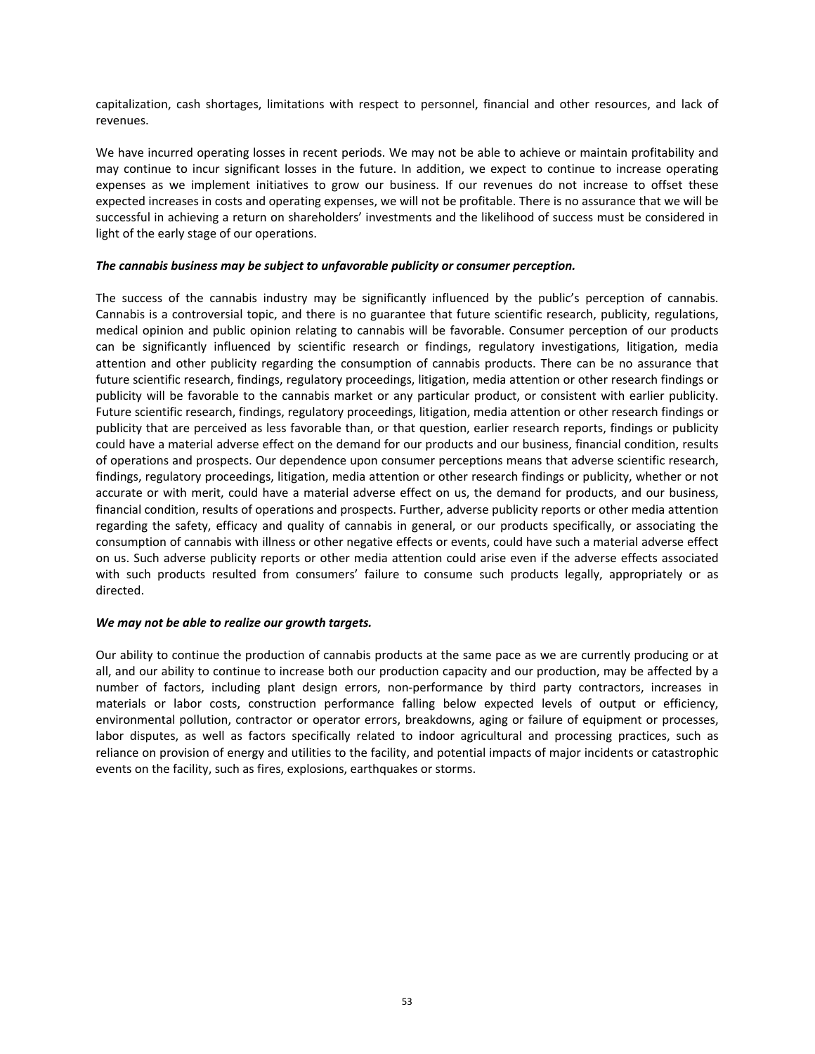capitalization, cash shortages, limitations with respect to personnel, financial and other resources, and lack of revenues.

We have incurred operating losses in recent periods. We may not be able to achieve or maintain profitability and may continue to incur significant losses in the future. In addition, we expect to continue to increase operating expenses as we implement initiatives to grow our business. If our revenues do not increase to offset these expected increases in costs and operating expenses, we will not be profitable. There is no assurance that we will be successful in achieving a return on shareholders' investments and the likelihood of success must be considered in light of the early stage of our operations.

***The cannabis business may be subject to unfavorable publicity or consumer perception.***

The success of the cannabis industry may be significantly influenced by the public's perception of cannabis. Cannabis is a controversial topic, and there is no guarantee that future scientific research, publicity, regulations, medical opinion and public opinion relating to cannabis will be favorable. Consumer perception of our products can be significantly influenced by scientific research or findings, regulatory investigations, litigation, media attention and other publicity regarding the consumption of cannabis products. There can be no assurance that future scientific research, findings, regulatory proceedings, litigation, media attention or other research findings or publicity will be favorable to the cannabis market or any particular product, or consistent with earlier publicity. Future scientific research, findings, regulatory proceedings, litigation, media attention or other research findings or publicity that are perceived as less favorable than, or that question, earlier research reports, findings or publicity could have a material adverse effect on the demand for our products and our business, financial condition, results of operations and prospects. Our dependence upon consumer perceptions means that adverse scientific research, findings, regulatory proceedings, litigation, media attention or other research findings or publicity, whether or not accurate or with merit, could have a material adverse effect on us, the demand for products, and our business, financial condition, results of operations and prospects. Further, adverse publicity reports or other media attention regarding the safety, efficacy and quality of cannabis in general, or our products specifically, or associating the consumption of cannabis with illness or other negative effects or events, could have such a material adverse effect on us. Such adverse publicity reports or other media attention could arise even if the adverse effects associated with such products resulted from consumers' failure to consume such products legally, appropriately or as directed.

***We may not be able to realize our growth targets.***

Our ability to continue the production of cannabis products at the same pace as we are currently producing or at all, and our ability to continue to increase both our production capacity and our production, may be affected by a number of factors, including plant design errors, non-performance by third party contractors, increases in materials or labor costs, construction performance falling below expected levels of output or efficiency, environmental pollution, contractor or operator errors, breakdowns, aging or failure of equipment or processes, labor disputes, as well as factors specifically related to indoor agricultural and processing practices, such as reliance on provision of energy and utilities to the facility, and potential impacts of major incidents or catastrophic events on the facility, such as fires, explosions, earthquakes or storms.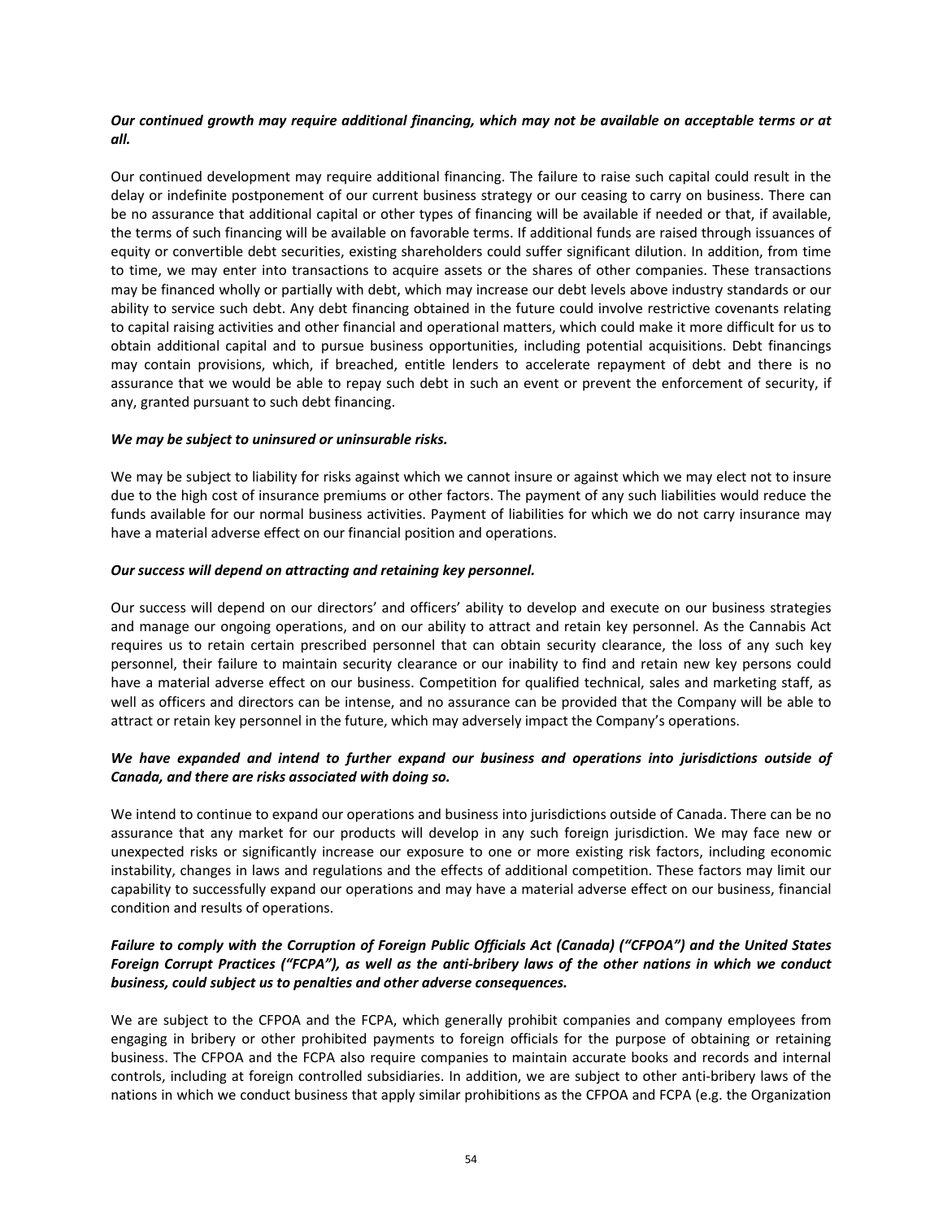***Our continued growth may require additional financing, which may not be available on acceptable terms or at all.***

Our continued development may require additional financing. The failure to raise such capital could result in the delay or indefinite postponement of our current business strategy or our ceasing to carry on business. There can be no assurance that additional capital or other types of financing will be available if needed or that, if available, the terms of such financing will be available on favorable terms. If additional funds are raised through issuances of equity or convertible debt securities, existing shareholders could suffer significant dilution. In addition, from time to time, we may enter into transactions to acquire assets or the shares of other companies. These transactions may be financed wholly or partially with debt, which may increase our debt levels above industry standards or our ability to service such debt. Any debt financing obtained in the future could involve restrictive covenants relating to capital raising activities and other financial and operational matters, which could make it more difficult for us to obtain additional capital and to pursue business opportunities, including potential acquisitions. Debt financings may contain provisions, which, if breached, entitle lenders to accelerate repayment of debt and there is no assurance that we would be able to repay such debt in such an event or prevent the enforcement of security, if any, granted pursuant to such debt financing.

***We may be subject to uninsured or uninsurable risks.***

We may be subject to liability for risks against which we cannot insure or against which we may elect not to insure due to the high cost of insurance premiums or other factors. The payment of any such liabilities would reduce the funds available for our normal business activities. Payment of liabilities for which we do not carry insurance may have a material adverse effect on our financial position and operations.

***Our success will depend on attracting and retaining key personnel.***

Our success will depend on our directors' and officers' ability to develop and execute on our business strategies and manage our ongoing operations, and on our ability to attract and retain key personnel. As the Cannabis Act requires us to retain certain prescribed personnel that can obtain security clearance, the loss of any such key personnel, their failure to maintain security clearance or our inability to find and retain new key persons could have a material adverse effect on our business. Competition for qualified technical, sales and marketing staff, as well as officers and directors can be intense, and no assurance can be provided that the Company will be able to attract or retain key personnel in the future, which may adversely impact the Company's operations.

***We have expanded and intend to further expand our business and operations into jurisdictions outside of Canada, and there are risks associated with doing so.***

We intend to continue to expand our operations and business into jurisdictions outside of Canada. There can be no assurance that any market for our products will develop in any such foreign jurisdiction. We may face new or unexpected risks or significantly increase our exposure to one or more existing risk factors, including economic instability, changes in laws and regulations and the effects of additional competition. These factors may limit our capability to successfully expand our operations and may have a material adverse effect on our business, financial condition and results of operations.

***Failure to comply with the Corruption of Foreign Public Officials Act (Canada) ("CFPOA") and the United States Foreign Corrupt Practices ("FCPA"), as well as the anti-bribery laws of the other nations in which we conduct business, could subject us to penalties and other adverse consequences.***

We are subject to the CFPOA and the FCPA, which generally prohibit companies and company employees from engaging in bribery or other prohibited payments to foreign officials for the purpose of obtaining or retaining business. The CFPOA and the FCPA also require companies to maintain accurate books and records and internal controls, including at foreign controlled subsidiaries. In addition, we are subject to other anti-bribery laws of the nations in which we conduct business that apply similar prohibitions as the CFPOA and FCPA (e.g. the Organization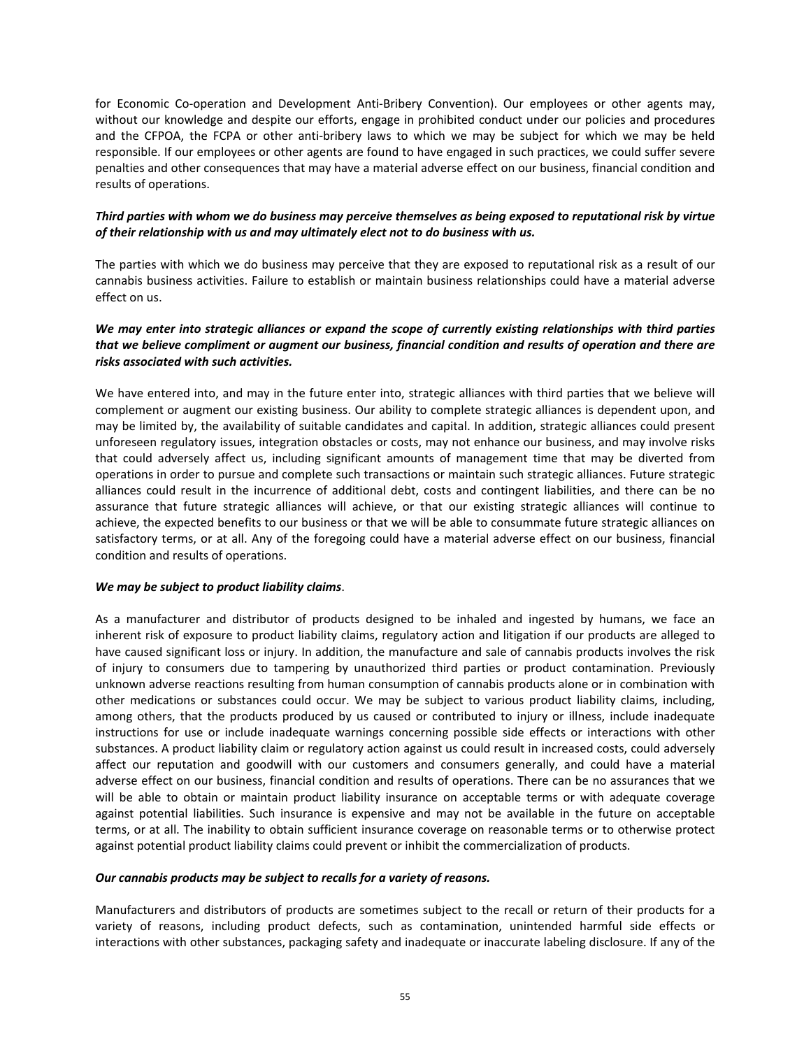for Economic Co-operation and Development Anti-Bribery Convention). Our employees or other agents may, without our knowledge and despite our efforts, engage in prohibited conduct under our policies and procedures and the CFPOA, the FCPA or other anti-bribery laws to which we may be subject for which we may be held responsible. If our employees or other agents are found to have engaged in such practices, we could suffer severe penalties and other consequences that may have a material adverse effect on our business, financial condition and results of operations.

***Third parties with whom we do business may perceive themselves as being exposed to reputational risk by virtue of their relationship with us and may ultimately elect not to do business with us.***

The parties with which we do business may perceive that they are exposed to reputational risk as a result of our cannabis business activities. Failure to establish or maintain business relationships could have a material adverse effect on us.

***We may enter into strategic alliances or expand the scope of currently existing relationships with third parties that we believe compliment or augment our business, financial condition and results of operation and there are risks associated with such activities.***

We have entered into, and may in the future enter into, strategic alliances with third parties that we believe will complement or augment our existing business. Our ability to complete strategic alliances is dependent upon, and may be limited by, the availability of suitable candidates and capital. In addition, strategic alliances could present unforeseen regulatory issues, integration obstacles or costs, may not enhance our business, and may involve risks that could adversely affect us, including significant amounts of management time that may be diverted from operations in order to pursue and complete such transactions or maintain such strategic alliances. Future strategic alliances could result in the incurrence of additional debt, costs and contingent liabilities, and there can be no assurance that future strategic alliances will achieve, or that our existing strategic alliances will continue to achieve, the expected benefits to our business or that we will be able to consummate future strategic alliances on satisfactory terms, or at all. Any of the foregoing could have a material adverse effect on our business, financial condition and results of operations.

***We may be subject to product liability claims***.

As a manufacturer and distributor of products designed to be inhaled and ingested by humans, we face an inherent risk of exposure to product liability claims, regulatory action and litigation if our products are alleged to have caused significant loss or injury. In addition, the manufacture and sale of cannabis products involves the risk of injury to consumers due to tampering by unauthorized third parties or product contamination. Previously unknown adverse reactions resulting from human consumption of cannabis products alone or in combination with other medications or substances could occur. We may be subject to various product liability claims, including, among others, that the products produced by us caused or contributed to injury or illness, include inadequate instructions for use or include inadequate warnings concerning possible side effects or interactions with other substances. A product liability claim or regulatory action against us could result in increased costs, could adversely affect our reputation and goodwill with our customers and consumers generally, and could have a material adverse effect on our business, financial condition and results of operations. There can be no assurances that we will be able to obtain or maintain product liability insurance on acceptable terms or with adequate coverage against potential liabilities. Such insurance is expensive and may not be available in the future on acceptable terms, or at all. The inability to obtain sufficient insurance coverage on reasonable terms or to otherwise protect against potential product liability claims could prevent or inhibit the commercialization of products.

***Our cannabis products may be subject to recalls for a variety of reasons.***

Manufacturers and distributors of products are sometimes subject to the recall or return of their products for a variety of reasons, including product defects, such as contamination, unintended harmful side effects or interactions with other substances, packaging safety and inadequate or inaccurate labeling disclosure. If any of the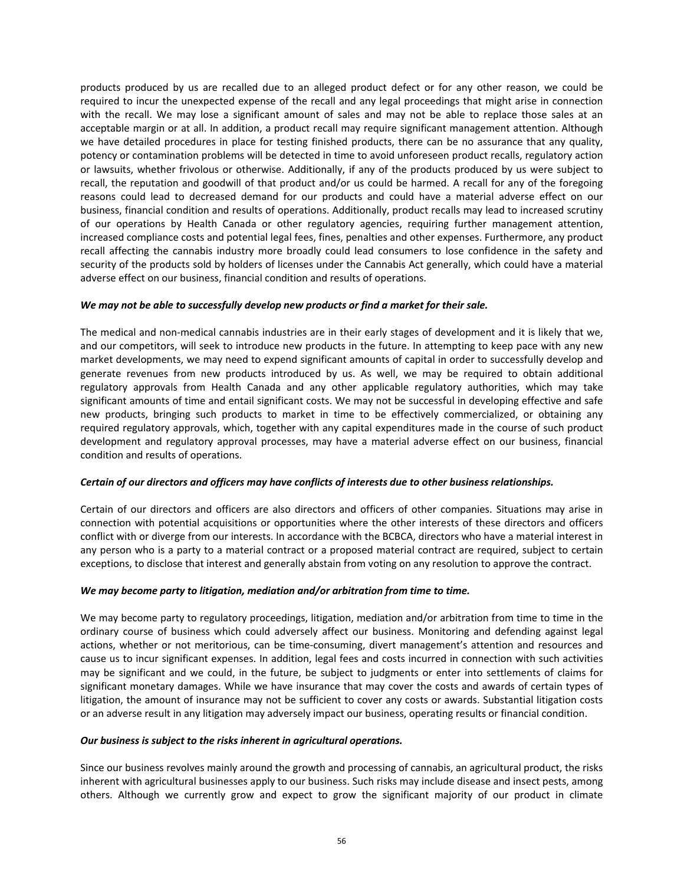products produced by us are recalled due to an alleged product defect or for any other reason, we could be required to incur the unexpected expense of the recall and any legal proceedings that might arise in connection with the recall. We may lose a significant amount of sales and may not be able to replace those sales at an acceptable margin or at all. In addition, a product recall may require significant management attention. Although we have detailed procedures in place for testing finished products, there can be no assurance that any quality, potency or contamination problems will be detected in time to avoid unforeseen product recalls, regulatory action or lawsuits, whether frivolous or otherwise. Additionally, if any of the products produced by us were subject to recall, the reputation and goodwill of that product and/or us could be harmed. A recall for any of the foregoing reasons could lead to decreased demand for our products and could have a material adverse effect on our business, financial condition and results of operations. Additionally, product recalls may lead to increased scrutiny of our operations by Health Canada or other regulatory agencies, requiring further management attention, increased compliance costs and potential legal fees, fines, penalties and other expenses. Furthermore, any product recall affecting the cannabis industry more broadly could lead consumers to lose confidence in the safety and security of the products sold by holders of licenses under the Cannabis Act generally, which could have a material adverse effect on our business, financial condition and results of operations.

***We may not be able to successfully develop new products or find a market for their sale.***

The medical and non-medical cannabis industries are in their early stages of development and it is likely that we, and our competitors, will seek to introduce new products in the future. In attempting to keep pace with any new market developments, we may need to expend significant amounts of capital in order to successfully develop and generate revenues from new products introduced by us. As well, we may be required to obtain additional regulatory approvals from Health Canada and any other applicable regulatory authorities, which may take significant amounts of time and entail significant costs. We may not be successful in developing effective and safe new products, bringing such products to market in time to be effectively commercialized, or obtaining any required regulatory approvals, which, together with any capital expenditures made in the course of such product development and regulatory approval processes, may have a material adverse effect on our business, financial condition and results of operations.

***Certain of our directors and officers may have conflicts of interests due to other business relationships.***

Certain of our directors and officers are also directors and officers of other companies. Situations may arise in connection with potential acquisitions or opportunities where the other interests of these directors and officers conflict with or diverge from our interests. In accordance with the BCBCA, directors who have a material interest in any person who is a party to a material contract or a proposed material contract are required, subject to certain exceptions, to disclose that interest and generally abstain from voting on any resolution to approve the contract.

***We may become party to litigation, mediation and/or arbitration from time to time.***

We may become party to regulatory proceedings, litigation, mediation and/or arbitration from time to time in the ordinary course of business which could adversely affect our business. Monitoring and defending against legal actions, whether or not meritorious, can be time-consuming, divert management's attention and resources and cause us to incur significant expenses. In addition, legal fees and costs incurred in connection with such activities may be significant and we could, in the future, be subject to judgments or enter into settlements of claims for significant monetary damages. While we have insurance that may cover the costs and awards of certain types of litigation, the amount of insurance may not be sufficient to cover any costs or awards. Substantial litigation costs or an adverse result in any litigation may adversely impact our business, operating results or financial condition.

***Our business is subject to the risks inherent in agricultural operations.***

Since our business revolves mainly around the growth and processing of cannabis, an agricultural product, the risks inherent with agricultural businesses apply to our business. Such risks may include disease and insect pests, among others. Although we currently grow and expect to grow the significant majority of our product in climate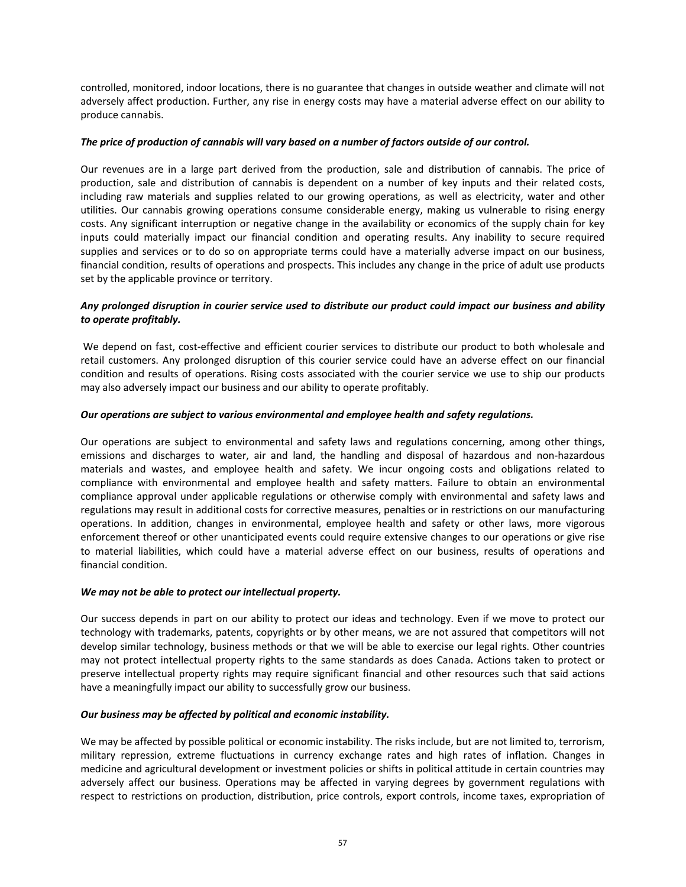controlled, monitored, indoor locations, there is no guarantee that changes in outside weather and climate will not adversely affect production. Further, any rise in energy costs may have a material adverse effect on our ability to produce cannabis.

***The price of production of cannabis will vary based on a number of factors outside of our control.***

Our revenues are in a large part derived from the production, sale and distribution of cannabis. The price of production, sale and distribution of cannabis is dependent on a number of key inputs and their related costs, including raw materials and supplies related to our growing operations, as well as electricity, water and other utilities. Our cannabis growing operations consume considerable energy, making us vulnerable to rising energy costs. Any significant interruption or negative change in the availability or economics of the supply chain for key inputs could materially impact our financial condition and operating results. Any inability to secure required supplies and services or to do so on appropriate terms could have a materially adverse impact on our business, financial condition, results of operations and prospects. This includes any change in the price of adult use products set by the applicable province or territory.

***Any prolonged disruption in courier service used to distribute our product could impact our business and ability to operate profitably.***

We depend on fast, cost-effective and efficient courier services to distribute our product to both wholesale and retail customers. Any prolonged disruption of this courier service could have an adverse effect on our financial condition and results of operations. Rising costs associated with the courier service we use to ship our products may also adversely impact our business and our ability to operate profitably.

***Our operations are subject to various environmental and employee health and safety regulations.***

Our operations are subject to environmental and safety laws and regulations concerning, among other things, emissions and discharges to water, air and land, the handling and disposal of hazardous and non-hazardous materials and wastes, and employee health and safety. We incur ongoing costs and obligations related to compliance with environmental and employee health and safety matters. Failure to obtain an environmental compliance approval under applicable regulations or otherwise comply with environmental and safety laws and regulations may result in additional costs for corrective measures, penalties or in restrictions on our manufacturing operations. In addition, changes in environmental, employee health and safety or other laws, more vigorous enforcement thereof or other unanticipated events could require extensive changes to our operations or give rise to material liabilities, which could have a material adverse effect on our business, results of operations and financial condition.

***We may not be able to protect our intellectual property.***

Our success depends in part on our ability to protect our ideas and technology. Even if we move to protect our technology with trademarks, patents, copyrights or by other means, we are not assured that competitors will not develop similar technology, business methods or that we will be able to exercise our legal rights. Other countries may not protect intellectual property rights to the same standards as does Canada. Actions taken to protect or preserve intellectual property rights may require significant financial and other resources such that said actions have a meaningfully impact our ability to successfully grow our business.

***Our business may be affected by political and economic instability.***

We may be affected by possible political or economic instability. The risks include, but are not limited to, terrorism, military repression, extreme fluctuations in currency exchange rates and high rates of inflation. Changes in medicine and agricultural development or investment policies or shifts in political attitude in certain countries may adversely affect our business. Operations may be affected in varying degrees by government regulations with respect to restrictions on production, distribution, price controls, export controls, income taxes, expropriation of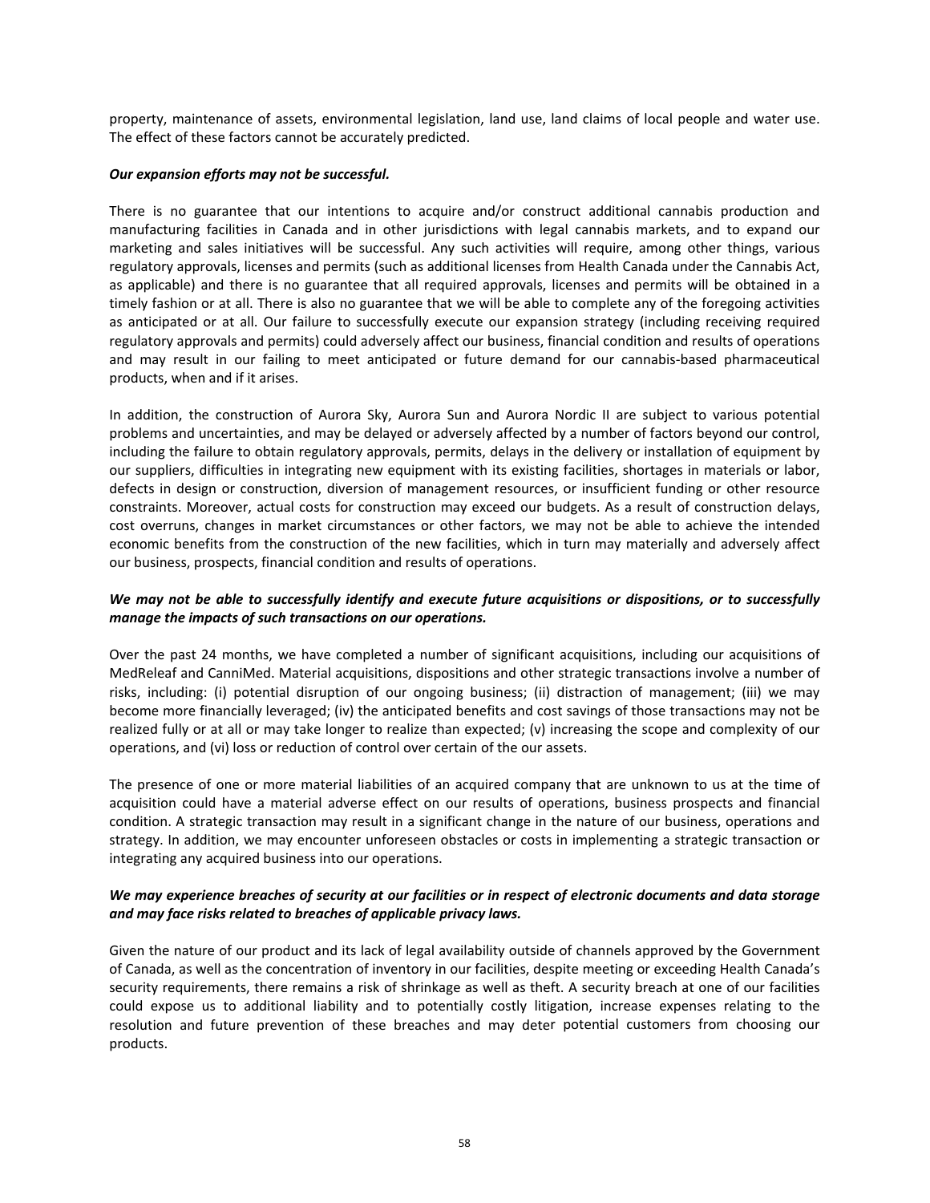property, maintenance of assets, environmental legislation, land use, land claims of local people and water use. The effect of these factors cannot be accurately predicted.

***Our expansion efforts may not be successful.***

There is no guarantee that our intentions to acquire and/or construct additional cannabis production and manufacturing facilities in Canada and in other jurisdictions with legal cannabis markets, and to expand our marketing and sales initiatives will be successful. Any such activities will require, among other things, various regulatory approvals, licenses and permits (such as additional licenses from Health Canada under the Cannabis Act, as applicable) and there is no guarantee that all required approvals, licenses and permits will be obtained in a timely fashion or at all. There is also no guarantee that we will be able to complete any of the foregoing activities as anticipated or at all. Our failure to successfully execute our expansion strategy (including receiving required regulatory approvals and permits) could adversely affect our business, financial condition and results of operations and may result in our failing to meet anticipated or future demand for our cannabis-based pharmaceutical products, when and if it arises.

In addition, the construction of Aurora Sky, Aurora Sun and Aurora Nordic II are subject to various potential problems and uncertainties, and may be delayed or adversely affected by a number of factors beyond our control, including the failure to obtain regulatory approvals, permits, delays in the delivery or installation of equipment by our suppliers, difficulties in integrating new equipment with its existing facilities, shortages in materials or labor, defects in design or construction, diversion of management resources, or insufficient funding or other resource constraints. Moreover, actual costs for construction may exceed our budgets. As a result of construction delays, cost overruns, changes in market circumstances or other factors, we may not be able to achieve the intended economic benefits from the construction of the new facilities, which in turn may materially and adversely affect our business, prospects, financial condition and results of operations.

***We may not be able to successfully identify and execute future acquisitions or dispositions, or to successfully manage the impacts of such transactions on our operations.***

Over the past 24 months, we have completed a number of significant acquisitions, including our acquisitions of MedReleaf and CanniMed. Material acquisitions, dispositions and other strategic transactions involve a number of risks, including: (i) potential disruption of our ongoing business; (ii) distraction of management; (iii) we may become more financially leveraged; (iv) the anticipated benefits and cost savings of those transactions may not be realized fully or at all or may take longer to realize than expected; (v) increasing the scope and complexity of our operations, and (vi) loss or reduction of control over certain of the our assets.

The presence of one or more material liabilities of an acquired company that are unknown to us at the time of acquisition could have a material adverse effect on our results of operations, business prospects and financial condition. A strategic transaction may result in a significant change in the nature of our business, operations and strategy. In addition, we may encounter unforeseen obstacles or costs in implementing a strategic transaction or integrating any acquired business into our operations.

***We may experience breaches of security at our facilities or in respect of electronic documents and data storage and may face risks related to breaches of applicable privacy laws.***

Given the nature of our product and its lack of legal availability outside of channels approved by the Government of Canada, as well as the concentration of inventory in our facilities, despite meeting or exceeding Health Canada's security requirements, there remains a risk of shrinkage as well as theft. A security breach at one of our facilities could expose us to additional liability and to potentially costly litigation, increase expenses relating to the resolution and future prevention of these breaches and may deter potential customers from choosing our products.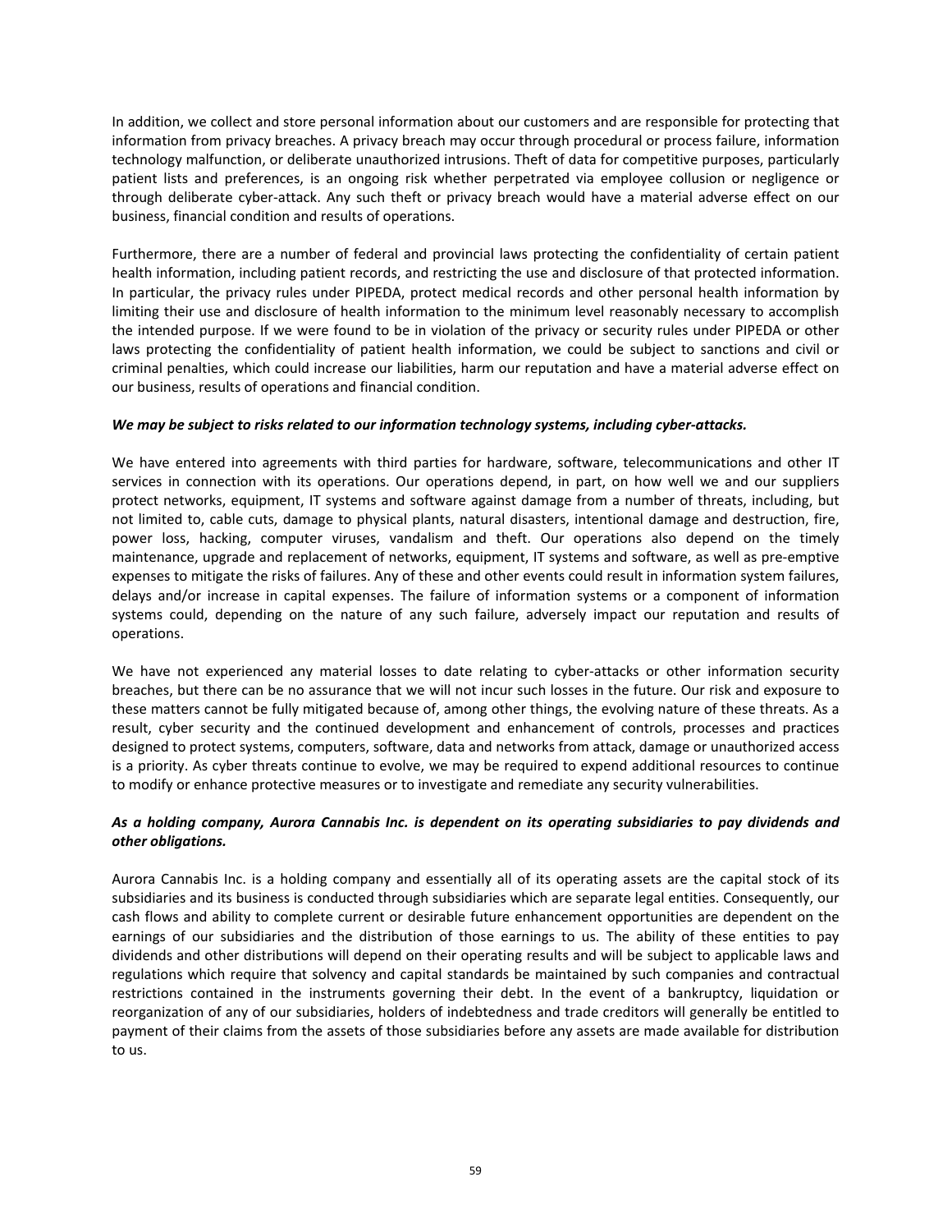In addition, we collect and store personal information about our customers and are responsible for protecting that information from privacy breaches. A privacy breach may occur through procedural or process failure, information technology malfunction, or deliberate unauthorized intrusions. Theft of data for competitive purposes, particularly patient lists and preferences, is an ongoing risk whether perpetrated via employee collusion or negligence or through deliberate cyber-attack. Any such theft or privacy breach would have a material adverse effect on our business, financial condition and results of operations.

Furthermore, there are a number of federal and provincial laws protecting the confidentiality of certain patient health information, including patient records, and restricting the use and disclosure of that protected information. In particular, the privacy rules under PIPEDA, protect medical records and other personal health information by limiting their use and disclosure of health information to the minimum level reasonably necessary to accomplish the intended purpose. If we were found to be in violation of the privacy or security rules under PIPEDA or other laws protecting the confidentiality of patient health information, we could be subject to sanctions and civil or criminal penalties, which could increase our liabilities, harm our reputation and have a material adverse effect on our business, results of operations and financial condition.

***We may be subject to risks related to our information technology systems, including cyber-attacks.***

We have entered into agreements with third parties for hardware, software, telecommunications and other IT services in connection with its operations. Our operations depend, in part, on how well we and our suppliers protect networks, equipment, IT systems and software against damage from a number of threats, including, but not limited to, cable cuts, damage to physical plants, natural disasters, intentional damage and destruction, fire, power loss, hacking, computer viruses, vandalism and theft. Our operations also depend on the timely maintenance, upgrade and replacement of networks, equipment, IT systems and software, as well as pre-emptive expenses to mitigate the risks of failures. Any of these and other events could result in information system failures, delays and/or increase in capital expenses. The failure of information systems or a component of information systems could, depending on the nature of any such failure, adversely impact our reputation and results of operations.

We have not experienced any material losses to date relating to cyber-attacks or other information security breaches, but there can be no assurance that we will not incur such losses in the future. Our risk and exposure to these matters cannot be fully mitigated because of, among other things, the evolving nature of these threats. As a result, cyber security and the continued development and enhancement of controls, processes and practices designed to protect systems, computers, software, data and networks from attack, damage or unauthorized access is a priority. As cyber threats continue to evolve, we may be required to expend additional resources to continue to modify or enhance protective measures or to investigate and remediate any security vulnerabilities.

***As a holding company, Aurora Cannabis Inc. is dependent on its operating subsidiaries to pay dividends and other obligations.***

Aurora Cannabis Inc. is a holding company and essentially all of its operating assets are the capital stock of its subsidiaries and its business is conducted through subsidiaries which are separate legal entities. Consequently, our cash flows and ability to complete current or desirable future enhancement opportunities are dependent on the earnings of our subsidiaries and the distribution of those earnings to us. The ability of these entities to pay dividends and other distributions will depend on their operating results and will be subject to applicable laws and regulations which require that solvency and capital standards be maintained by such companies and contractual restrictions contained in the instruments governing their debt. In the event of a bankruptcy, liquidation or reorganization of any of our subsidiaries, holders of indebtedness and trade creditors will generally be entitled to payment of their claims from the assets of those subsidiaries before any assets are made available for distribution to us.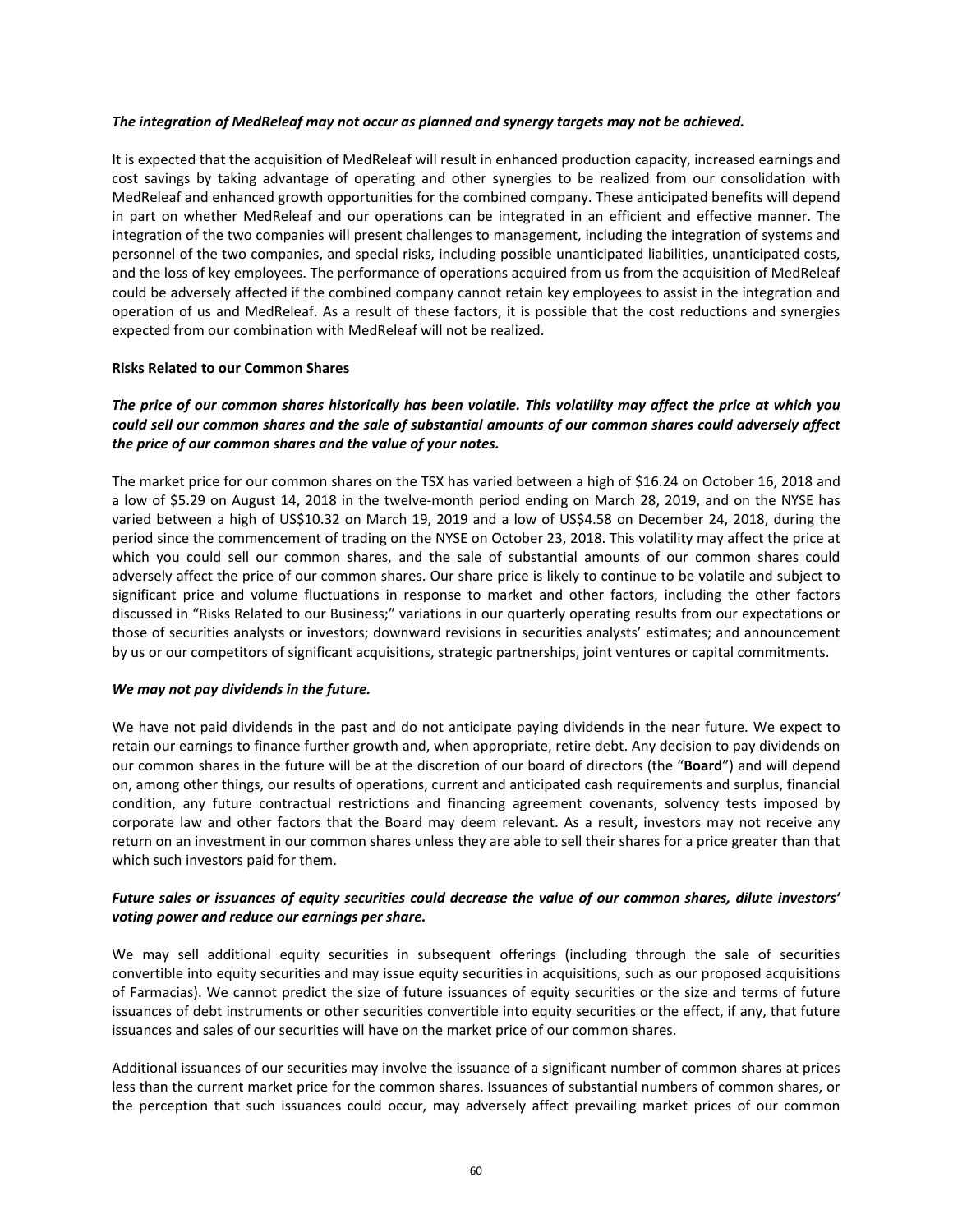*The integration of MedReleaf may not occur as planned and synergy targets may not be achieved.*

It is expected that the acquisition of MedReleaf will result in enhanced production capacity, increased earnings and cost savings by taking advantage of operating and other synergies to be realized from our consolidation with MedReleaf and enhanced growth opportunities for the combined company. These anticipated benefits will depend in part on whether MedReleaf and our operations can be integrated in an efficient and effective manner. The integration of the two companies will present challenges to management, including the integration of systems and personnel of the two companies, and special risks, including possible unanticipated liabilities, unanticipated costs, and the loss of key employees. The performance of operations acquired from us from the acquisition of MedReleaf could be adversely affected if the combined company cannot retain key employees to assist in the integration and operation of us and MedReleaf. As a result of these factors, it is possible that the cost reductions and synergies expected from our combination with MedReleaf will not be realized.

**Risks Related to our Common Shares**

***The price of our common shares historically has been volatile. This volatility may affect the price at which you could sell our common shares and the sale of substantial amounts of our common shares could adversely affect the price of our common shares and the value of your notes.***

The market price for our common shares on the TSX has varied between a high of $16.24 on October 16, 2018 and a low of $5.29 on August 14, 2018 in the twelve-month period ending on March 28, 2019, and on the NYSE has varied between a high of US$10.32 on March 19, 2019 and a low of US$4.58 on December 24, 2018, during the period since the commencement of trading on the NYSE on October 23, 2018. This volatility may affect the price at which you could sell our common shares, and the sale of substantial amounts of our common shares could adversely affect the price of our common shares. Our share price is likely to continue to be volatile and subject to significant price and volume fluctuations in response to market and other factors, including the other factors discussed in "Risks Related to our Business;" variations in our quarterly operating results from our expectations or those of securities analysts or investors; downward revisions in securities analysts' estimates; and announcement by us or our competitors of significant acquisitions, strategic partnerships, joint ventures or capital commitments.

***We may not pay dividends in the future.***

We have not paid dividends in the past and do not anticipate paying dividends in the near future. We expect to retain our earnings to finance further growth and, when appropriate, retire debt. Any decision to pay dividends on our common shares in the future will be at the discretion of our board of directors (the "**Board**") and will depend on, among other things, our results of operations, current and anticipated cash requirements and surplus, financial condition, any future contractual restrictions and financing agreement covenants, solvency tests imposed by corporate law and other factors that the Board may deem relevant. As a result, investors may not receive any return on an investment in our common shares unless they are able to sell their shares for a price greater than that which such investors paid for them.

***Future sales or issuances of equity securities could decrease the value of our common shares, dilute investors' voting power and reduce our earnings per share.***

We may sell additional equity securities in subsequent offerings (including through the sale of securities convertible into equity securities and may issue equity securities in acquisitions, such as our proposed acquisitions of Farmacias). We cannot predict the size of future issuances of equity securities or the size and terms of future issuances of debt instruments or other securities convertible into equity securities or the effect, if any, that future issuances and sales of our securities will have on the market price of our common shares.

Additional issuances of our securities may involve the issuance of a significant number of common shares at prices less than the current market price for the common shares. Issuances of substantial numbers of common shares, or the perception that such issuances could occur, may adversely affect prevailing market prices of our common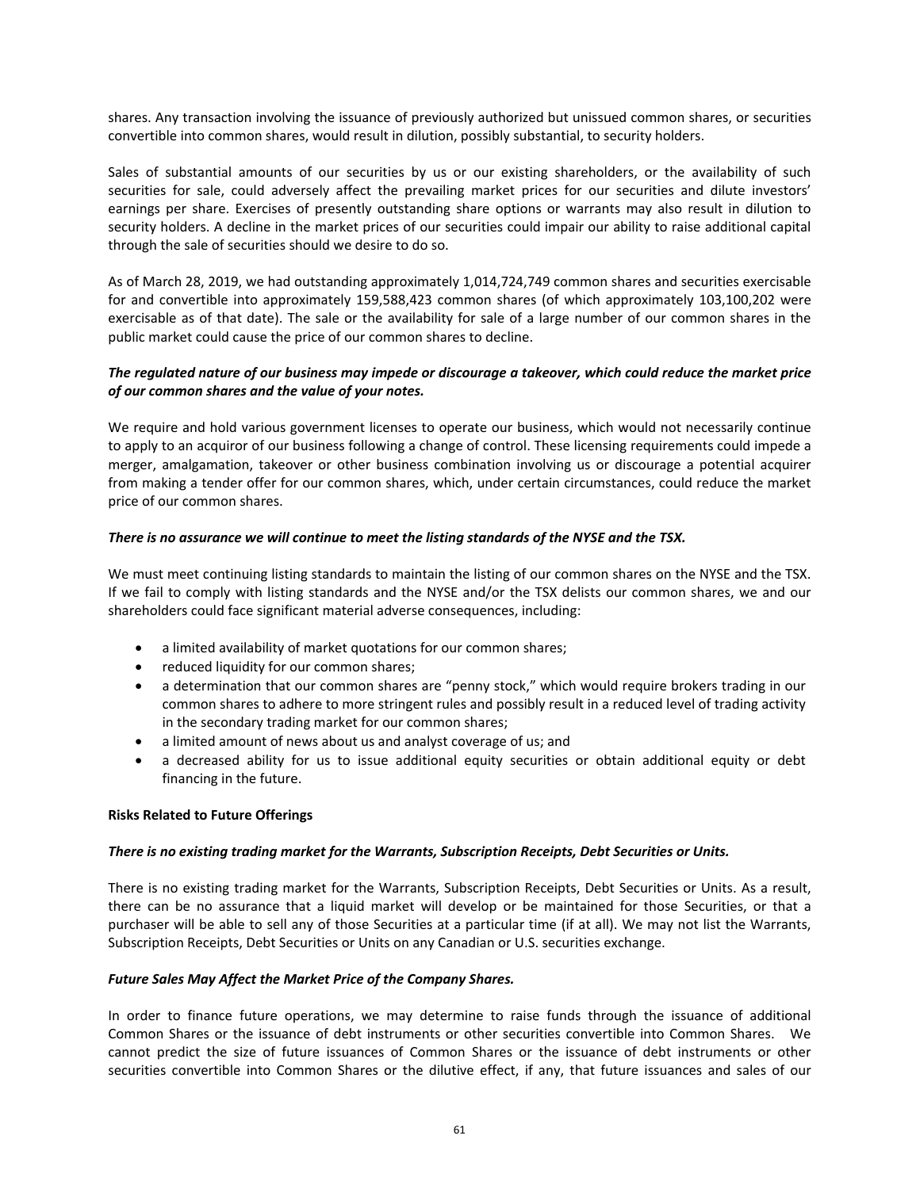shares. Any transaction involving the issuance of previously authorized but unissued common shares, or securities convertible into common shares, would result in dilution, possibly substantial, to security holders.

Sales of substantial amounts of our securities by us or our existing shareholders, or the availability of such securities for sale, could adversely affect the prevailing market prices for our securities and dilute investors' earnings per share. Exercises of presently outstanding share options or warrants may also result in dilution to security holders. A decline in the market prices of our securities could impair our ability to raise additional capital through the sale of securities should we desire to do so.

As of March 28, 2019, we had outstanding approximately 1,014,724,749 common shares and securities exercisable for and convertible into approximately 159,588,423 common shares (of which approximately 103,100,202 were exercisable as of that date). The sale or the availability for sale of a large number of our common shares in the public market could cause the price of our common shares to decline.

***The regulated nature of our business may impede or discourage a takeover, which could reduce the market price of our common shares and the value of your notes.***

We require and hold various government licenses to operate our business, which would not necessarily continue to apply to an acquiror of our business following a change of control. These licensing requirements could impede a merger, amalgamation, takeover or other business combination involving us or discourage a potential acquirer from making a tender offer for our common shares, which, under certain circumstances, could reduce the market price of our common shares.

***There is no assurance we will continue to meet the listing standards of the NYSE and the TSX.***

We must meet continuing listing standards to maintain the listing of our common shares on the NYSE and the TSX. If we fail to comply with listing standards and the NYSE and/or the TSX delists our common shares, we and our shareholders could face significant material adverse consequences, including:

- a limited availability of market quotations for our common shares;
- reduced liquidity for our common shares;
- a determination that our common shares are "penny stock," which would require brokers trading in our common shares to adhere to more stringent rules and possibly result in a reduced level of trading activity in the secondary trading market for our common shares;
- a limited amount of news about us and analyst coverage of us; and
- a decreased ability for us to issue additional equity securities or obtain additional equity or debt financing in the future.

**Risks Related to Future Offerings**

***There is no existing trading market for the Warrants, Subscription Receipts, Debt Securities or Units.***

There is no existing trading market for the Warrants, Subscription Receipts, Debt Securities or Units. As a result, there can be no assurance that a liquid market will develop or be maintained for those Securities, or that a purchaser will be able to sell any of those Securities at a particular time (if at all). We may not list the Warrants, Subscription Receipts, Debt Securities or Units on any Canadian or U.S. securities exchange.

***Future Sales May Affect the Market Price of the Company Shares.***

In order to finance future operations, we may determine to raise funds through the issuance of additional Common Shares or the issuance of debt instruments or other securities convertible into Common Shares. We cannot predict the size of future issuances of Common Shares or the issuance of debt instruments or other securities convertible into Common Shares or the dilutive effect, if any, that future issuances and sales of our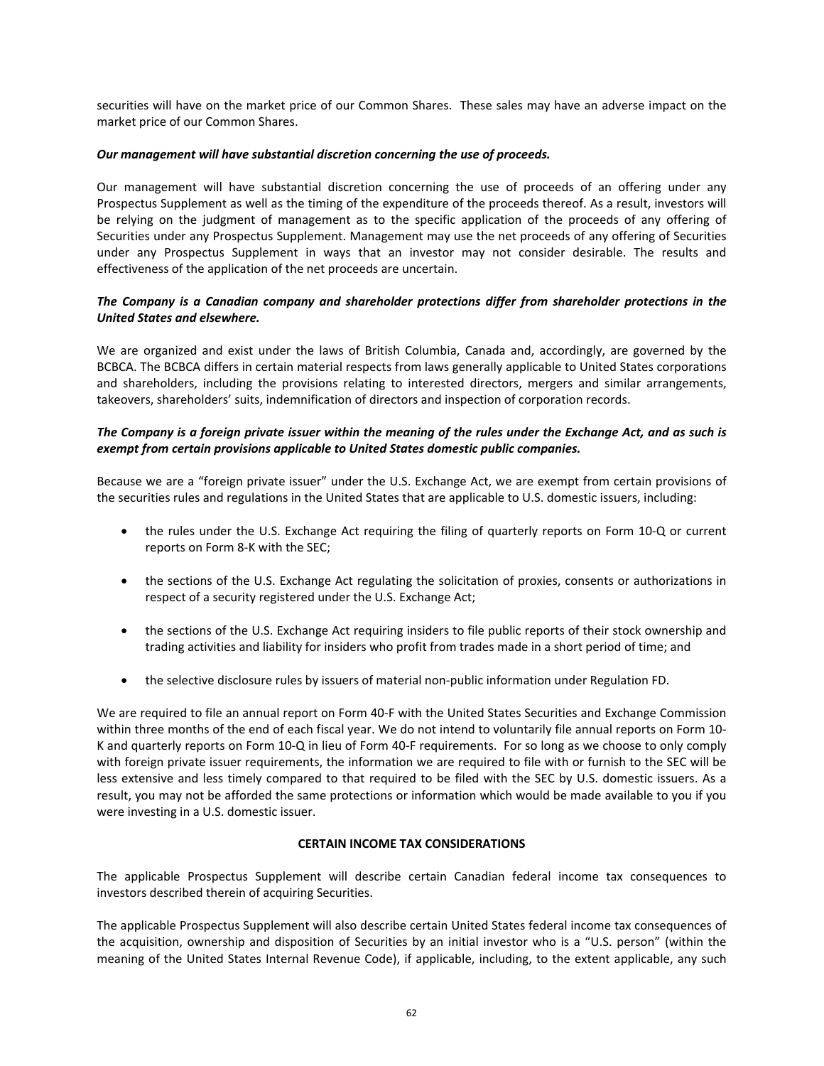securities will have on the market price of our Common Shares. These sales may have an adverse impact on the market price of our Common Shares.

***Our management will have substantial discretion concerning the use of proceeds.***

Our management will have substantial discretion concerning the use of proceeds of an offering under any Prospectus Supplement as well as the timing of the expenditure of the proceeds thereof. As a result, investors will be relying on the judgment of management as to the specific application of the proceeds of any offering of Securities under any Prospectus Supplement. Management may use the net proceeds of any offering of Securities under any Prospectus Supplement in ways that an investor may not consider desirable. The results and effectiveness of the application of the net proceeds are uncertain.

***The Company is a Canadian company and shareholder protections differ from shareholder protections in the United States and elsewhere.***

We are organized and exist under the laws of British Columbia, Canada and, accordingly, are governed by the BCBCA. The BCBCA differs in certain material respects from laws generally applicable to United States corporations and shareholders, including the provisions relating to interested directors, mergers and similar arrangements, takeovers, shareholders' suits, indemnification of directors and inspection of corporation records.

***The Company is a foreign private issuer within the meaning of the rules under the Exchange Act, and as such is exempt from certain provisions applicable to United States domestic public companies.***

Because we are a "foreign private issuer" under the U.S. Exchange Act, we are exempt from certain provisions of the securities rules and regulations in the United States that are applicable to U.S. domestic issuers, including:

- the rules under the U.S. Exchange Act requiring the filing of quarterly reports on Form 10-Q or current reports on Form 8-K with the SEC;
- the sections of the U.S. Exchange Act regulating the solicitation of proxies, consents or authorizations in respect of a security registered under the U.S. Exchange Act;
- the sections of the U.S. Exchange Act requiring insiders to file public reports of their stock ownership and trading activities and liability for insiders who profit from trades made in a short period of time; and
- the selective disclosure rules by issuers of material non-public information under Regulation FD.

We are required to file an annual report on Form 40-F with the United States Securities and Exchange Commission within three months of the end of each fiscal year. We do not intend to voluntarily file annual reports on Form 10-K and quarterly reports on Form 10-Q in lieu of Form 40-F requirements. For so long as we choose to only comply with foreign private issuer requirements, the information we are required to file with or furnish to the SEC will be less extensive and less timely compared to that required to be filed with the SEC by U.S. domestic issuers. As a result, you may not be afforded the same protections or information which would be made available to you if you were investing in a U.S. domestic issuer.

## CERTAIN INCOME TAX CONSIDERATIONS

The applicable Prospectus Supplement will describe certain Canadian federal income tax consequences to investors described therein of acquiring Securities.

The applicable Prospectus Supplement will also describe certain United States federal income tax consequences of the acquisition, ownership and disposition of Securities by an initial investor who is a "U.S. person" (within the meaning of the United States Internal Revenue Code), if applicable, including, to the extent applicable, any such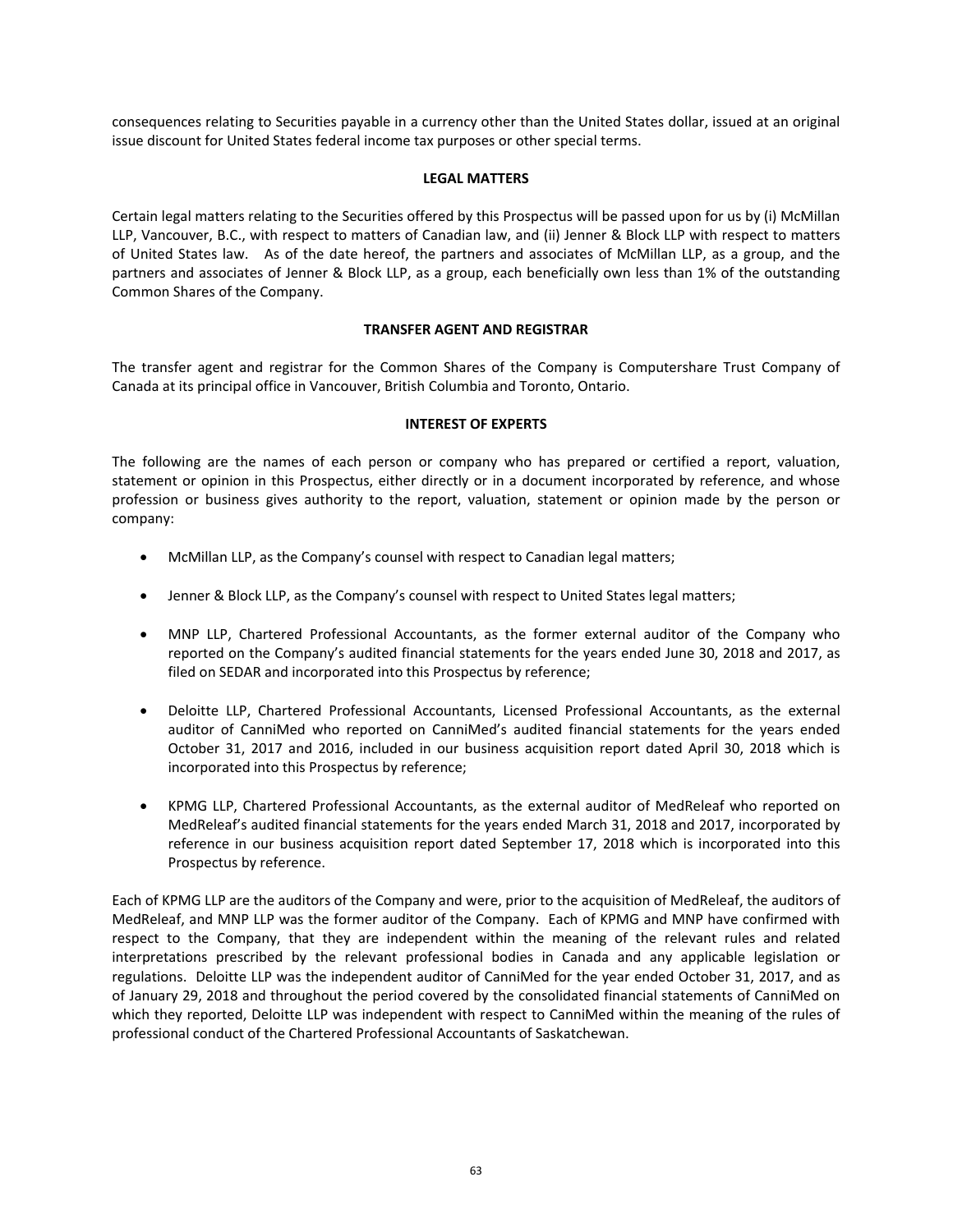consequences relating to Securities payable in a currency other than the United States dollar, issued at an original issue discount for United States federal income tax purposes or other special terms.

## LEGAL MATTERS

Certain legal matters relating to the Securities offered by this Prospectus will be passed upon for us by (i) McMillan LLP, Vancouver, B.C., with respect to matters of Canadian law, and (ii) Jenner & Block LLP with respect to matters of United States law. As of the date hereof, the partners and associates of McMillan LLP, as a group, and the partners and associates of Jenner & Block LLP, as a group, each beneficially own less than 1% of the outstanding Common Shares of the Company.

## TRANSFER AGENT AND REGISTRAR

The transfer agent and registrar for the Common Shares of the Company is Computershare Trust Company of Canada at its principal office in Vancouver, British Columbia and Toronto, Ontario.

## INTEREST OF EXPERTS

The following are the names of each person or company who has prepared or certified a report, valuation, statement or opinion in this Prospectus, either directly or in a document incorporated by reference, and whose profession or business gives authority to the report, valuation, statement or opinion made by the person or company:

- McMillan LLP, as the Company's counsel with respect to Canadian legal matters;
- Jenner & Block LLP, as the Company's counsel with respect to United States legal matters;
- MNP LLP, Chartered Professional Accountants, as the former external auditor of the Company who reported on the Company's audited financial statements for the years ended June 30, 2018 and 2017, as filed on SEDAR and incorporated into this Prospectus by reference;
- Deloitte LLP, Chartered Professional Accountants, Licensed Professional Accountants, as the external auditor of CanniMed who reported on CanniMed's audited financial statements for the years ended October 31, 2017 and 2016, included in our business acquisition report dated April 30, 2018 which is incorporated into this Prospectus by reference;
- KPMG LLP, Chartered Professional Accountants, as the external auditor of MedReleaf who reported on MedReleaf's audited financial statements for the years ended March 31, 2018 and 2017, incorporated by reference in our business acquisition report dated September 17, 2018 which is incorporated into this Prospectus by reference.

Each of KPMG LLP are the auditors of the Company and were, prior to the acquisition of MedReleaf, the auditors of MedReleaf, and MNP LLP was the former auditor of the Company. Each of KPMG and MNP have confirmed with respect to the Company, that they are independent within the meaning of the relevant rules and related interpretations prescribed by the relevant professional bodies in Canada and any applicable legislation or regulations. Deloitte LLP was the independent auditor of CanniMed for the year ended October 31, 2017, and as of January 29, 2018 and throughout the period covered by the consolidated financial statements of CanniMed on which they reported, Deloitte LLP was independent with respect to CanniMed within the meaning of the rules of professional conduct of the Chartered Professional Accountants of Saskatchewan.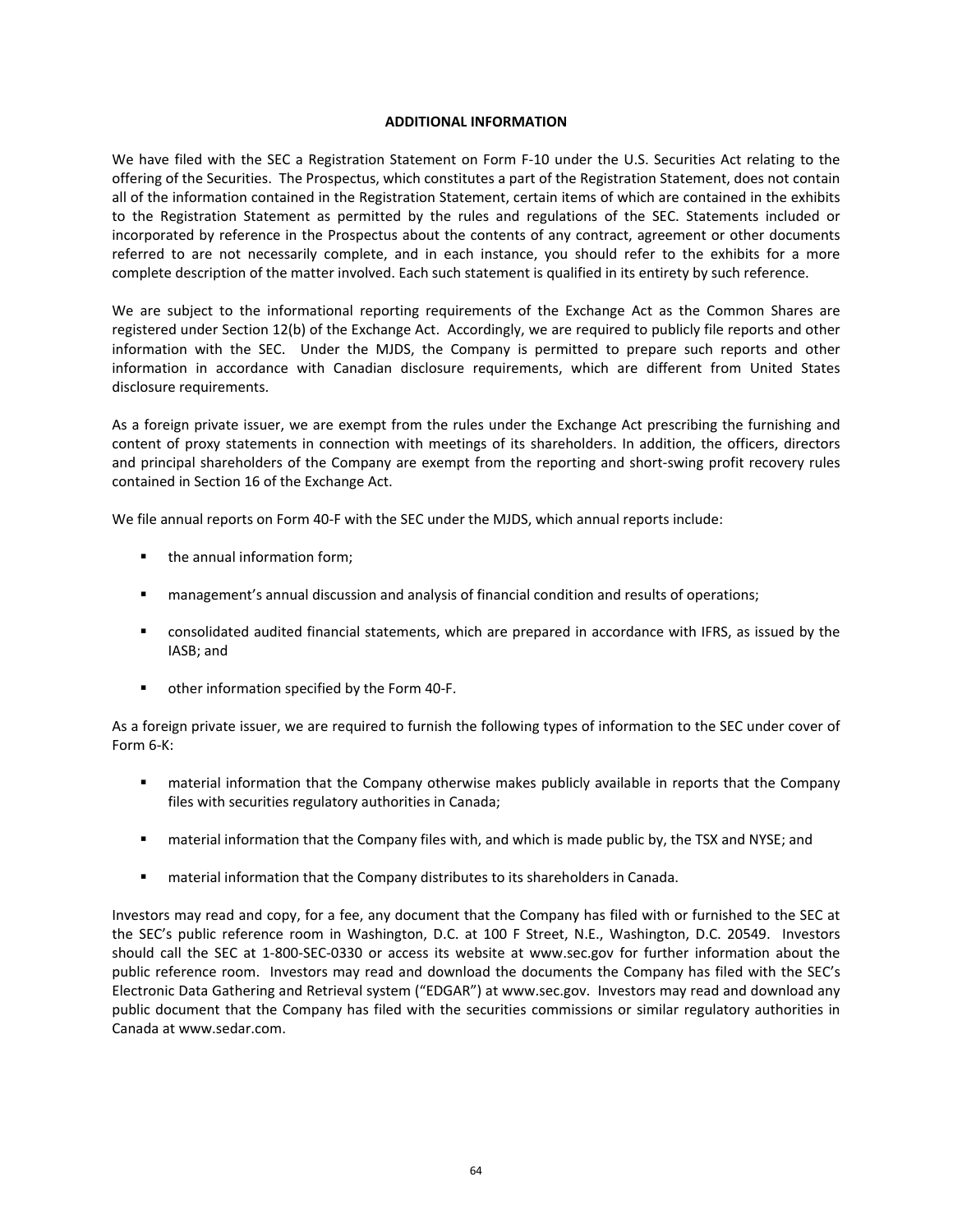## ADDITIONAL INFORMATION

We have filed with the SEC a Registration Statement on Form F-10 under the U.S. Securities Act relating to the offering of the Securities. The Prospectus, which constitutes a part of the Registration Statement, does not contain all of the information contained in the Registration Statement, certain items of which are contained in the exhibits to the Registration Statement as permitted by the rules and regulations of the SEC. Statements included or incorporated by reference in the Prospectus about the contents of any contract, agreement or other documents referred to are not necessarily complete, and in each instance, you should refer to the exhibits for a more complete description of the matter involved. Each such statement is qualified in its entirety by such reference.

We are subject to the informational reporting requirements of the Exchange Act as the Common Shares are registered under Section 12(b) of the Exchange Act. Accordingly, we are required to publicly file reports and other information with the SEC. Under the MJDS, the Company is permitted to prepare such reports and other information in accordance with Canadian disclosure requirements, which are different from United States disclosure requirements.

As a foreign private issuer, we are exempt from the rules under the Exchange Act prescribing the furnishing and content of proxy statements in connection with meetings of its shareholders. In addition, the officers, directors and principal shareholders of the Company are exempt from the reporting and short-swing profit recovery rules contained in Section 16 of the Exchange Act.

We file annual reports on Form 40-F with the SEC under the MJDS, which annual reports include:

- the annual information form;
- management's annual discussion and analysis of financial condition and results of operations;
- consolidated audited financial statements, which are prepared in accordance with IFRS, as issued by the IASB; and
- other information specified by the Form 40-F.

As a foreign private issuer, we are required to furnish the following types of information to the SEC under cover of Form 6-K:

- material information that the Company otherwise makes publicly available in reports that the Company files with securities regulatory authorities in Canada;
- material information that the Company files with, and which is made public by, the TSX and NYSE; and
- material information that the Company distributes to its shareholders in Canada.

Investors may read and copy, for a fee, any document that the Company has filed with or furnished to the SEC at the SEC's public reference room in Washington, D.C. at 100 F Street, N.E., Washington, D.C. 20549. Investors should call the SEC at 1-800-SEC-0330 or access its website at www.sec.gov for further information about the public reference room. Investors may read and download the documents the Company has filed with the SEC's Electronic Data Gathering and Retrieval system ("EDGAR") at www.sec.gov. Investors may read and download any public document that the Company has filed with the securities commissions or similar regulatory authorities in Canada at www.sedar.com.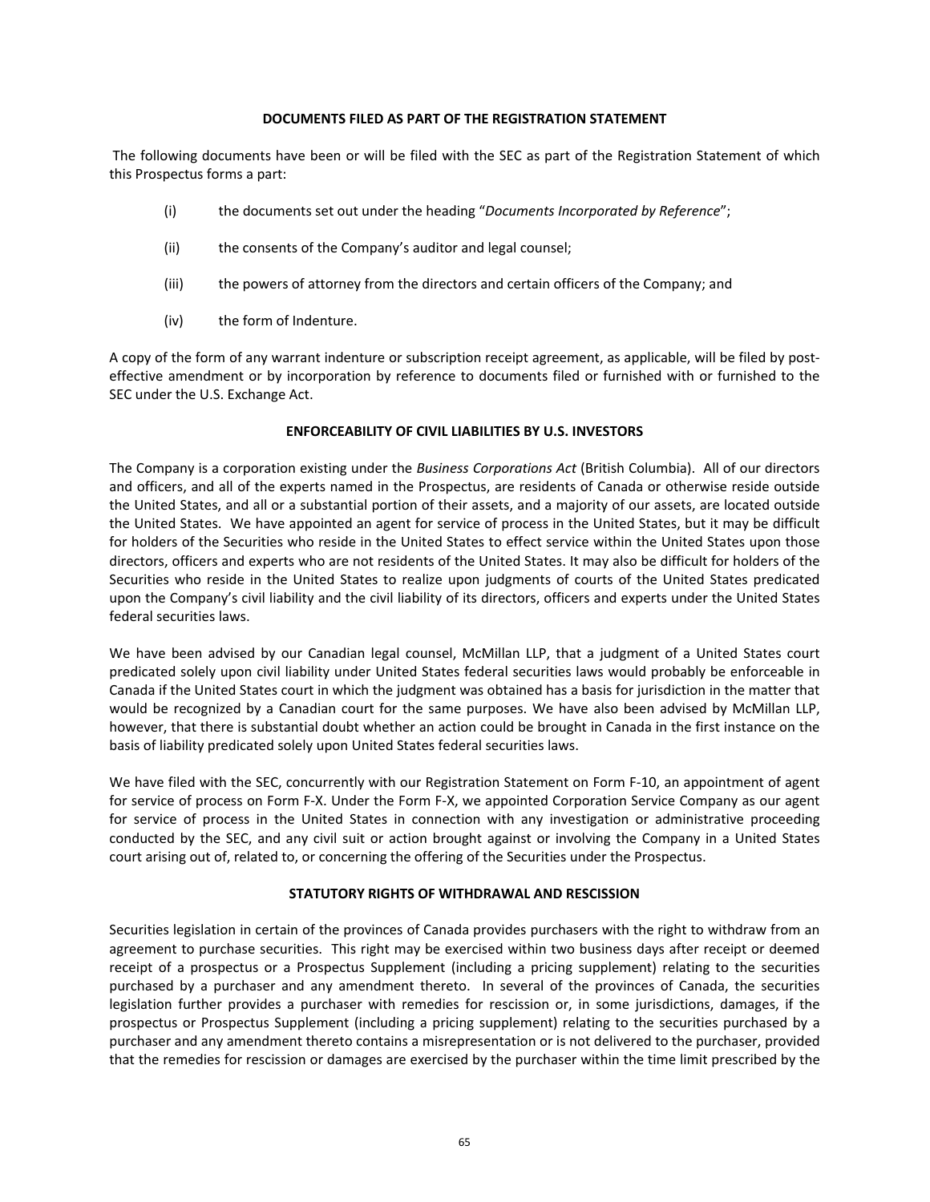## DOCUMENTS FILED AS PART OF THE REGISTRATION STATEMENT

The following documents have been or will be filed with the SEC as part of the Registration Statement of which this Prospectus forms a part:

(i) the documents set out under the heading "*Documents Incorporated by Reference*";

(ii) the consents of the Company's auditor and legal counsel;

(iii) the powers of attorney from the directors and certain officers of the Company; and

(iv) the form of Indenture.

A copy of the form of any warrant indenture or subscription receipt agreement, as applicable, will be filed by post-effective amendment or by incorporation by reference to documents filed or furnished with or furnished to the SEC under the U.S. Exchange Act.

## ENFORCEABILITY OF CIVIL LIABILITIES BY U.S. INVESTORS

The Company is a corporation existing under the *Business Corporations Act* (British Columbia). All of our directors and officers, and all of the experts named in the Prospectus, are residents of Canada or otherwise reside outside the United States, and all or a substantial portion of their assets, and a majority of our assets, are located outside the United States. We have appointed an agent for service of process in the United States, but it may be difficult for holders of the Securities who reside in the United States to effect service within the United States upon those directors, officers and experts who are not residents of the United States. It may also be difficult for holders of the Securities who reside in the United States to realize upon judgments of courts of the United States predicated upon the Company's civil liability and the civil liability of its directors, officers and experts under the United States federal securities laws.

We have been advised by our Canadian legal counsel, McMillan LLP, that a judgment of a United States court predicated solely upon civil liability under United States federal securities laws would probably be enforceable in Canada if the United States court in which the judgment was obtained has a basis for jurisdiction in the matter that would be recognized by a Canadian court for the same purposes. We have also been advised by McMillan LLP, however, that there is substantial doubt whether an action could be brought in Canada in the first instance on the basis of liability predicated solely upon United States federal securities laws.

We have filed with the SEC, concurrently with our Registration Statement on Form F-10, an appointment of agent for service of process on Form F-X. Under the Form F-X, we appointed Corporation Service Company as our agent for service of process in the United States in connection with any investigation or administrative proceeding conducted by the SEC, and any civil suit or action brought against or involving the Company in a United States court arising out of, related to, or concerning the offering of the Securities under the Prospectus.

## STATUTORY RIGHTS OF WITHDRAWAL AND RESCISSION

Securities legislation in certain of the provinces of Canada provides purchasers with the right to withdraw from an agreement to purchase securities. This right may be exercised within two business days after receipt or deemed receipt of a prospectus or a Prospectus Supplement (including a pricing supplement) relating to the securities purchased by a purchaser and any amendment thereto. In several of the provinces of Canada, the securities legislation further provides a purchaser with remedies for rescission or, in some jurisdictions, damages, if the prospectus or Prospectus Supplement (including a pricing supplement) relating to the securities purchased by a purchaser and any amendment thereto contains a misrepresentation or is not delivered to the purchaser, provided that the remedies for rescission or damages are exercised by the purchaser within the time limit prescribed by the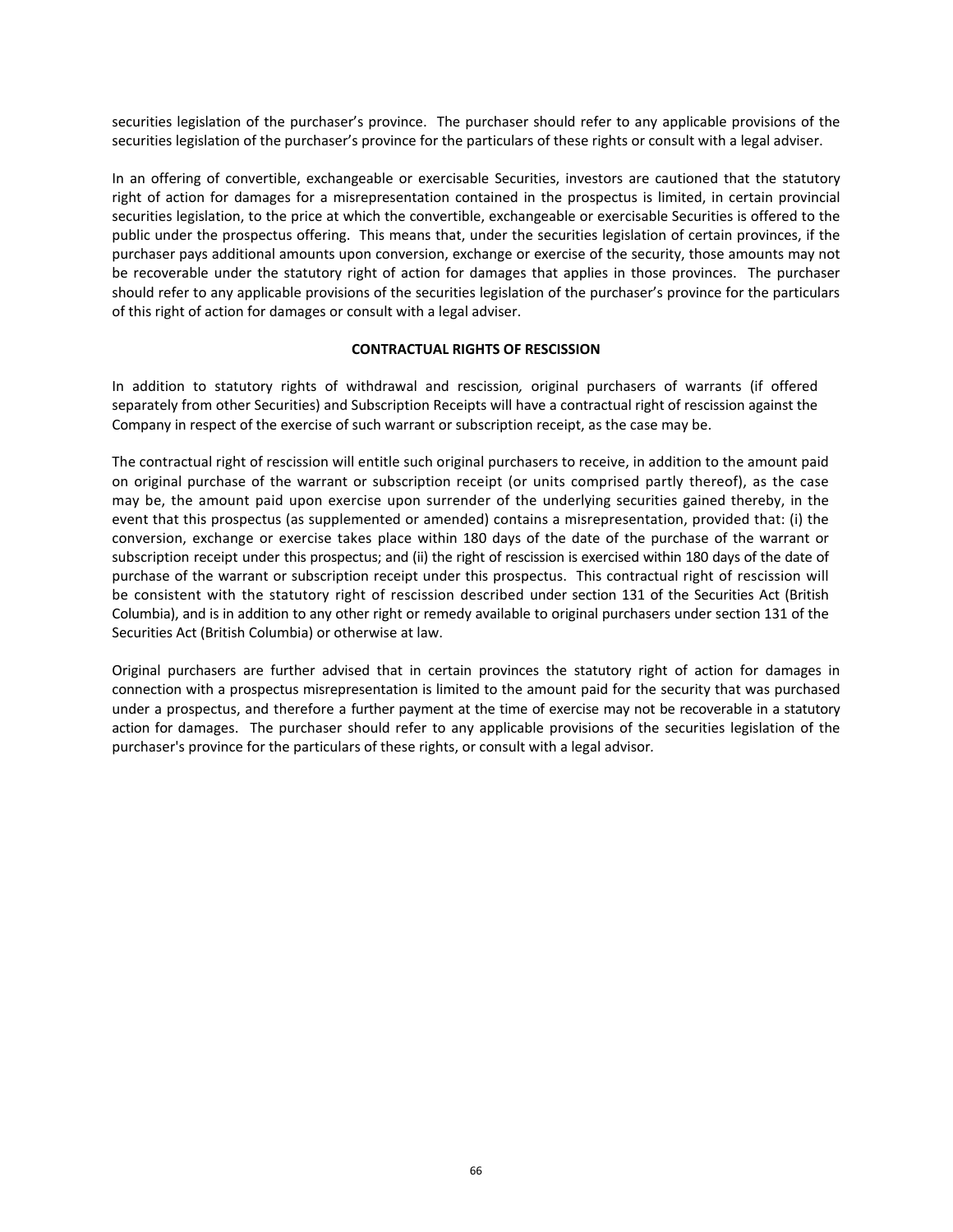securities legislation of the purchaser's province. The purchaser should refer to any applicable provisions of the securities legislation of the purchaser's province for the particulars of these rights or consult with a legal adviser.

In an offering of convertible, exchangeable or exercisable Securities, investors are cautioned that the statutory right of action for damages for a misrepresentation contained in the prospectus is limited, in certain provincial securities legislation, to the price at which the convertible, exchangeable or exercisable Securities is offered to the public under the prospectus offering. This means that, under the securities legislation of certain provinces, if the purchaser pays additional amounts upon conversion, exchange or exercise of the security, those amounts may not be recoverable under the statutory right of action for damages that applies in those provinces. The purchaser should refer to any applicable provisions of the securities legislation of the purchaser's province for the particulars of this right of action for damages or consult with a legal adviser.

## CONTRACTUAL RIGHTS OF RESCISSION

In addition to statutory rights of withdrawal and rescission, original purchasers of warrants (if offered separately from other Securities) and Subscription Receipts will have a contractual right of rescission against the Company in respect of the exercise of such warrant or subscription receipt, as the case may be.

The contractual right of rescission will entitle such original purchasers to receive, in addition to the amount paid on original purchase of the warrant or subscription receipt (or units comprised partly thereof), as the case may be, the amount paid upon exercise upon surrender of the underlying securities gained thereby, in the event that this prospectus (as supplemented or amended) contains a misrepresentation, provided that: (i) the conversion, exchange or exercise takes place within 180 days of the date of the purchase of the warrant or subscription receipt under this prospectus; and (ii) the right of rescission is exercised within 180 days of the date of purchase of the warrant or subscription receipt under this prospectus. This contractual right of rescission will be consistent with the statutory right of rescission described under section 131 of the Securities Act (British Columbia), and is in addition to any other right or remedy available to original purchasers under section 131 of the Securities Act (British Columbia) or otherwise at law.

Original purchasers are further advised that in certain provinces the statutory right of action for damages in connection with a prospectus misrepresentation is limited to the amount paid for the security that was purchased under a prospectus, and therefore a further payment at the time of exercise may not be recoverable in a statutory action for damages. The purchaser should refer to any applicable provisions of the securities legislation of the purchaser's province for the particulars of these rights, or consult with a legal advisor.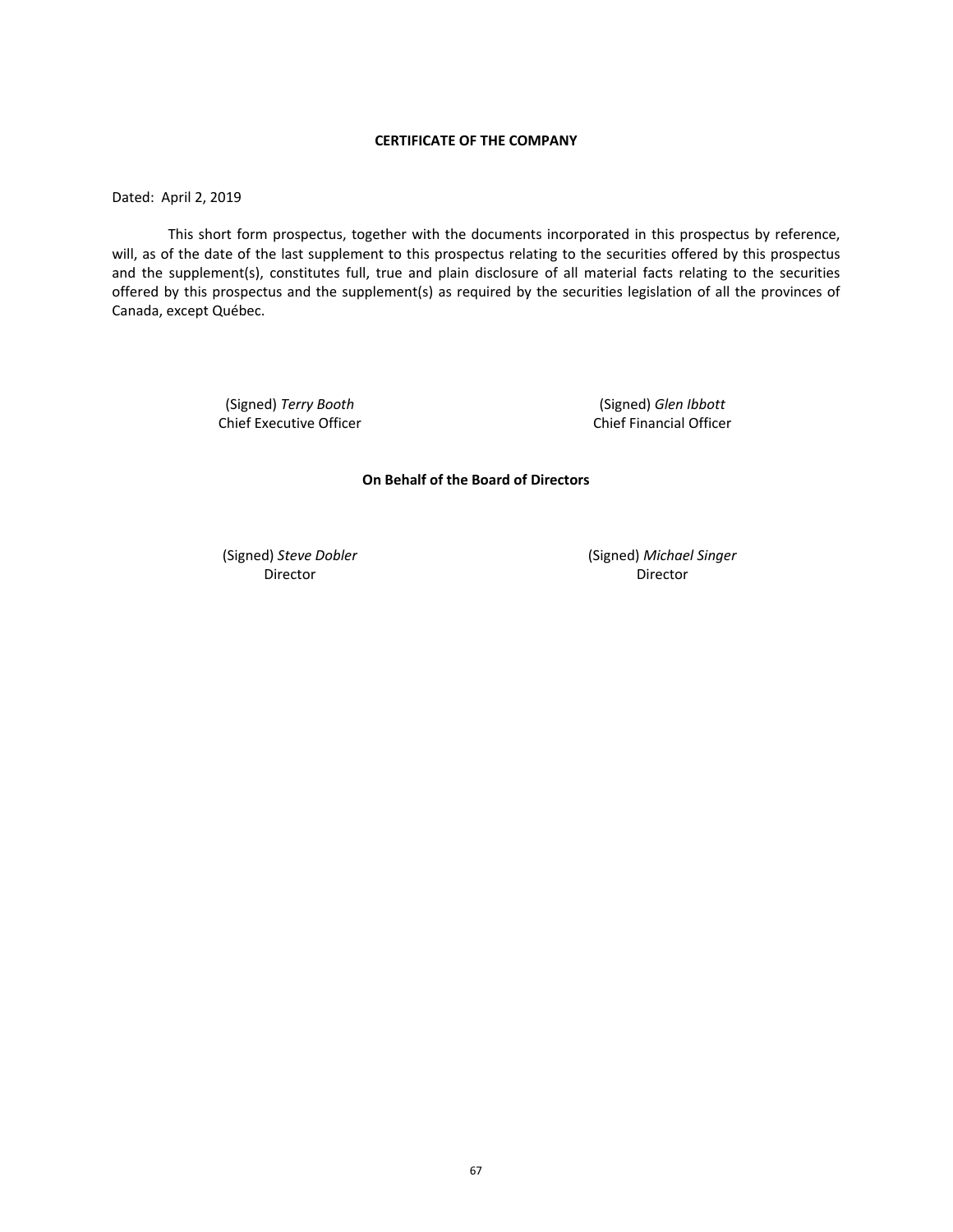**CERTIFICATE OF THE COMPANY**

Dated: April 2, 2019

This short form prospectus, together with the documents incorporated in this prospectus by reference, will, as of the date of the last supplement to this prospectus relating to the securities offered by this prospectus and the supplement(s), constitutes full, true and plain disclosure of all material facts relating to the securities offered by this prospectus and the supplement(s) as required by the securities legislation of all the provinces of Canada, except Québec.

(Signed) *Terry Booth*
Chief Executive Officer

(Signed) *Glen Ibbott*
Chief Financial Officer

**On Behalf of the Board of Directors**

(Signed) *Steve Dobler*
Director

(Signed) *Michael Singer*
Director